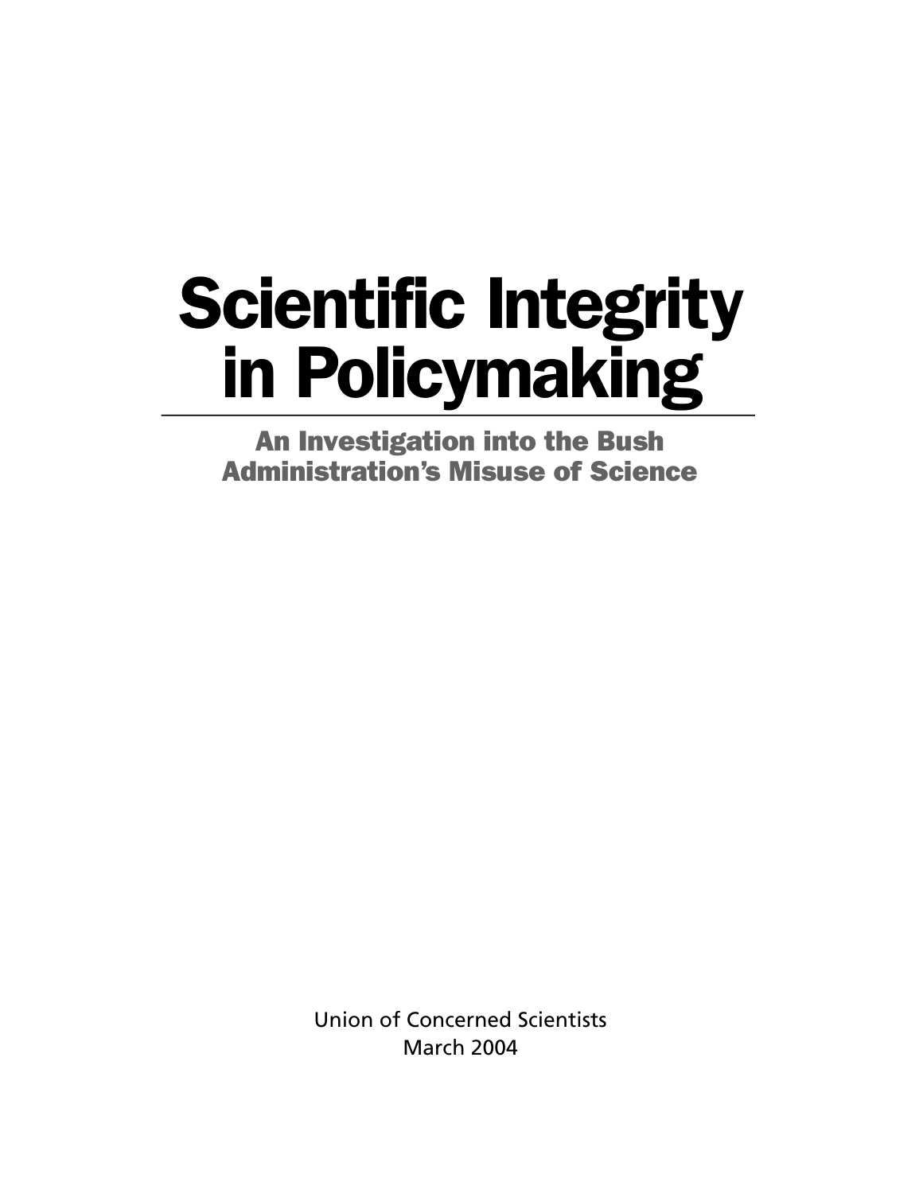# Scientific Integrity in Policymaking

## An Investigation into the Bush Administration's Misuse of Science

Union of Concerned Scientists
March 2004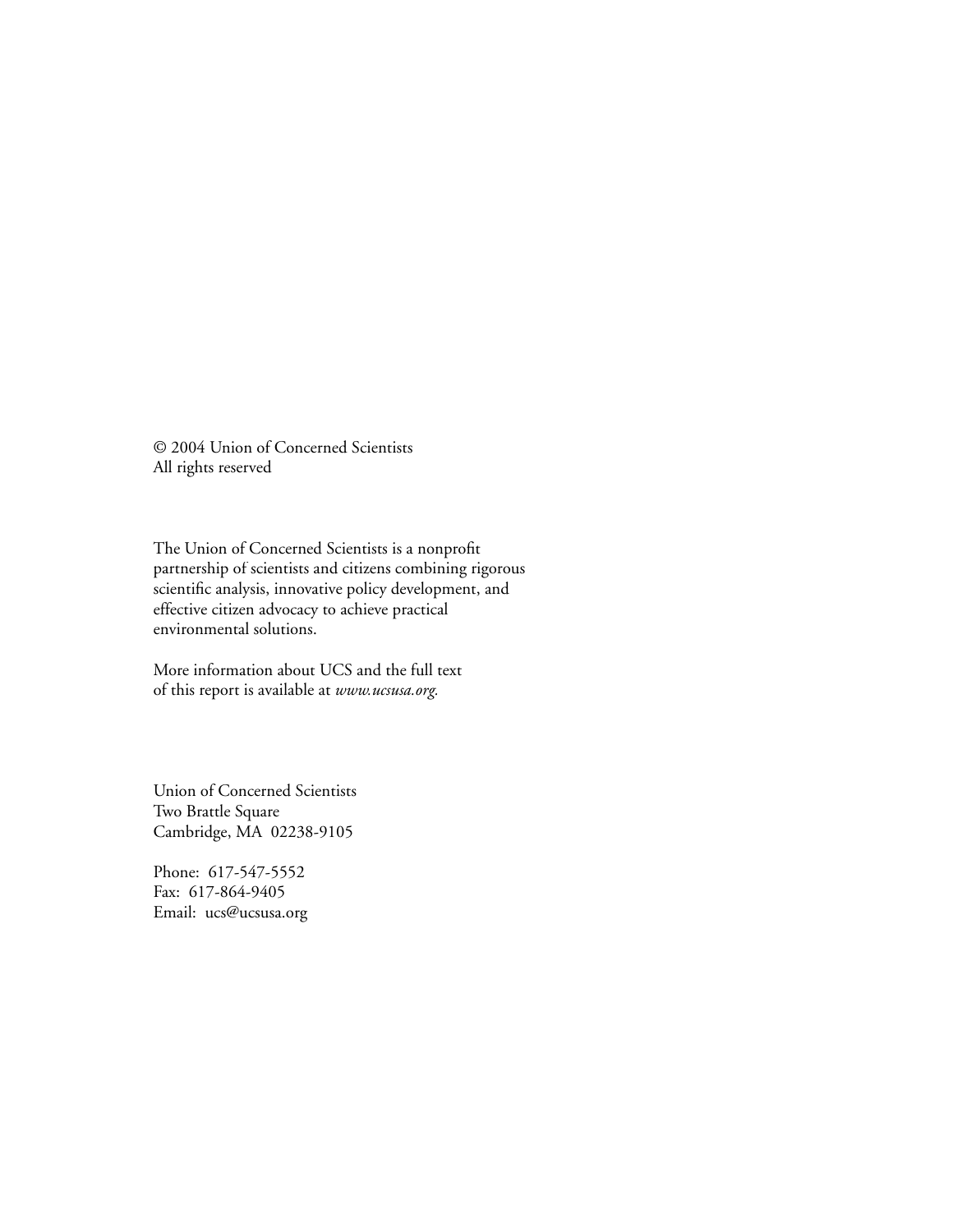© 2004 Union of Concerned Scientists
All rights reserved

The Union of Concerned Scientists is a nonprofit partnership of scientists and citizens combining rigorous scientific analysis, innovative policy development, and effective citizen advocacy to achieve practical environmental solutions.

More information about UCS and the full text of this report is available at *www.ucsusa.org.*

Union of Concerned Scientists
Two Brattle Square
Cambridge, MA 02238-9105

Phone: 617-547-5552
Fax: 617-864-9405
Email: ucs@ucsusa.org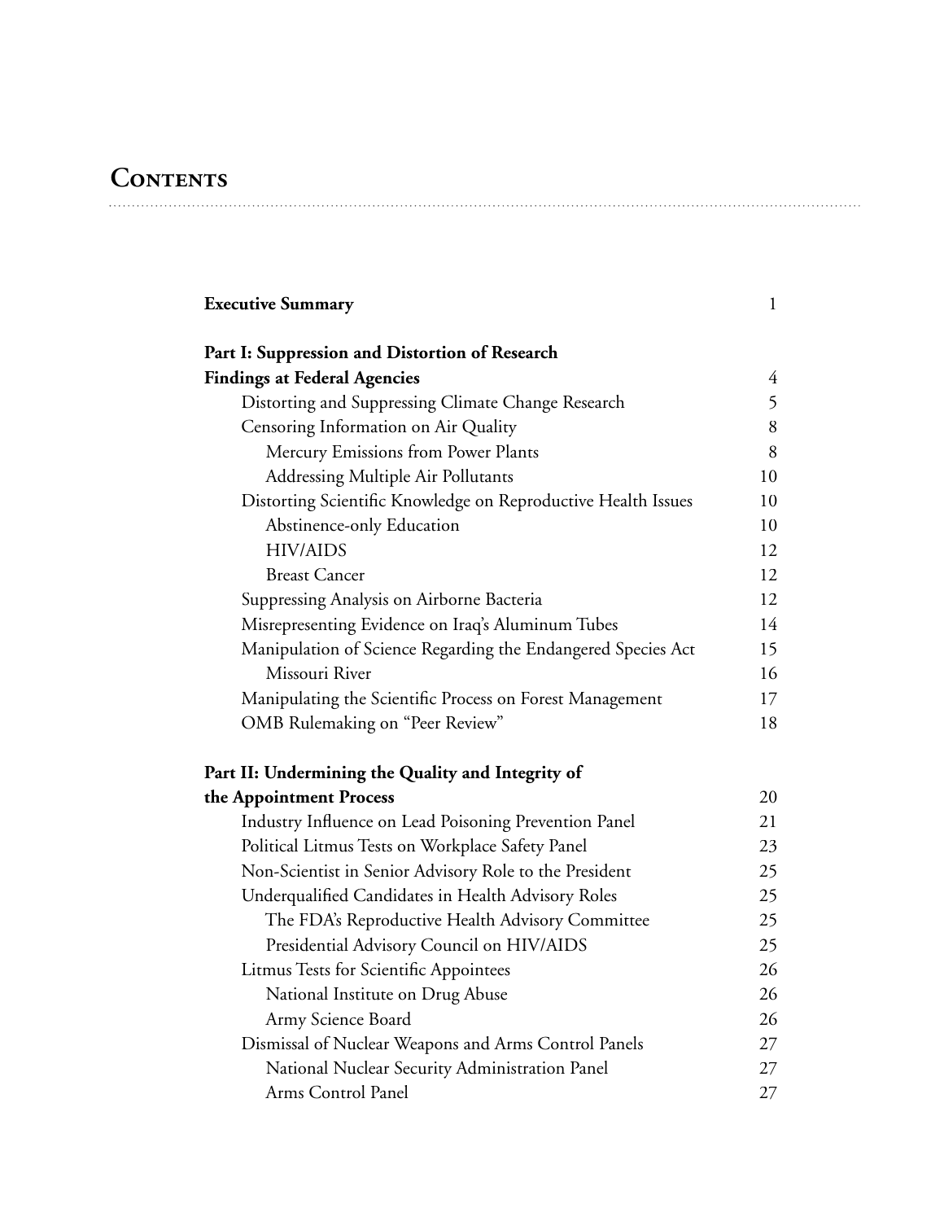# Contents

| | |
|---|---|
| **Executive Summary** | 1 |
| **Part I: Suppression and Distortion of Research Findings at Federal Agencies** | 4 |
| Distorting and Suppressing Climate Change Research | 5 |
| Censoring Information on Air Quality | 8 |
| Mercury Emissions from Power Plants | 8 |
| Addressing Multiple Air Pollutants | 10 |
| Distorting Scientific Knowledge on Reproductive Health Issues | 10 |
| Abstinence-only Education | 10 |
| HIV/AIDS | 12 |
| Breast Cancer | 12 |
| Suppressing Analysis on Airborne Bacteria | 12 |
| Misrepresenting Evidence on Iraq's Aluminum Tubes | 14 |
| Manipulation of Science Regarding the Endangered Species Act | 15 |
| Missouri River | 16 |
| Manipulating the Scientific Process on Forest Management | 17 |
| OMB Rulemaking on "Peer Review" | 18 |
| **Part II: Undermining the Quality and Integrity of the Appointment Process** | 20 |
| Industry Influence on Lead Poisoning Prevention Panel | 21 |
| Political Litmus Tests on Workplace Safety Panel | 23 |
| Non-Scientist in Senior Advisory Role to the President | 25 |
| Underqualified Candidates in Health Advisory Roles | 25 |
| The FDA's Reproductive Health Advisory Committee | 25 |
| Presidential Advisory Council on HIV/AIDS | 25 |
| Litmus Tests for Scientific Appointees | 26 |
| National Institute on Drug Abuse | 26 |
| Army Science Board | 26 |
| Dismissal of Nuclear Weapons and Arms Control Panels | 27 |
| National Nuclear Security Administration Panel | 27 |
| Arms Control Panel | 27 |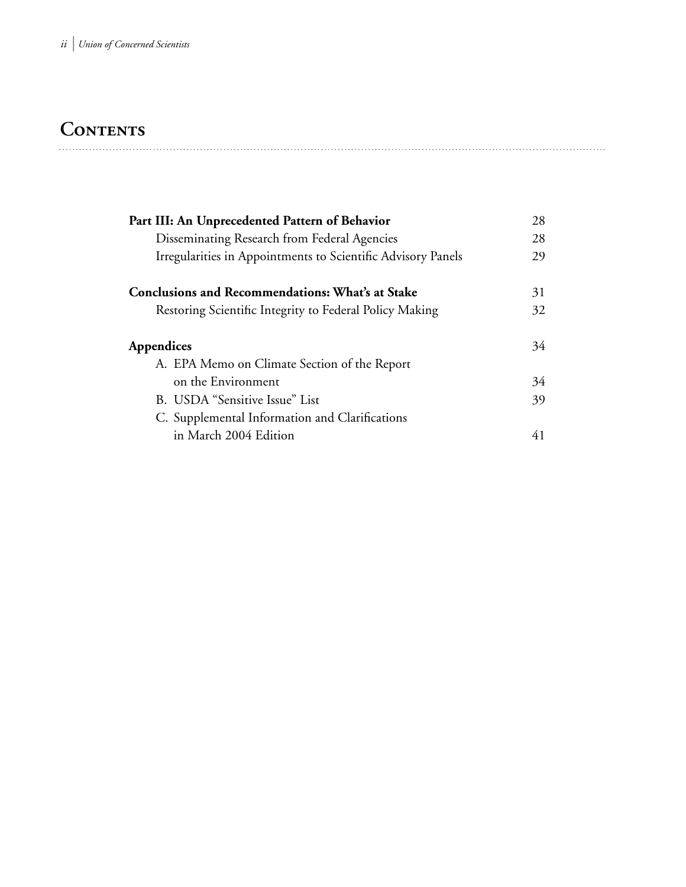# Contents

| | |
|---|---|
| **Part III: An Unprecedented Pattern of Behavior** | 28 |
| Disseminating Research from Federal Agencies | 28 |
| Irregularities in Appointments to Scientific Advisory Panels | 29 |
| **Conclusions and Recommendations: What's at Stake** | 31 |
| Restoring Scientific Integrity to Federal Policy Making | 32 |
| **Appendices** | 34 |
| A. EPA Memo on Climate Section of the Report on the Environment | 34 |
| B. USDA "Sensitive Issue" List | 39 |
| C. Supplemental Information and Clarifications in March 2004 Edition | 41 |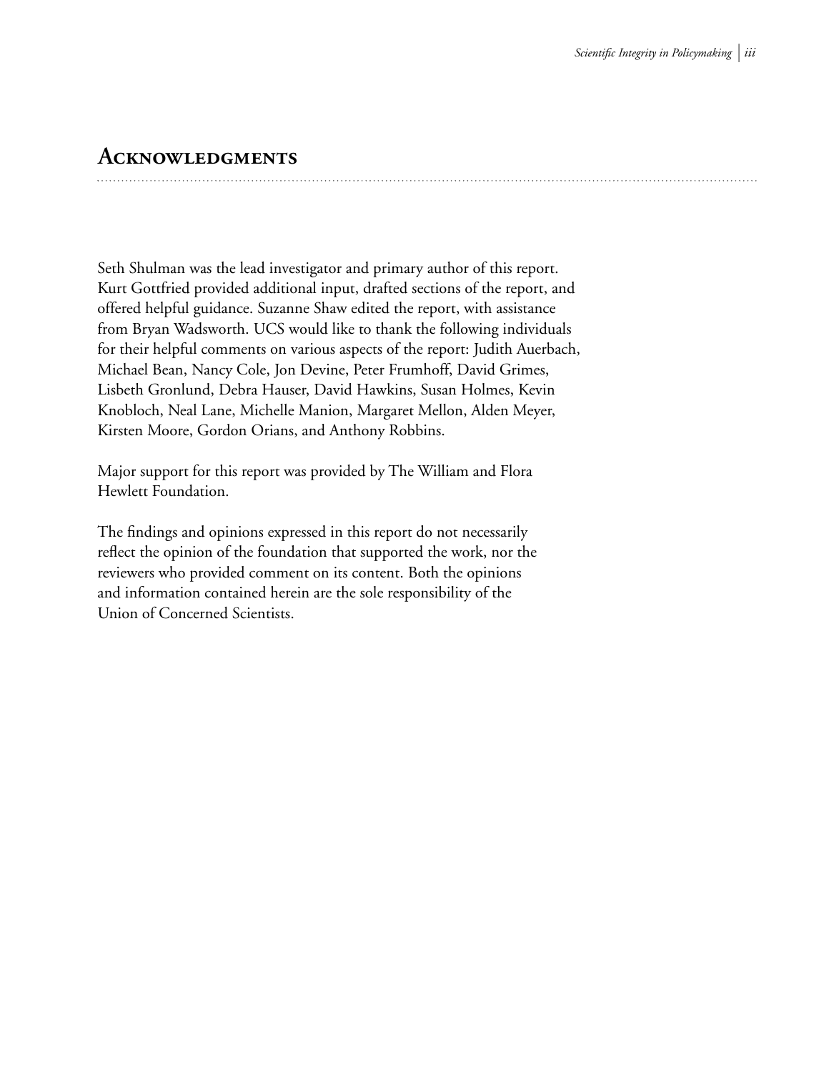# Acknowledgments

Seth Shulman was the lead investigator and primary author of this report. Kurt Gottfried provided additional input, drafted sections of the report, and offered helpful guidance. Suzanne Shaw edited the report, with assistance from Bryan Wadsworth. UCS would like to thank the following individuals for their helpful comments on various aspects of the report: Judith Auerbach, Michael Bean, Nancy Cole, Jon Devine, Peter Frumhoff, David Grimes, Lisbeth Gronlund, Debra Hauser, David Hawkins, Susan Holmes, Kevin Knobloch, Neal Lane, Michelle Manion, Margaret Mellon, Alden Meyer, Kirsten Moore, Gordon Orians, and Anthony Robbins.

Major support for this report was provided by The William and Flora Hewlett Foundation.

The findings and opinions expressed in this report do not necessarily reflect the opinion of the foundation that supported the work, nor the reviewers who provided comment on its content. Both the opinions and information contained herein are the sole responsibility of the Union of Concerned Scientists.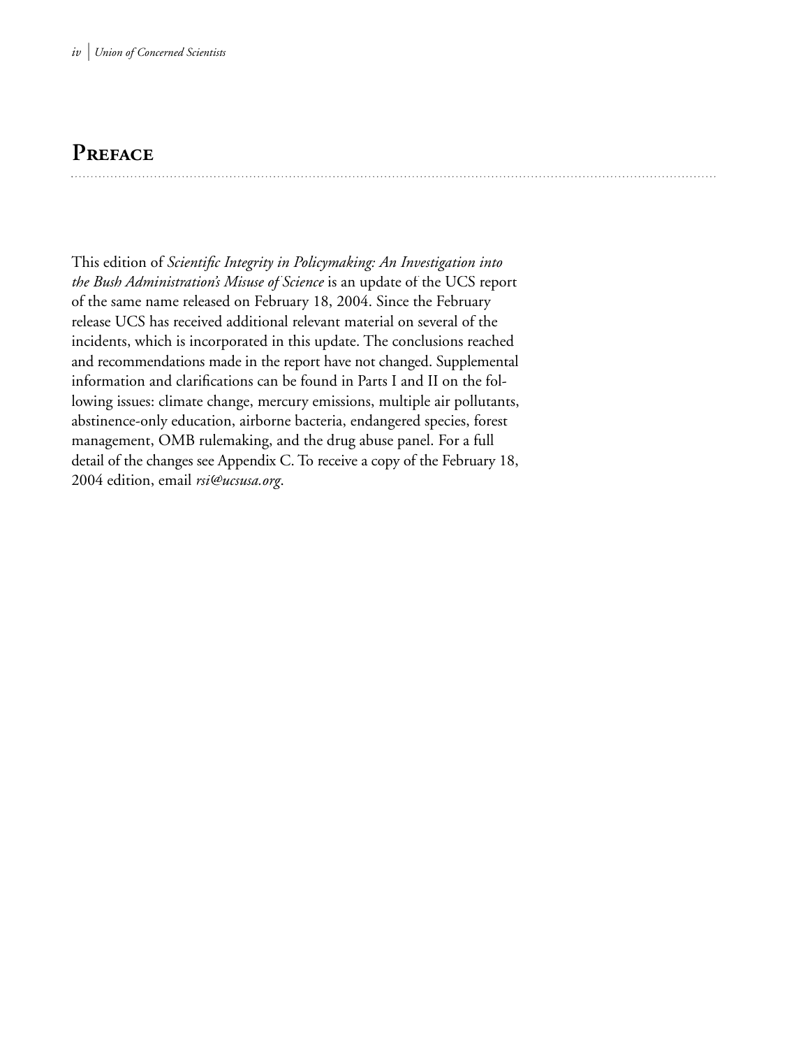## Preface

This edition of *Scientific Integrity in Policymaking: An Investigation into the Bush Administration's Misuse of Science* is an update of the UCS report of the same name released on February 18, 2004. Since the February release UCS has received additional relevant material on several of the incidents, which is incorporated in this update. The conclusions reached and recommendations made in the report have not changed. Supplemental information and clarifications can be found in Parts I and II on the following issues: climate change, mercury emissions, multiple air pollutants, abstinence-only education, airborne bacteria, endangered species, forest management, OMB rulemaking, and the drug abuse panel. For a full detail of the changes see Appendix C. To receive a copy of the February 18, 2004 edition, email *rsi@ucsusa.org*.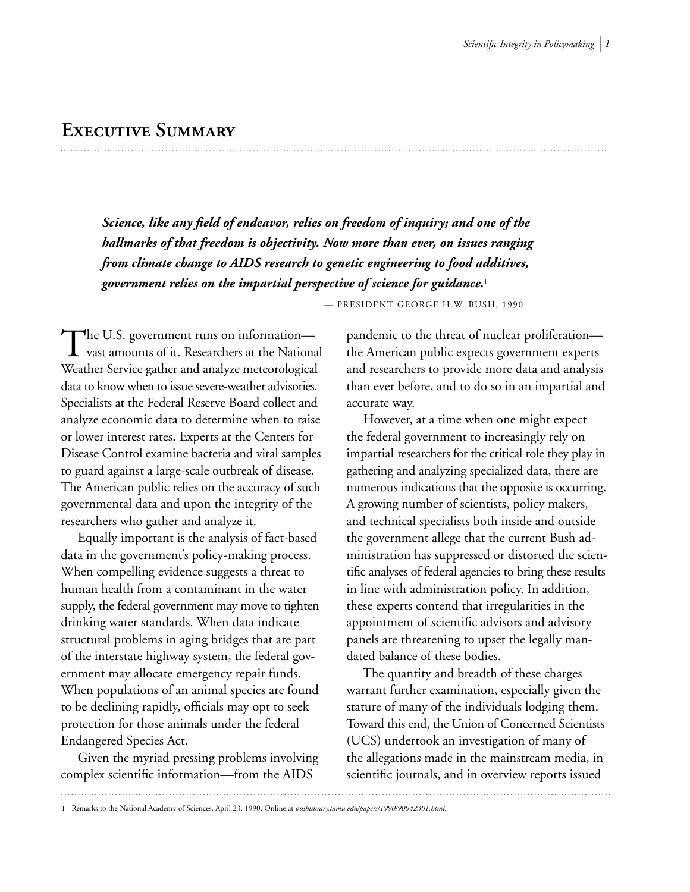# Executive Summary

> ***Science, like any field of endeavor, relies on freedom of inquiry; and one of the hallmarks of that freedom is objectivity. Now more than ever, on issues ranging from climate change to AIDS research to genetic engineering to food additives, government relies on the impartial perspective of science for guidance.***[1]
>
> — PRESIDENT GEORGE H.W. BUSH, 1990

The U.S. government runs on information—vast amounts of it. Researchers at the National Weather Service gather and analyze meteorological data to know when to issue severe-weather advisories. Specialists at the Federal Reserve Board collect and analyze economic data to determine when to raise or lower interest rates. Experts at the Centers for Disease Control examine bacteria and viral samples to guard against a large-scale outbreak of disease. The American public relies on the accuracy of such governmental data and upon the integrity of the researchers who gather and analyze it.

Equally important is the analysis of fact-based data in the government's policy-making process. When compelling evidence suggests a threat to human health from a contaminant in the water supply, the federal government may move to tighten drinking water standards. When data indicate structural problems in aging bridges that are part of the interstate highway system, the federal government may allocate emergency repair funds. When populations of an animal species are found to be declining rapidly, officials may opt to seek protection for those animals under the federal Endangered Species Act.

Given the myriad pressing problems involving complex scientific information—from the AIDS pandemic to the threat of nuclear proliferation—the American public expects government experts and researchers to provide more data and analysis than ever before, and to do so in an impartial and accurate way.

However, at a time when one might expect the federal government to increasingly rely on impartial researchers for the critical role they play in gathering and analyzing specialized data, there are numerous indications that the opposite is occurring. A growing number of scientists, policy makers, and technical specialists both inside and outside the government allege that the current Bush administration has suppressed or distorted the scientific analyses of federal agencies to bring these results in line with administration policy. In addition, these experts contend that irregularities in the appointment of scientific advisors and advisory panels are threatening to upset the legally mandated balance of these bodies.

The quantity and breadth of these charges warrant further examination, especially given the stature of many of the individuals lodging them. Toward this end, the Union of Concerned Scientists (UCS) undertook an investigation of many of the allegations made in the mainstream media, in scientific journals, and in overview reports issued

---

1 Remarks to the National Academy of Sciences, April 23, 1990. Online at *bushlibrary.tamu.edu/papers/1990/90042301.html*.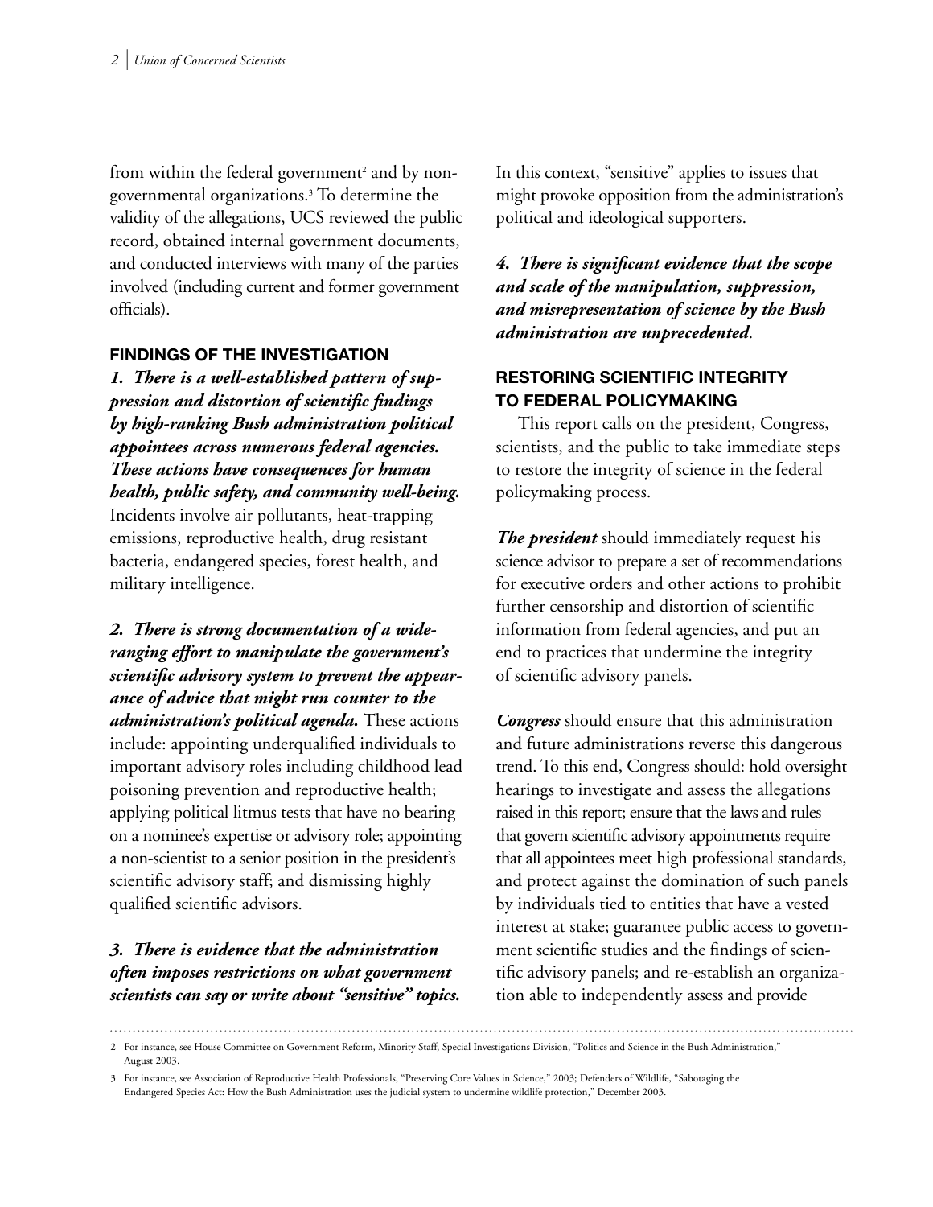from within the federal government[2] and by non-governmental organizations.[3] To determine the validity of the allegations, UCS reviewed the public record, obtained internal government documents, and conducted interviews with many of the parties involved (including current and former government officials).

## FINDINGS OF THE INVESTIGATION

***1. There is a well-established pattern of suppression and distortion of scientific findings by high-ranking Bush administration political appointees across numerous federal agencies. These actions have consequences for human health, public safety, and community well-being.*** Incidents involve air pollutants, heat-trapping emissions, reproductive health, drug resistant bacteria, endangered species, forest health, and military intelligence.

***2. There is strong documentation of a wide-ranging effort to manipulate the government's scientific advisory system to prevent the appearance of advice that might run counter to the administration's political agenda.*** These actions include: appointing underqualified individuals to important advisory roles including childhood lead poisoning prevention and reproductive health; applying political litmus tests that have no bearing on a nominee's expertise or advisory role; appointing a non-scientist to a senior position in the president's scientific advisory staff; and dismissing highly qualified scientific advisors.

***3. There is evidence that the administration often imposes restrictions on what government scientists can say or write about "sensitive" topics.*** In this context, "sensitive" applies to issues that might provoke opposition from the administration's political and ideological supporters.

***4. There is significant evidence that the scope and scale of the manipulation, suppression, and misrepresentation of science by the Bush administration are unprecedented.***

## RESTORING SCIENTIFIC INTEGRITY TO FEDERAL POLICYMAKING

This report calls on the president, Congress, scientists, and the public to take immediate steps to restore the integrity of science in the federal policymaking process.

***The president*** should immediately request his science advisor to prepare a set of recommendations for executive orders and other actions to prohibit further censorship and distortion of scientific information from federal agencies, and put an end to practices that undermine the integrity of scientific advisory panels.

***Congress*** should ensure that this administration and future administrations reverse this dangerous trend. To this end, Congress should: hold oversight hearings to investigate and assess the allegations raised in this report; ensure that the laws and rules that govern scientific advisory appointments require that all appointees meet high professional standards, and protect against the domination of such panels by individuals tied to entities that have a vested interest at stake; guarantee public access to government scientific studies and the findings of scientific advisory panels; and re-establish an organization able to independently assess and provide

---

2 For instance, see House Committee on Government Reform, Minority Staff, Special Investigations Division, "Politics and Science in the Bush Administration," August 2003.

3 For instance, see Association of Reproductive Health Professionals, "Preserving Core Values in Science," 2003; Defenders of Wildlife, "Sabotaging the Endangered Species Act: How the Bush Administration uses the judicial system to undermine wildlife protection," December 2003.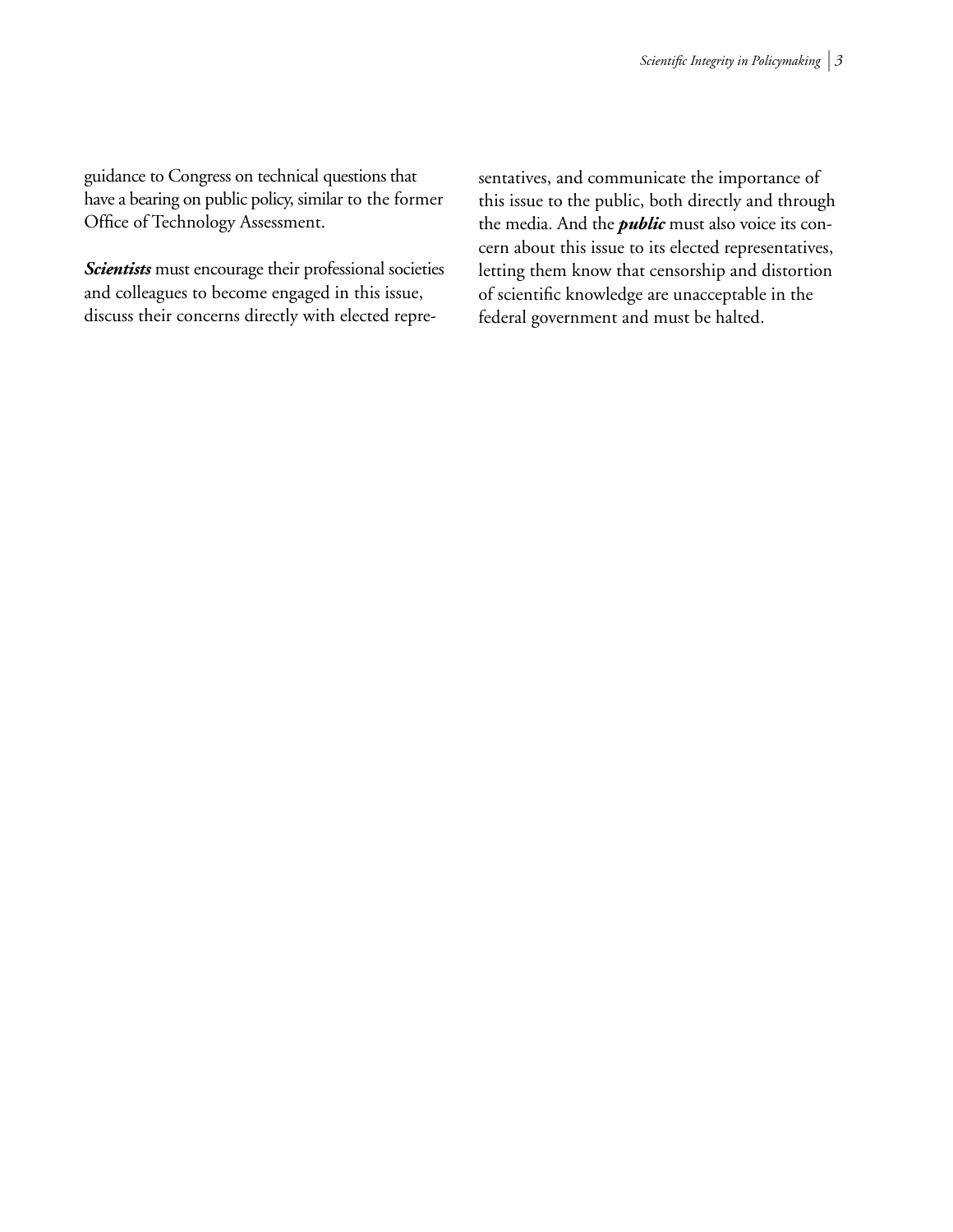guidance to Congress on technical questions that have a bearing on public policy, similar to the former Office of Technology Assessment.

***Scientists*** must encourage their professional societies and colleagues to become engaged in this issue, discuss their concerns directly with elected representatives, and communicate the importance of this issue to the public, both directly and through the media. And the ***public*** must also voice its concern about this issue to its elected representatives, letting them know that censorship and distortion of scientific knowledge are unacceptable in the federal government and must be halted.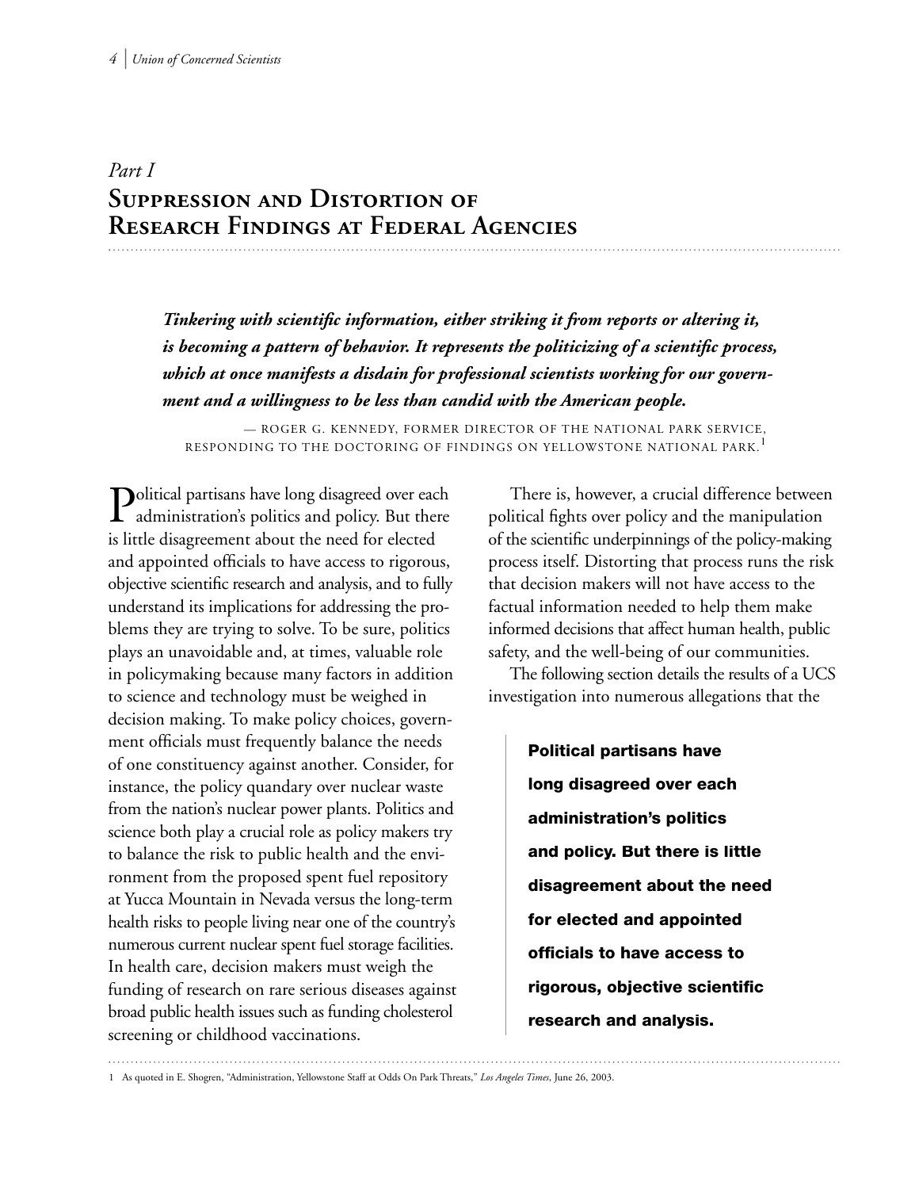*Part I*

# Suppression and Distortion of Research Findings at Federal Agencies

> ***Tinkering with scientific information, either striking it from reports or altering it, is becoming a pattern of behavior. It represents the politicizing of a scientific process, which at once manifests a disdain for professional scientists working for our government and a willingness to be less than candid with the American people.***
>
> — Roger G. Kennedy, former director of the National Park Service, responding to the doctoring of findings on Yellowstone National Park.[1]

Political partisans have long disagreed over each administration's politics and policy. But there is little disagreement about the need for elected and appointed officials to have access to rigorous, objective scientific research and analysis, and to fully understand its implications for addressing the problems they are trying to solve. To be sure, politics plays an unavoidable and, at times, valuable role in policymaking because many factors in addition to science and technology must be weighed in decision making. To make policy choices, government officials must frequently balance the needs of one constituency against another. Consider, for instance, the policy quandary over nuclear waste from the nation's nuclear power plants. Politics and science both play a crucial role as policy makers try to balance the risk to public health and the environment from the proposed spent fuel repository at Yucca Mountain in Nevada versus the long-term health risks to people living near one of the country's numerous current nuclear spent fuel storage facilities. In health care, decision makers must weigh the funding of research on rare serious diseases against broad public health issues such as funding cholesterol screening or childhood vaccinations.

There is, however, a crucial difference between political fights over policy and the manipulation of the scientific underpinnings of the policy-making process itself. Distorting that process runs the risk that decision makers will not have access to the factual information needed to help them make informed decisions that affect human health, public safety, and the well-being of our communities.

The following section details the results of a UCS investigation into numerous allegations that the

> **Political partisans have long disagreed over each administration's politics and policy. But there is little disagreement about the need for elected and appointed officials to have access to rigorous, objective scientific research and analysis.**

1 As quoted in E. Shogren, "Administration, Yellowstone Staff at Odds On Park Threats," *Los Angeles Times*, June 26, 2003.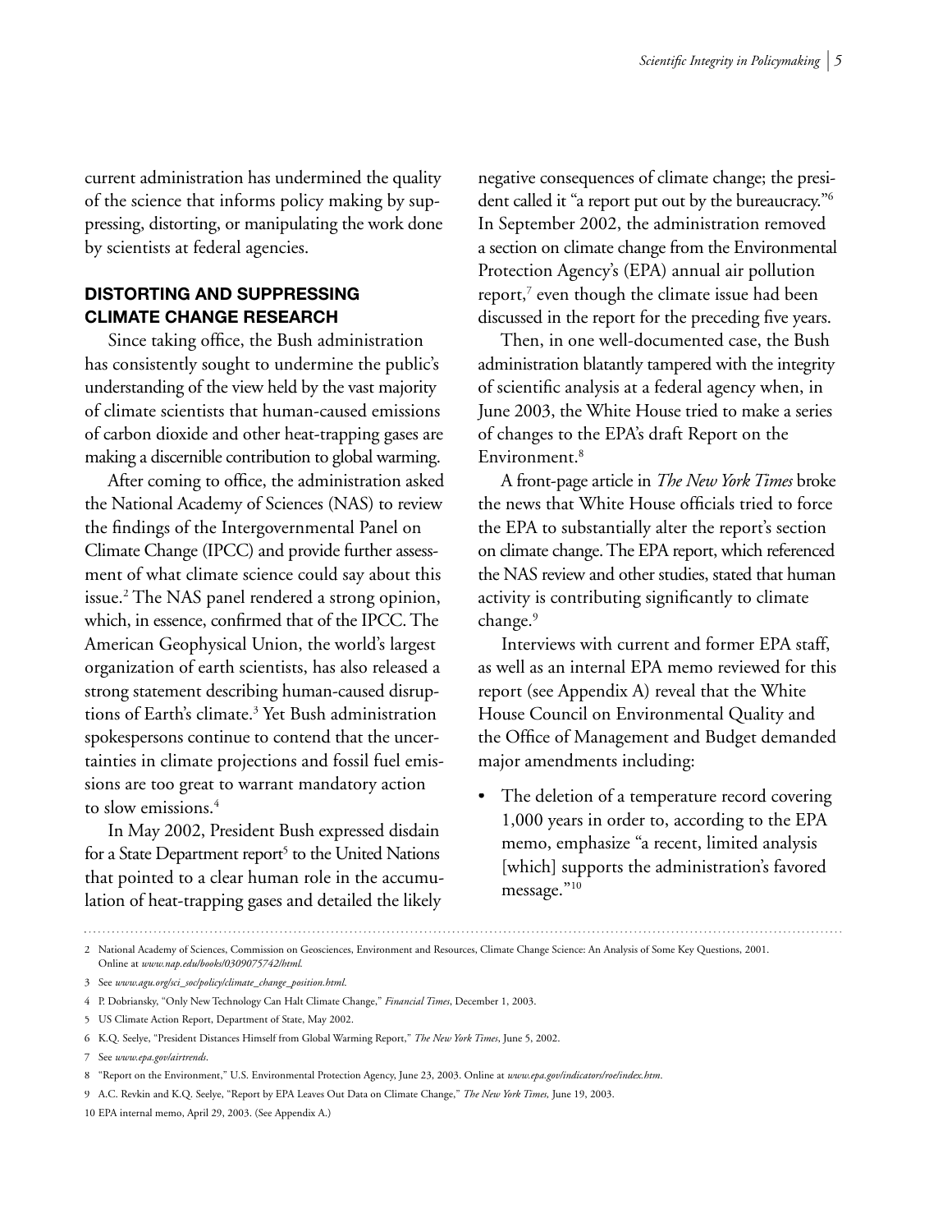current administration has undermined the quality of the science that informs policy making by suppressing, distorting, or manipulating the work done by scientists at federal agencies.

## DISTORTING AND SUPPRESSING CLIMATE CHANGE RESEARCH

Since taking office, the Bush administration has consistently sought to undermine the public's understanding of the view held by the vast majority of climate scientists that human-caused emissions of carbon dioxide and other heat-trapping gases are making a discernible contribution to global warming.

After coming to office, the administration asked the National Academy of Sciences (NAS) to review the findings of the Intergovernmental Panel on Climate Change (IPCC) and provide further assessment of what climate science could say about this issue.[2] The NAS panel rendered a strong opinion, which, in essence, confirmed that of the IPCC. The American Geophysical Union, the world's largest organization of earth scientists, has also released a strong statement describing human-caused disruptions of Earth's climate.[3] Yet Bush administration spokespersons continue to contend that the uncertainties in climate projections and fossil fuel emissions are too great to warrant mandatory action to slow emissions.[4]

In May 2002, President Bush expressed disdain for a State Department report[5] to the United Nations that pointed to a clear human role in the accumulation of heat-trapping gases and detailed the likely negative consequences of climate change; the president called it "a report put out by the bureaucracy."[6] In September 2002, the administration removed a section on climate change from the Environmental Protection Agency's (EPA) annual air pollution report,[7] even though the climate issue had been discussed in the report for the preceding five years.

Then, in one well-documented case, the Bush administration blatantly tampered with the integrity of scientific analysis at a federal agency when, in June 2003, the White House tried to make a series of changes to the EPA's draft Report on the Environment.[8]

A front-page article in *The New York Times* broke the news that White House officials tried to force the EPA to substantially alter the report's section on climate change. The EPA report, which referenced the NAS review and other studies, stated that human activity is contributing significantly to climate change.[9]

Interviews with current and former EPA staff, as well as an internal EPA memo reviewed for this report (see Appendix A) reveal that the White House Council on Environmental Quality and the Office of Management and Budget demanded major amendments including:

- The deletion of a temperature record covering 1,000 years in order to, according to the EPA memo, emphasize "a recent, limited analysis [which] supports the administration's favored message."[10]

---

2 National Academy of Sciences, Commission on Geosciences, Environment and Resources, Climate Change Science: An Analysis of Some Key Questions, 2001. Online at *www.nap.edu/books/0309075742/html.*

3 See *www.agu.org/sci_soc/policy/climate_change_position.html*.

4 P. Dobriansky, "Only New Technology Can Halt Climate Change," *Financial Times*, December 1, 2003.

5 US Climate Action Report, Department of State, May 2002.

6 K.Q. Seelye, "President Distances Himself from Global Warming Report," *The New York Times*, June 5, 2002.

7 See *www.epa.gov/airtrends*.

8 "Report on the Environment," U.S. Environmental Protection Agency, June 23, 2003. Online at *www.epa.gov/indicators/roe/index.htm*.

9 A.C. Revkin and K.Q. Seelye, "Report by EPA Leaves Out Data on Climate Change," *The New York Times,* June 19, 2003.

10 EPA internal memo, April 29, 2003. (See Appendix A.)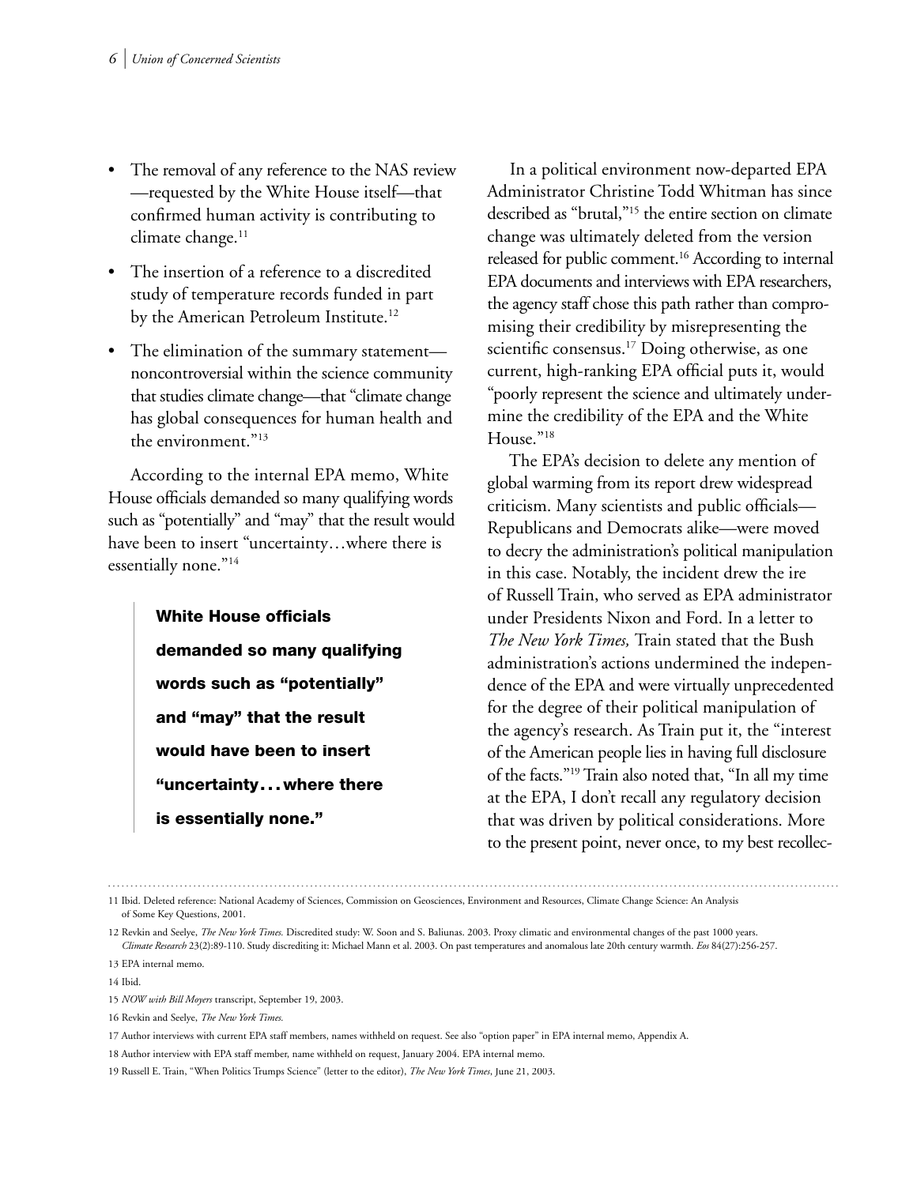- The removal of any reference to the NAS review—requested by the White House itself—that confirmed human activity is contributing to climate change.[11]
- The insertion of a reference to a discredited study of temperature records funded in part by the American Petroleum Institute.[12]
- The elimination of the summary statement—noncontroversial within the science community that studies climate change—that "climate change has global consequences for human health and the environment."[13]

According to the internal EPA memo, White House officials demanded so many qualifying words such as "potentially" and "may" that the result would have been to insert "uncertainty…where there is essentially none."[14]

> **White House officials demanded so many qualifying words such as "potentially" and "may" that the result would have been to insert "uncertainty…where there is essentially none."**

In a political environment now-departed EPA Administrator Christine Todd Whitman has since described as "brutal,"[15] the entire section on climate change was ultimately deleted from the version released for public comment.[16] According to internal EPA documents and interviews with EPA researchers, the agency staff chose this path rather than compromising their credibility by misrepresenting the scientific consensus.[17] Doing otherwise, as one current, high-ranking EPA official puts it, would "poorly represent the science and ultimately undermine the credibility of the EPA and the White House."[18]

The EPA's decision to delete any mention of global warming from its report drew widespread criticism. Many scientists and public officials—Republicans and Democrats alike—were moved to decry the administration's political manipulation in this case. Notably, the incident drew the ire of Russell Train, who served as EPA administrator under Presidents Nixon and Ford. In a letter to *The New York Times,* Train stated that the Bush administration's actions undermined the independence of the EPA and were virtually unprecedented for the degree of their political manipulation of the agency's research. As Train put it, the "interest of the American people lies in having full disclosure of the facts."[19] Train also noted that, "In all my time at the EPA, I don't recall any regulatory decision that was driven by political considerations. More to the present point, never once, to my best recollec-

---

11 Ibid. Deleted reference: National Academy of Sciences, Commission on Geosciences, Environment and Resources, Climate Change Science: An Analysis of Some Key Questions, 2001.

12 Revkin and Seelye, *The New York Times.* Discredited study: W. Soon and S. Baliunas. 2003. Proxy climatic and environmental changes of the past 1000 years. *Climate Research* 23(2):89-110. Study discrediting it: Michael Mann et al. 2003. On past temperatures and anomalous late 20th century warmth. *Eos* 84(27):256-257.

13 EPA internal memo.

14 Ibid.

15 *NOW with Bill Moyers* transcript, September 19, 2003.

16 Revkin and Seelye, *The New York Times.*

17 Author interviews with current EPA staff members, names withheld on request. See also "option paper" in EPA internal memo, Appendix A.

18 Author interview with EPA staff member, name withheld on request, January 2004. EPA internal memo.

19 Russell E. Train, "When Politics Trumps Science" (letter to the editor), *The New York Times*, June 21, 2003.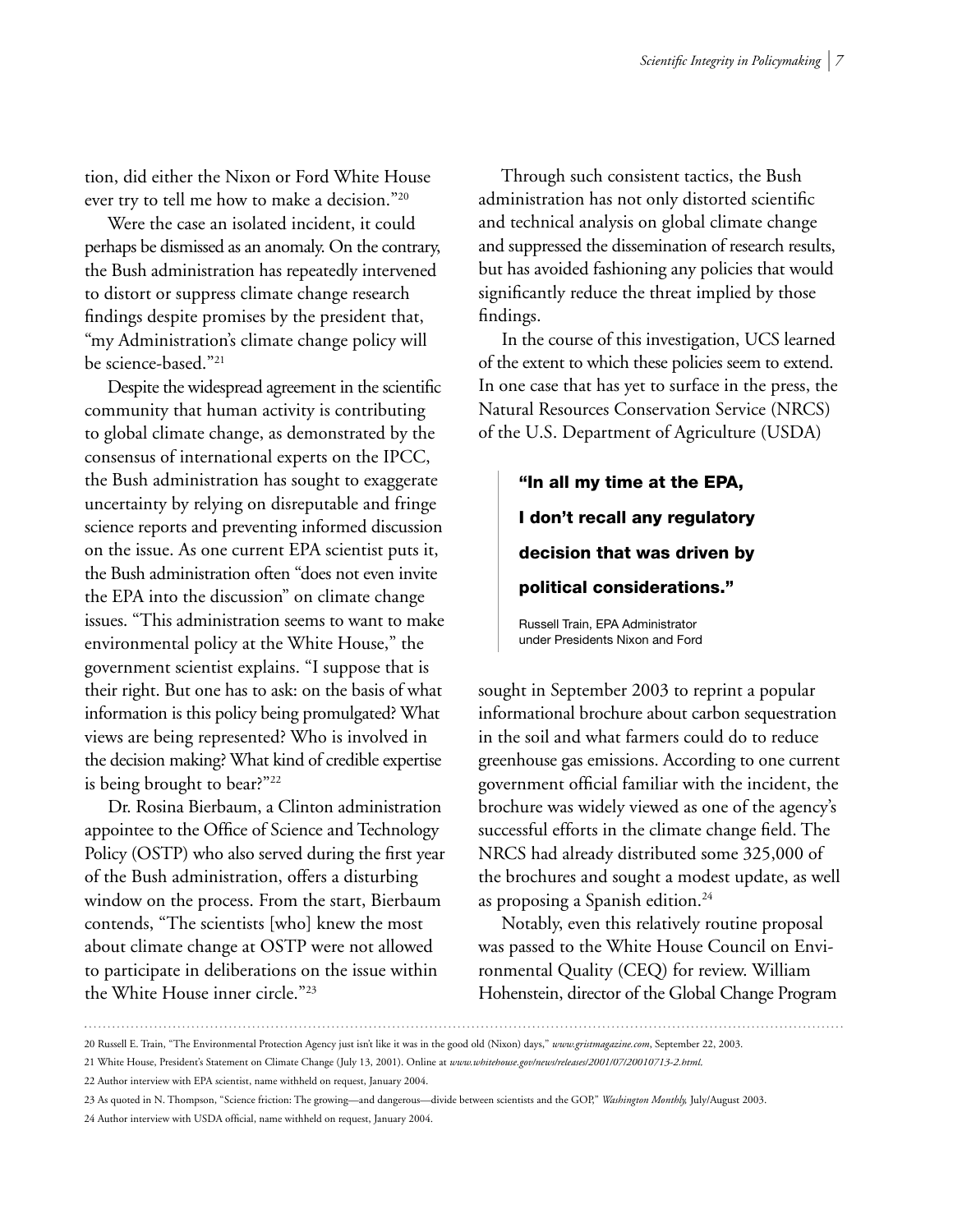tion, did either the Nixon or Ford White House ever try to tell me how to make a decision."[20]

Were the case an isolated incident, it could perhaps be dismissed as an anomaly. On the contrary, the Bush administration has repeatedly intervened to distort or suppress climate change research findings despite promises by the president that, "my Administration's climate change policy will be science-based."[21]

Despite the widespread agreement in the scientific community that human activity is contributing to global climate change, as demonstrated by the consensus of international experts on the IPCC, the Bush administration has sought to exaggerate uncertainty by relying on disreputable and fringe science reports and preventing informed discussion on the issue. As one current EPA scientist puts it, the Bush administration often "does not even invite the EPA into the discussion" on climate change issues. "This administration seems to want to make environmental policy at the White House," the government scientist explains. "I suppose that is their right. But one has to ask: on the basis of what information is this policy being promulgated? What views are being represented? Who is involved in the decision making? What kind of credible expertise is being brought to bear?"[22]

Dr. Rosina Bierbaum, a Clinton administration appointee to the Office of Science and Technology Policy (OSTP) who also served during the first year of the Bush administration, offers a disturbing window on the process. From the start, Bierbaum contends, "The scientists [who] knew the most about climate change at OSTP were not allowed to participate in deliberations on the issue within the White House inner circle."[23]

Through such consistent tactics, the Bush administration has not only distorted scientific and technical analysis on global climate change and suppressed the dissemination of research results, but has avoided fashioning any policies that would significantly reduce the threat implied by those findings.

In the course of this investigation, UCS learned of the extent to which these policies seem to extend. In one case that has yet to surface in the press, the Natural Resources Conservation Service (NRCS) of the U.S. Department of Agriculture (USDA) sought in September 2003 to reprint a popular informational brochure about carbon sequestration in the soil and what farmers could do to reduce greenhouse gas emissions. According to one current government official familiar with the incident, the brochure was widely viewed as one of the agency's successful efforts in the climate change field. The NRCS had already distributed some 325,000 of the brochures and sought a modest update, as well as proposing a Spanish edition.[24]

> **"In all my time at the EPA, I don't recall any regulatory decision that was driven by political considerations."**
>
> Russell Train, EPA Administrator under Presidents Nixon and Ford

Notably, even this relatively routine proposal was passed to the White House Council on Environmental Quality (CEQ) for review. William Hohenstein, director of the Global Change Program

20 Russell E. Train, "The Environmental Protection Agency just isn't like it was in the good old (Nixon) days," *www.gristmagazine.com*, September 22, 2003.

21 White House, President's Statement on Climate Change (July 13, 2001). Online at *www.whitehouse.gov/news/releases/2001/07/20010713-2.html*.

22 Author interview with EPA scientist, name withheld on request, January 2004.

23 As quoted in N. Thompson, "Science friction: The growing—and dangerous—divide between scientists and the GOP," *Washington Monthly,* July/August 2003.

24 Author interview with USDA official, name withheld on request, January 2004.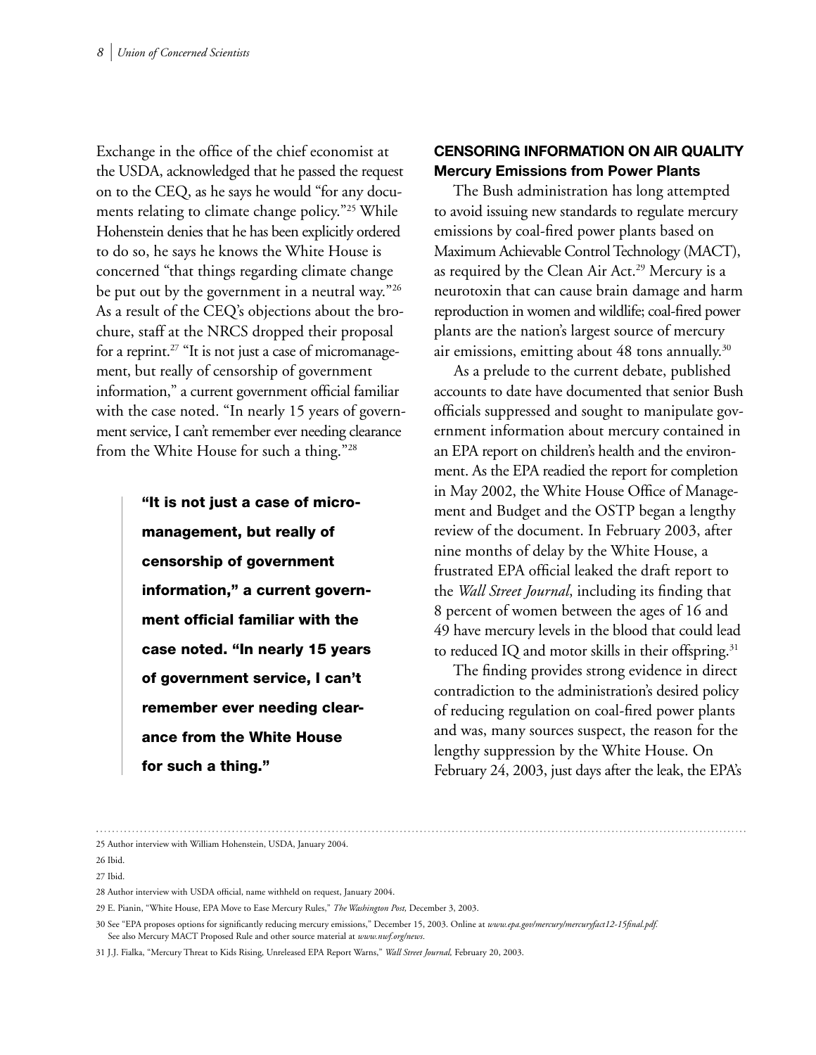Exchange in the office of the chief economist at the USDA, acknowledged that he passed the request on to the CEQ, as he says he would "for any documents relating to climate change policy."[25] While Hohenstein denies that he has been explicitly ordered to do so, he says he knows the White House is concerned "that things regarding climate change be put out by the government in a neutral way."[26] As a result of the CEQ's objections about the brochure, staff at the NRCS dropped their proposal for a reprint.[27] "It is not just a case of micromanagement, but really of censorship of government information," a current government official familiar with the case noted. "In nearly 15 years of government service, I can't remember ever needing clearance from the White House for such a thing."[28]

> **"It is not just a case of micromanagement, but really of censorship of government information," a current government official familiar with the case noted. "In nearly 15 years of government service, I can't remember ever needing clearance from the White House for such a thing."**

## CENSORING INFORMATION ON AIR QUALITY

### Mercury Emissions from Power Plants

The Bush administration has long attempted to avoid issuing new standards to regulate mercury emissions by coal-fired power plants based on Maximum Achievable Control Technology (MACT), as required by the Clean Air Act.[29] Mercury is a neurotoxin that can cause brain damage and harm reproduction in women and wildlife; coal-fired power plants are the nation's largest source of mercury air emissions, emitting about 48 tons annually.[30]

As a prelude to the current debate, published accounts to date have documented that senior Bush officials suppressed and sought to manipulate government information about mercury contained in an EPA report on children's health and the environment. As the EPA readied the report for completion in May 2002, the White House Office of Management and Budget and the OSTP began a lengthy review of the document. In February 2003, after nine months of delay by the White House, a frustrated EPA official leaked the draft report to the *Wall Street Journal,* including its finding that 8 percent of women between the ages of 16 and 49 have mercury levels in the blood that could lead to reduced IQ and motor skills in their offspring.[31]

The finding provides strong evidence in direct contradiction to the administration's desired policy of reducing regulation on coal-fired power plants and was, many sources suspect, the reason for the lengthy suppression by the White House. On February 24, 2003, just days after the leak, the EPA's

---

25 Author interview with William Hohenstein, USDA, January 2004.

26 Ibid.

27 Ibid.

28 Author interview with USDA official, name withheld on request, January 2004.

29 E. Pianin, "White House, EPA Move to Ease Mercury Rules," *The Washington Post,* December 3, 2003.

30 See "EPA proposes options for significantly reducing mercury emissions," December 15, 2003. Online at *www.epa.gov/mercury/mercuryfact12-15final.pdf.* See also Mercury MACT Proposed Rule and other source material at *www.nwf.org/news.*

31 J.J. Fialka, "Mercury Threat to Kids Rising, Unreleased EPA Report Warns," *Wall Street Journal,* February 20, 2003.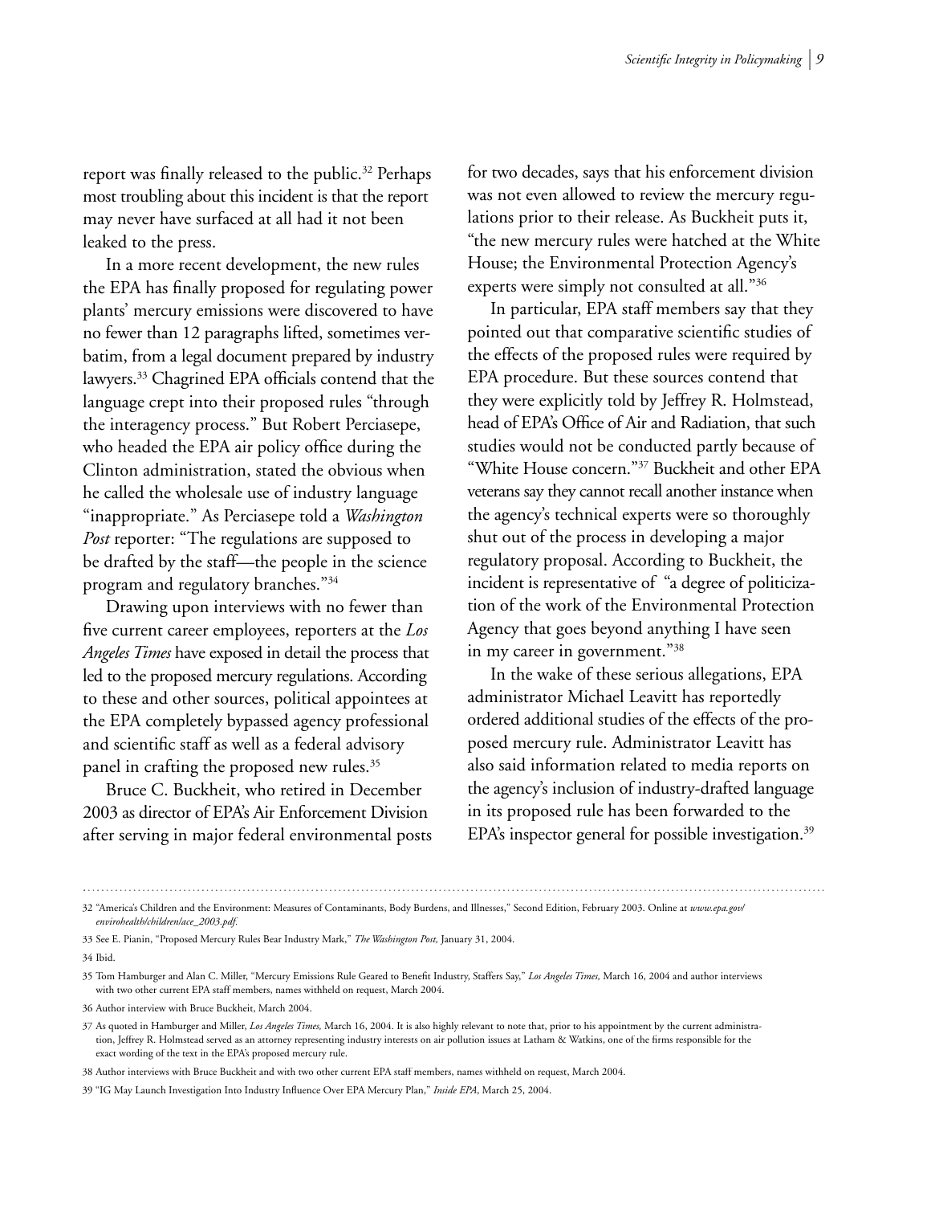report was finally released to the public.[32] Perhaps most troubling about this incident is that the report may never have surfaced at all had it not been leaked to the press.

In a more recent development, the new rules the EPA has finally proposed for regulating power plants' mercury emissions were discovered to have no fewer than 12 paragraphs lifted, sometimes verbatim, from a legal document prepared by industry lawyers.[33] Chagrined EPA officials contend that the language crept into their proposed rules "through the interagency process." But Robert Perciasepe, who headed the EPA air policy office during the Clinton administration, stated the obvious when he called the wholesale use of industry language "inappropriate." As Perciasepe told a *Washington Post* reporter: "The regulations are supposed to be drafted by the staff—the people in the science program and regulatory branches."[34]

Drawing upon interviews with no fewer than five current career employees, reporters at the *Los Angeles Times* have exposed in detail the process that led to the proposed mercury regulations. According to these and other sources, political appointees at the EPA completely bypassed agency professional and scientific staff as well as a federal advisory panel in crafting the proposed new rules.[35]

Bruce C. Buckheit, who retired in December 2003 as director of EPA's Air Enforcement Division after serving in major federal environmental posts for two decades, says that his enforcement division was not even allowed to review the mercury regulations prior to their release. As Buckheit puts it, "the new mercury rules were hatched at the White House; the Environmental Protection Agency's experts were simply not consulted at all."[36]

In particular, EPA staff members say that they pointed out that comparative scientific studies of the effects of the proposed rules were required by EPA procedure. But these sources contend that they were explicitly told by Jeffrey R. Holmstead, head of EPA's Office of Air and Radiation, that such studies would not be conducted partly because of "White House concern."[37] Buckheit and other EPA veterans say they cannot recall another instance when the agency's technical experts were so thoroughly shut out of the process in developing a major regulatory proposal. According to Buckheit, the incident is representative of "a degree of politicization of the work of the Environmental Protection Agency that goes beyond anything I have seen in my career in government."[38]

In the wake of these serious allegations, EPA administrator Michael Leavitt has reportedly ordered additional studies of the effects of the proposed mercury rule. Administrator Leavitt has also said information related to media reports on the agency's inclusion of industry-drafted language in its proposed rule has been forwarded to the EPA's inspector general for possible investigation.[39]

---

32 "America's Children and the Environment: Measures of Contaminants, Body Burdens, and Illnesses," Second Edition, February 2003. Online at *www.epa.gov/envirohealth/children/ace_2003.pdf.*

33 See E. Pianin, "Proposed Mercury Rules Bear Industry Mark," *The Washington Post,* January 31, 2004.

34 Ibid.

35 Tom Hamburger and Alan C. Miller, "Mercury Emissions Rule Geared to Benefit Industry, Staffers Say," *Los Angeles Times,* March 16, 2004 and author interviews with two other current EPA staff members, names withheld on request, March 2004.

36 Author interview with Bruce Buckheit, March 2004.

37 As quoted in Hamburger and Miller, *Los Angeles Times,* March 16, 2004. It is also highly relevant to note that, prior to his appointment by the current administration, Jeffrey R. Holmstead served as an attorney representing industry interests on air pollution issues at Latham & Watkins, one of the firms responsible for the exact wording of the text in the EPA's proposed mercury rule.

38 Author interviews with Bruce Buckheit and with two other current EPA staff members, names withheld on request, March 2004.

39 "IG May Launch Investigation Into Industry Influence Over EPA Mercury Plan," *Inside EPA*, March 25, 2004.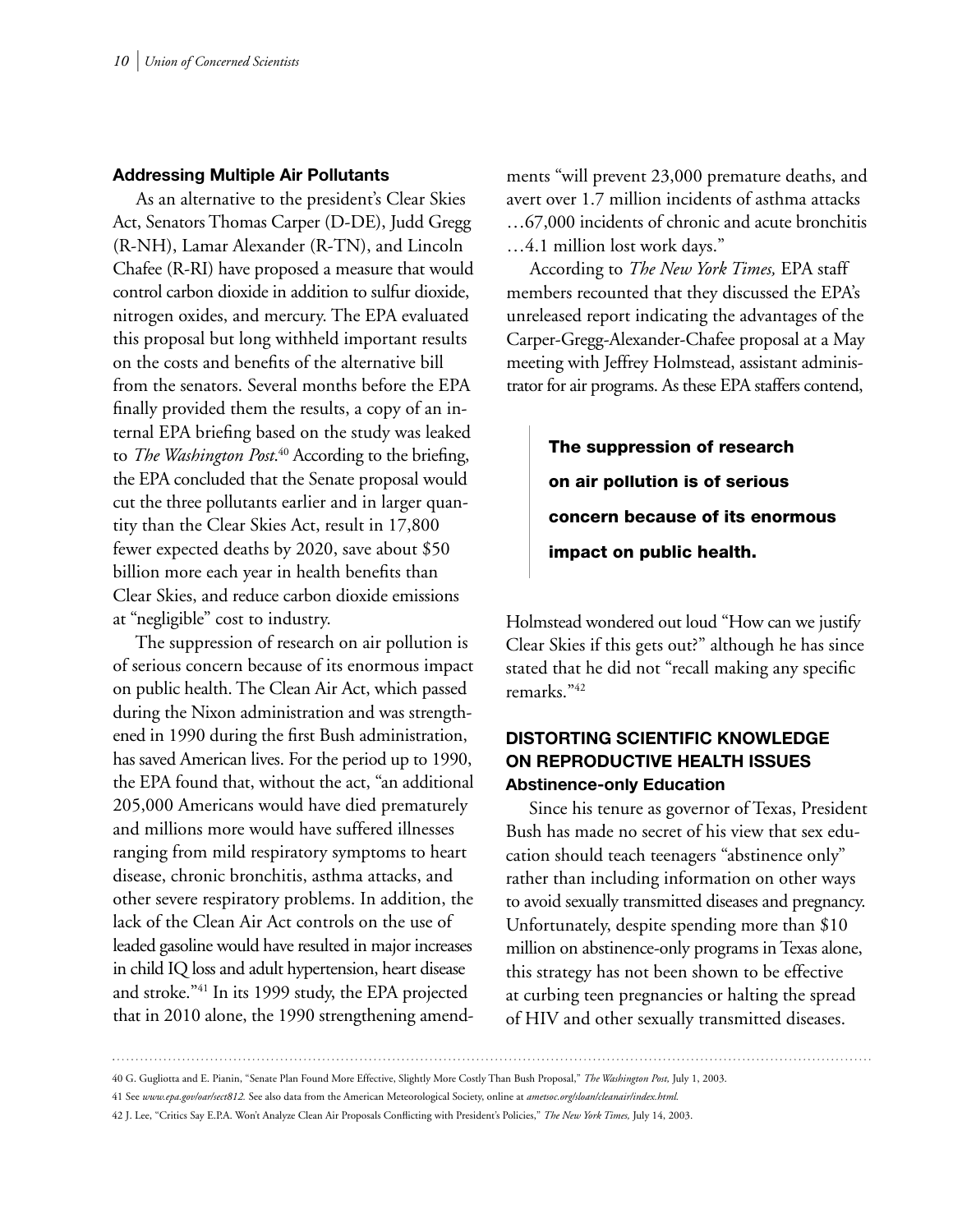### Addressing Multiple Air Pollutants

As an alternative to the president's Clear Skies Act, Senators Thomas Carper (D-DE), Judd Gregg (R-NH), Lamar Alexander (R-TN), and Lincoln Chafee (R-RI) have proposed a measure that would control carbon dioxide in addition to sulfur dioxide, nitrogen oxides, and mercury. The EPA evaluated this proposal but long withheld important results on the costs and benefits of the alternative bill from the senators. Several months before the EPA finally provided them the results, a copy of an internal EPA briefing based on the study was leaked to *The Washington Post*.[40] According to the briefing, the EPA concluded that the Senate proposal would cut the three pollutants earlier and in larger quantity than the Clear Skies Act, result in 17,800 fewer expected deaths by 2020, save about $50 billion more each year in health benefits than Clear Skies, and reduce carbon dioxide emissions at "negligible" cost to industry.

The suppression of research on air pollution is of serious concern because of its enormous impact on public health. The Clean Air Act, which passed during the Nixon administration and was strengthened in 1990 during the first Bush administration, has saved American lives. For the period up to 1990, the EPA found that, without the act, "an additional 205,000 Americans would have died prematurely and millions more would have suffered illnesses ranging from mild respiratory symptoms to heart disease, chronic bronchitis, asthma attacks, and other severe respiratory problems. In addition, the lack of the Clean Air Act controls on the use of leaded gasoline would have resulted in major increases in child IQ loss and adult hypertension, heart disease and stroke."[41] In its 1999 study, the EPA projected that in 2010 alone, the 1990 strengthening amendments "will prevent 23,000 premature deaths, and avert over 1.7 million incidents of asthma attacks …67,000 incidents of chronic and acute bronchitis …4.1 million lost work days."

According to *The New York Times,* EPA staff members recounted that they discussed the EPA's unreleased report indicating the advantages of the Carper-Gregg-Alexander-Chafee proposal at a May meeting with Jeffrey Holmstead, assistant administrator for air programs. As these EPA staffers contend,

> **The suppression of research on air pollution is of serious concern because of its enormous impact on public health.**

Holmstead wondered out loud "How can we justify Clear Skies if this gets out?" although he has since stated that he did not "recall making any specific remarks."[42]

## DISTORTING SCIENTIFIC KNOWLEDGE ON REPRODUCTIVE HEALTH ISSUES

### Abstinence-only Education

Since his tenure as governor of Texas, President Bush has made no secret of his view that sex education should teach teenagers "abstinence only" rather than including information on other ways to avoid sexually transmitted diseases and pregnancy. Unfortunately, despite spending more than $10 million on abstinence-only programs in Texas alone, this strategy has not been shown to be effective at curbing teen pregnancies or halting the spread of HIV and other sexually transmitted diseases.

---

40 G. Gugliotta and E. Pianin, "Senate Plan Found More Effective, Slightly More Costly Than Bush Proposal," *The Washington Post,* July 1, 2003.

41 See *www.epa.gov/oar/sect812.* See also data from the American Meteorological Society, online at *ametsoc.org/sloan/cleanair/index.html.*

42 J. Lee, "Critics Say E.P.A. Won't Analyze Clean Air Proposals Conflicting with President's Policies," *The New York Times,* July 14, 2003.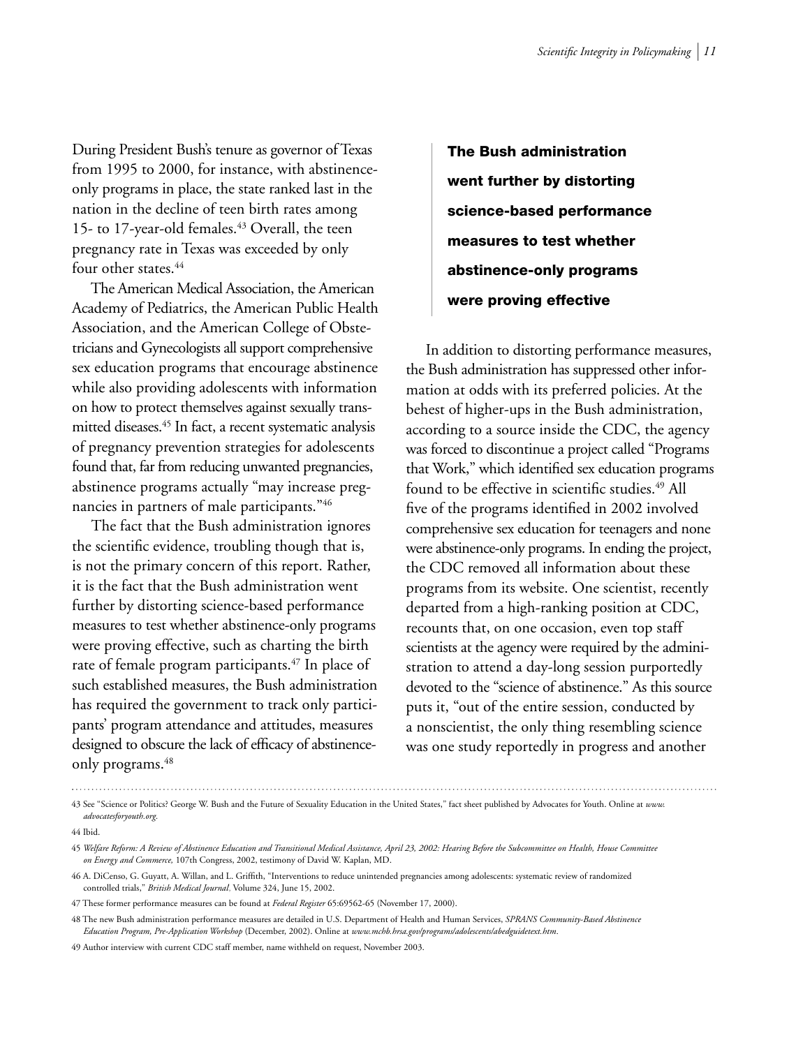During President Bush's tenure as governor of Texas from 1995 to 2000, for instance, with abstinence-only programs in place, the state ranked last in the nation in the decline of teen birth rates among 15- to 17-year-old females.[43] Overall, the teen pregnancy rate in Texas was exceeded by only four other states.[44]

The American Medical Association, the American Academy of Pediatrics, the American Public Health Association, and the American College of Obstetricians and Gynecologists all support comprehensive sex education programs that encourage abstinence while also providing adolescents with information on how to protect themselves against sexually transmitted diseases.[45] In fact, a recent systematic analysis of pregnancy prevention strategies for adolescents found that, far from reducing unwanted pregnancies, abstinence programs actually "may increase pregnancies in partners of male participants."[46]

The fact that the Bush administration ignores the scientific evidence, troubling though that is, is not the primary concern of this report. Rather, it is the fact that the Bush administration went further by distorting science-based performance measures to test whether abstinence-only programs were proving effective, such as charting the birth rate of female program participants.[47] In place of such established measures, the Bush administration has required the government to track only participants' program attendance and attitudes, measures designed to obscure the lack of efficacy of abstinence-only programs.[48]

**The Bush administration went further by distorting science-based performance measures to test whether abstinence-only programs were proving effective**

In addition to distorting performance measures, the Bush administration has suppressed other information at odds with its preferred policies. At the behest of higher-ups in the Bush administration, according to a source inside the CDC, the agency was forced to discontinue a project called "Programs that Work," which identified sex education programs found to be effective in scientific studies.[49] All five of the programs identified in 2002 involved comprehensive sex education for teenagers and none were abstinence-only programs. In ending the project, the CDC removed all information about these programs from its website. One scientist, recently departed from a high-ranking position at CDC, recounts that, on one occasion, even top staff scientists at the agency were required by the administration to attend a day-long session purportedly devoted to the "science of abstinence." As this source puts it, "out of the entire session, conducted by a nonscientist, the only thing resembling science was one study reportedly in progress and another

---

43 See "Science or Politics? George W. Bush and the Future of Sexuality Education in the United States," fact sheet published by Advocates for Youth. Online at *www.advocatesforyouth.org*.

44 Ibid.

45 *Welfare Reform: A Review of Abstinence Education and Transitional Medical Assistance, April 23, 2002: Hearing Before the Subcommittee on Health, House Committee on Energy and Commerce,* 107th Congress, 2002, testimony of David W. Kaplan, MD.

46 A. DiCenso, G. Guyatt, A. Willan, and L. Griffith, "Interventions to reduce unintended pregnancies among adolescents: systematic review of randomized controlled trials," *British Medical Journal,* Volume 324, June 15, 2002.

47 These former performance measures can be found at *Federal Register* 65:69562-65 (November 17, 2000).

48 The new Bush administration performance measures are detailed in U.S. Department of Health and Human Services, *SPRANS Community-Based Abstinence Education Program, Pre-Application Workshop* (December, 2002). Online at *www.mchb.hrsa.gov/programs/adolescents/abedguidetext.htm*.

49 Author interview with current CDC staff member, name withheld on request, November 2003.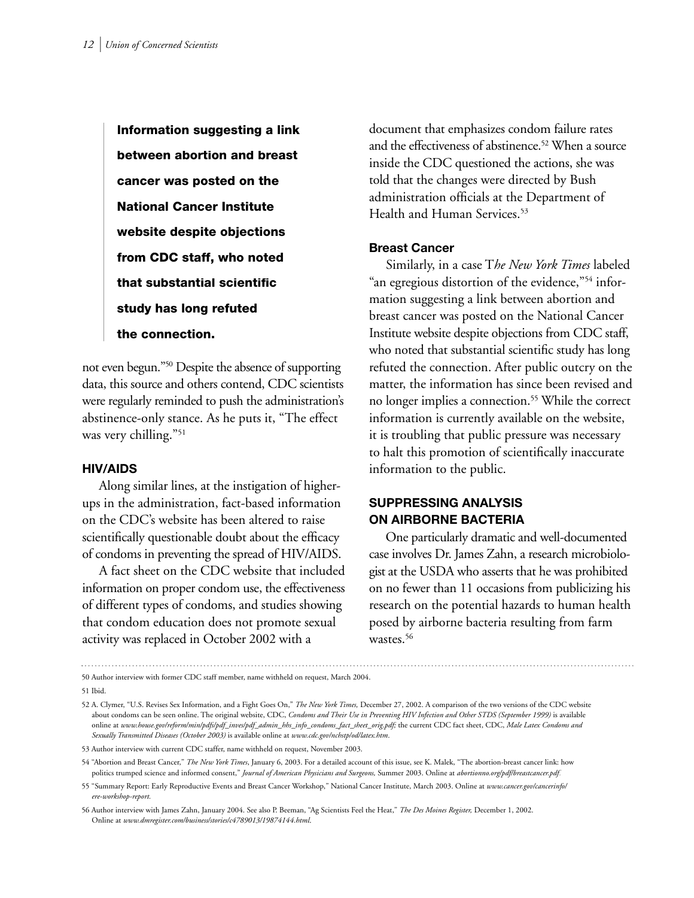**Information suggesting a link between abortion and breast cancer was posted on the National Cancer Institute website despite objections from CDC staff, who noted that substantial scientific study has long refuted the connection.**

not even begun."[50] Despite the absence of supporting data, this source and others contend, CDC scientists were regularly reminded to push the administration's abstinence-only stance. As he puts it, "The effect was very chilling."[51]

### HIV/AIDS

Along similar lines, at the instigation of higher-ups in the administration, fact-based information on the CDC's website has been altered to raise scientifically questionable doubt about the efficacy of condoms in preventing the spread of HIV/AIDS.

A fact sheet on the CDC website that included information on proper condom use, the effectiveness of different types of condoms, and studies showing that condom education does not promote sexual activity was replaced in October 2002 with a document that emphasizes condom failure rates and the effectiveness of abstinence.[52] When a source inside the CDC questioned the actions, she was told that the changes were directed by Bush administration officials at the Department of Health and Human Services.[53]

### Breast Cancer

Similarly, in a case T*he New York Times* labeled "an egregious distortion of the evidence,"[54] information suggesting a link between abortion and breast cancer was posted on the National Cancer Institute website despite objections from CDC staff, who noted that substantial scientific study has long refuted the connection. After public outcry on the matter, the information has since been revised and no longer implies a connection.[55] While the correct information is currently available on the website, it is troubling that public pressure was necessary to halt this promotion of scientifically inaccurate information to the public.

## SUPPRESSING ANALYSIS ON AIRBORNE BACTERIA

One particularly dramatic and well-documented case involves Dr. James Zahn, a research microbiologist at the USDA who asserts that he was prohibited on no fewer than 11 occasions from publicizing his research on the potential hazards to human health posed by airborne bacteria resulting from farm wastes.[56]

---

50 Author interview with former CDC staff member, name withheld on request, March 2004.

51 Ibid.

52 A. Clymer, "U.S. Revises Sex Information, and a Fight Goes On," *The New York Times,* December 27, 2002. A comparison of the two versions of the CDC website about condoms can be seen online. The original website, CDC, *Condoms and Their Use in Preventing HIV Infection and Other STDS (September 1999)* is available online at *www.house.gov/reform/min/pdfs/pdf_inves/pdf_admin_hhs_info_condoms_fact_sheet_orig.pdf;* the current CDC fact sheet, CDC, *Male Latex Condoms and Sexually Transmitted Diseases (October 2003)* is available online at *www.cdc.gov/nchstp/od/latex.htm*.

53 Author interview with current CDC staffer, name withheld on request, November 2003.

54 "Abortion and Breast Cancer," *The New York Times*, January 6, 2003. For a detailed account of this issue, see K. Malek, "The abortion-breast cancer link: how politics trumped science and informed consent," *Journal of American Physicians and Surgeons,* Summer 2003. Online at *abortionno.org/pdf/breastcancer.pdf.*

55 "Summary Report: Early Reproductive Events and Breast Cancer Workshop," National Cancer Institute, March 2003. Online at *www.cancer.gov/cancerinfo/ere-workshop-report.*

56 Author interview with James Zahn, January 2004. See also P. Beeman, "Ag Scientists Feel the Heat," *The Des Moines Register,* December 1, 2002. Online at *www.dmregister.com/business/stories/c4789013/19874144.html.*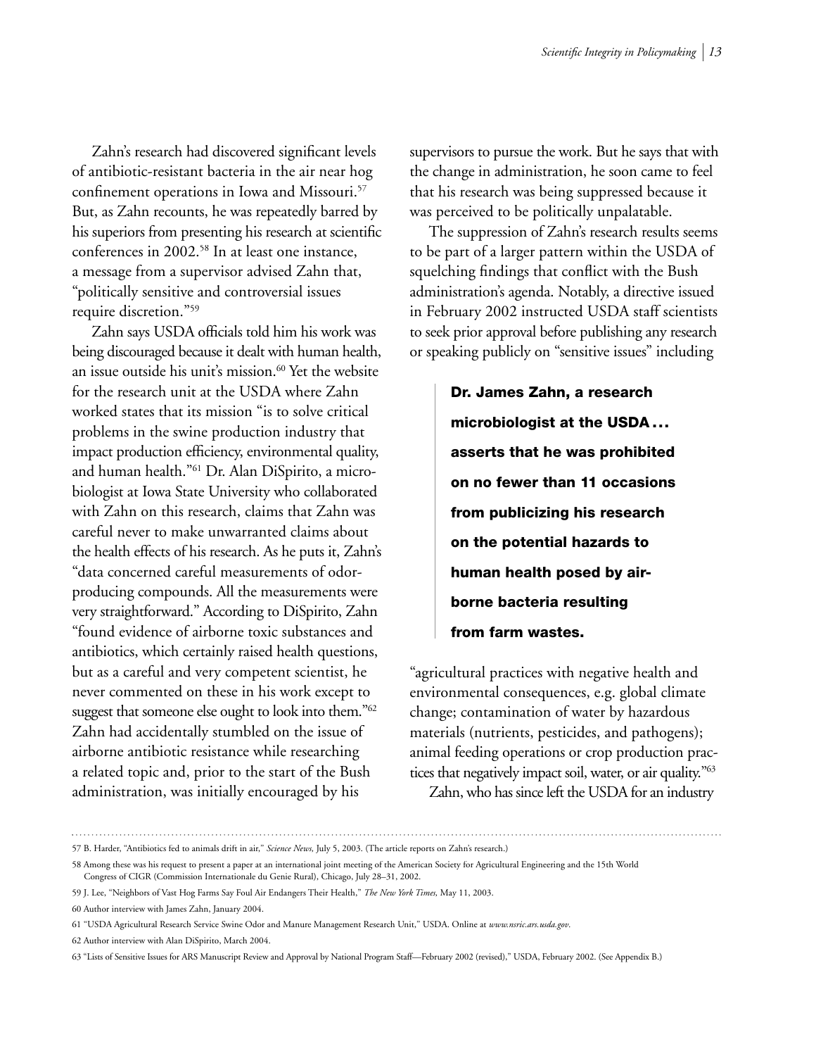Zahn's research had discovered significant levels of antibiotic-resistant bacteria in the air near hog confinement operations in Iowa and Missouri.[57] But, as Zahn recounts, he was repeatedly barred by his superiors from presenting his research at scientific conferences in 2002.[58] In at least one instance, a message from a supervisor advised Zahn that, "politically sensitive and controversial issues require discretion."[59]

Zahn says USDA officials told him his work was being discouraged because it dealt with human health, an issue outside his unit's mission.[60] Yet the website for the research unit at the USDA where Zahn worked states that its mission "is to solve critical problems in the swine production industry that impact production efficiency, environmental quality, and human health."[61] Dr. Alan DiSpirito, a microbiologist at Iowa State University who collaborated with Zahn on this research, claims that Zahn was careful never to make unwarranted claims about the health effects of his research. As he puts it, Zahn's "data concerned careful measurements of odor-producing compounds. All the measurements were very straightforward." According to DiSpirito, Zahn "found evidence of airborne toxic substances and antibiotics, which certainly raised health questions, but as a careful and very competent scientist, he never commented on these in his work except to suggest that someone else ought to look into them."[62] Zahn had accidentally stumbled on the issue of airborne antibiotic resistance while researching a related topic and, prior to the start of the Bush administration, was initially encouraged by his supervisors to pursue the work. But he says that with the change in administration, he soon came to feel that his research was being suppressed because it was perceived to be politically unpalatable.

The suppression of Zahn's research results seems to be part of a larger pattern within the USDA of squelching findings that conflict with the Bush administration's agenda. Notably, a directive issued in February 2002 instructed USDA staff scientists to seek prior approval before publishing any research or speaking publicly on "sensitive issues" including "agricultural practices with negative health and environmental consequences, e.g. global climate change; contamination of water by hazardous materials (nutrients, pesticides, and pathogens); animal feeding operations or crop production practices that negatively impact soil, water, or air quality."[63]

> **Dr. James Zahn, a research microbiologist at the USDA . . . asserts that he was prohibited on no fewer than 11 occasions from publicizing his research on the potential hazards to human health posed by airborne bacteria resulting from farm wastes.**

Zahn, who has since left the USDA for an industry

---

57 B. Harder, "Antibiotics fed to animals drift in air," *Science News,* July 5, 2003. (The article reports on Zahn's research.)

58 Among these was his request to present a paper at an international joint meeting of the American Society for Agricultural Engineering and the 15th World Congress of CIGR (Commission Internationale du Genie Rural), Chicago, July 28–31, 2002.

59 J. Lee, "Neighbors of Vast Hog Farms Say Foul Air Endangers Their Health," *The New York Times,* May 11, 2003.

60 Author interview with James Zahn, January 2004.

61 "USDA Agricultural Research Service Swine Odor and Manure Management Research Unit," USDA. Online at *www.nsric.ars.usda.gov*.

62 Author interview with Alan DiSpirito, March 2004.

63 "Lists of Sensitive Issues for ARS Manuscript Review and Approval by National Program Staff—February 2002 (revised)," USDA, February 2002. (See Appendix B.)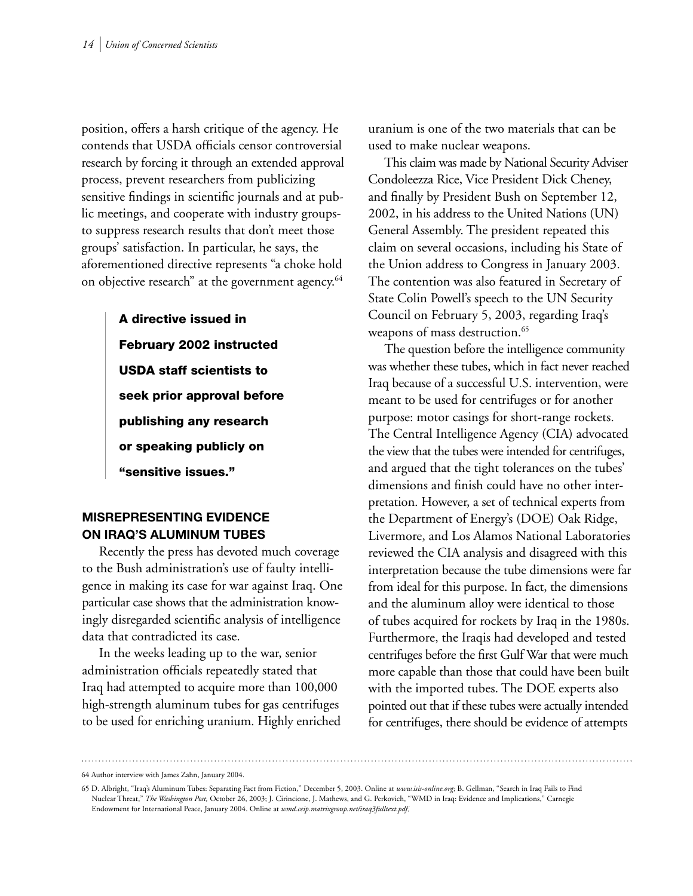position, offers a harsh critique of the agency. He contends that USDA officials censor controversial research by forcing it through an extended approval process, prevent researchers from publicizing sensitive findings in scientific journals and at public meetings, and cooperate with industry groups to suppress research results that don't meet those groups' satisfaction. In particular, he says, the aforementioned directive represents "a choke hold on objective research" at the government agency.[64]

> **A directive issued in February 2002 instructed USDA staff scientists to seek prior approval before publishing any research or speaking publicly on "sensitive issues."**

## MISREPRESENTING EVIDENCE ON IRAQ'S ALUMINUM TUBES

Recently the press has devoted much coverage to the Bush administration's use of faulty intelligence in making its case for war against Iraq. One particular case shows that the administration knowingly disregarded scientific analysis of intelligence data that contradicted its case.

In the weeks leading up to the war, senior administration officials repeatedly stated that Iraq had attempted to acquire more than 100,000 high-strength aluminum tubes for gas centrifuges to be used for enriching uranium. Highly enriched uranium is one of the two materials that can be used to make nuclear weapons.

This claim was made by National Security Adviser Condoleezza Rice, Vice President Dick Cheney, and finally by President Bush on September 12, 2002, in his address to the United Nations (UN) General Assembly. The president repeated this claim on several occasions, including his State of the Union address to Congress in January 2003. The contention was also featured in Secretary of State Colin Powell's speech to the UN Security Council on February 5, 2003, regarding Iraq's weapons of mass destruction.[65]

The question before the intelligence community was whether these tubes, which in fact never reached Iraq because of a successful U.S. intervention, were meant to be used for centrifuges or for another purpose: motor casings for short-range rockets. The Central Intelligence Agency (CIA) advocated the view that the tubes were intended for centrifuges, and argued that the tight tolerances on the tubes' dimensions and finish could have no other interpretation. However, a set of technical experts from the Department of Energy's (DOE) Oak Ridge, Livermore, and Los Alamos National Laboratories reviewed the CIA analysis and disagreed with this interpretation because the tube dimensions were far from ideal for this purpose. In fact, the dimensions and the aluminum alloy were identical to those of tubes acquired for rockets by Iraq in the 1980s. Furthermore, the Iraqis had developed and tested centrifuges before the first Gulf War that were much more capable than those that could have been built with the imported tubes. The DOE experts also pointed out that if these tubes were actually intended for centrifuges, there should be evidence of attempts

---

64 Author interview with James Zahn, January 2004.

65 D. Albright, "Iraq's Aluminum Tubes: Separating Fact from Fiction," December 5, 2003. Online at *www.isis-online.org*; B. Gellman, "Search in Iraq Fails to Find Nuclear Threat," *The Washington Post,* October 26, 2003; J. Cirincione, J. Mathews, and G. Perkovich, "WMD in Iraq: Evidence and Implications," Carnegie Endowment for International Peace, January 2004. Online at *wmd.ceip.matrixgroup.net/iraq3fulltext.pdf.*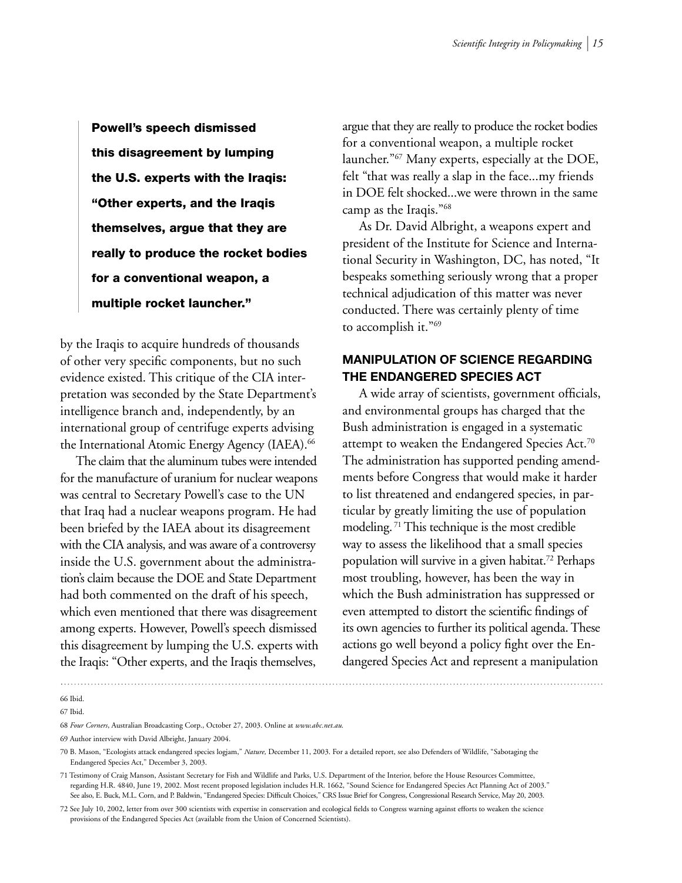**Powell's speech dismissed this disagreement by lumping the U.S. experts with the Iraqis: "Other experts, and the Iraqis themselves, argue that they are really to produce the rocket bodies for a conventional weapon, a multiple rocket launcher."**

by the Iraqis to acquire hundreds of thousands of other very specific components, but no such evidence existed. This critique of the CIA interpretation was seconded by the State Department's intelligence branch and, independently, by an international group of centrifuge experts advising the International Atomic Energy Agency (IAEA).[66]

The claim that the aluminum tubes were intended for the manufacture of uranium for nuclear weapons was central to Secretary Powell's case to the UN that Iraq had a nuclear weapons program. He had been briefed by the IAEA about its disagreement with the CIA analysis, and was aware of a controversy inside the U.S. government about the administration's claim because the DOE and State Department had both commented on the draft of his speech, which even mentioned that there was disagreement among experts. However, Powell's speech dismissed this disagreement by lumping the U.S. experts with the Iraqis: "Other experts, and the Iraqis themselves, argue that they are really to produce the rocket bodies for a conventional weapon, a multiple rocket launcher."[67] Many experts, especially at the DOE, felt "that was really a slap in the face...my friends in DOE felt shocked...we were thrown in the same camp as the Iraqis."[68]

As Dr. David Albright, a weapons expert and president of the Institute for Science and International Security in Washington, DC, has noted, "It bespeaks something seriously wrong that a proper technical adjudication of this matter was never conducted. There was certainly plenty of time to accomplish it."[69]

## MANIPULATION OF SCIENCE REGARDING THE ENDANGERED SPECIES ACT

A wide array of scientists, government officials, and environmental groups has charged that the Bush administration is engaged in a systematic attempt to weaken the Endangered Species Act.[70] The administration has supported pending amendments before Congress that would make it harder to list threatened and endangered species, in particular by greatly limiting the use of population modeling.[71] This technique is the most credible way to assess the likelihood that a small species population will survive in a given habitat.[72] Perhaps most troubling, however, has been the way in which the Bush administration has suppressed or even attempted to distort the scientific findings of its own agencies to further its political agenda. These actions go well beyond a policy fight over the Endangered Species Act and represent a manipulation

---

66 Ibid.

67 Ibid.

68 *Four Corners*, Australian Broadcasting Corp., October 27, 2003. Online at *www.abc.net.au.*

69 Author interview with David Albright, January 2004.

70 B. Mason, "Ecologists attack endangered species logjam," *Nature*, December 11, 2003. For a detailed report, see also Defenders of Wildlife, "Sabotaging the Endangered Species Act," December 3, 2003.

71 Testimony of Craig Manson, Assistant Secretary for Fish and Wildlife and Parks, U.S. Department of the Interior, before the House Resources Committee, regarding H.R. 4840, June 19, 2002. Most recent proposed legislation includes H.R. 1662, "Sound Science for Endangered Species Act Planning Act of 2003." See also, E. Buck, M.L. Corn, and P. Baldwin, "Endangered Species: Difficult Choices," CRS Issue Brief for Congress, Congressional Research Service, May 20, 2003.

72 See July 10, 2002, letter from over 300 scientists with expertise in conservation and ecological fields to Congress warning against efforts to weaken the science provisions of the Endangered Species Act (available from the Union of Concerned Scientists).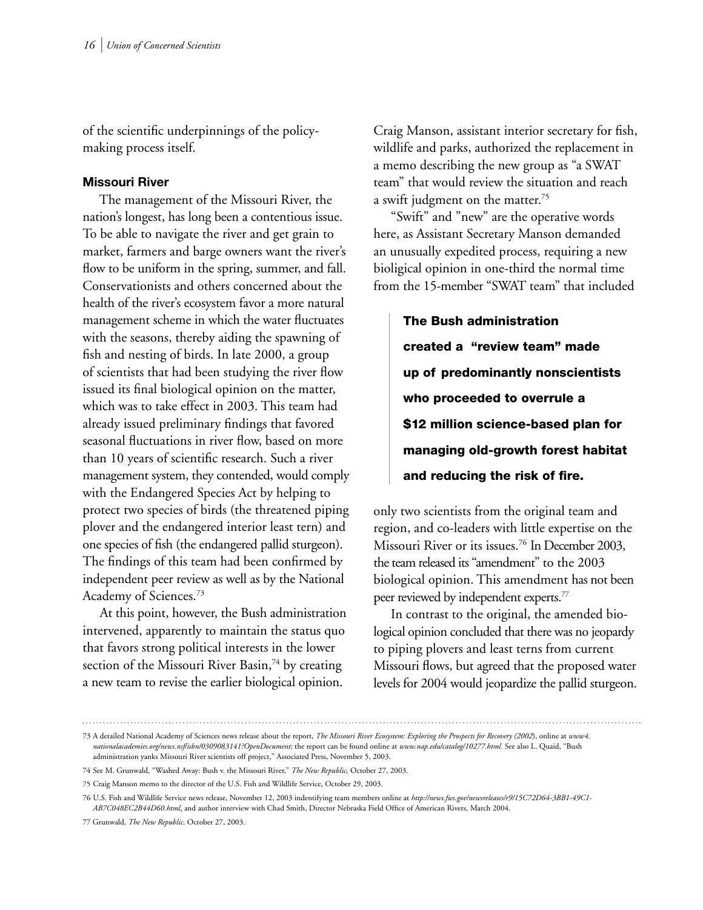of the scientific underpinnings of the policy-making process itself.

#### Missouri River

The management of the Missouri River, the nation's longest, has long been a contentious issue. To be able to navigate the river and get grain to market, farmers and barge owners want the river's flow to be uniform in the spring, summer, and fall. Conservationists and others concerned about the health of the river's ecosystem favor a more natural management scheme in which the water fluctuates with the seasons, thereby aiding the spawning of fish and nesting of birds. In late 2000, a group of scientists that had been studying the river flow issued its final biological opinion on the matter, which was to take effect in 2003. This team had already issued preliminary findings that favored seasonal fluctuations in river flow, based on more than 10 years of scientific research. Such a river management system, they contended, would comply with the Endangered Species Act by helping to protect two species of birds (the threatened piping plover and the endangered interior least tern) and one species of fish (the endangered pallid sturgeon). The findings of this team had been confirmed by independent peer review as well as by the National Academy of Sciences.[73]

At this point, however, the Bush administration intervened, apparently to maintain the status quo that favors strong political interests in the lower section of the Missouri River Basin,[74] by creating a new team to revise the earlier biological opinion. Craig Manson, assistant interior secretary for fish, wildlife and parks, authorized the replacement in a memo describing the new group as "a SWAT team" that would review the situation and reach a swift judgment on the matter.[75]

"Swift" and "new" are the operative words here, as Assistant Secretary Manson demanded an unusually expedited process, requiring a new bioligical opinion in one-third the normal time from the 15-member "SWAT team" that included only two scientists from the original team and region, and co-leaders with little expertise on the Missouri River or its issues.[76] In December 2003, the team released its "amendment" to the 2003 biological opinion. This amendment has not been peer reviewed by independent experts.[77]

> **The Bush administration created a "review team" made up of predominantly nonscientists who proceeded to overrule a $12 million science-based plan for managing old-growth forest habitat and reducing the risk of fire.**

In contrast to the original, the amended biological opinion concluded that there was no jeopardy to piping plovers and least terns from current Missouri flows, but agreed that the proposed water levels for 2004 would jeopardize the pallid sturgeon.

---

73 A detailed National Academy of Sciences news release about the report, *The Missouri River Ecosystem: Exploring the Prospects for Recovery (2002*), online at *www4.nationalacademies.org/news.nsf/isbn/0309083141?OpenDocument*; the report can be found online at *www.nap.edu/catalog/10277.html.* See also L. Quaid, "Bush administration yanks Missouri River scientists off project," Associated Press, November 5, 2003.

74 See M. Grunwald, "Washed Away: Bush v. the Missouri River," *The New Republic,* October 27, 2003.

75 Craig Manson memo to the director of the U.S. Fish and Wildlife Service, October 29, 2003.

76 U.S. Fish and Wildlife Service news release, November 12, 2003 indentifying team members online at *http://news.fws.gov/newsreleases/r9/15C72D64-3BB1-49C1-AB7C048EC2B44D60.html,* and author interview with Chad Smith, Director Nebraska Field Office of American Rivers, March 2004.

77 Grunwald, *The New Republic,* October 27, 2003.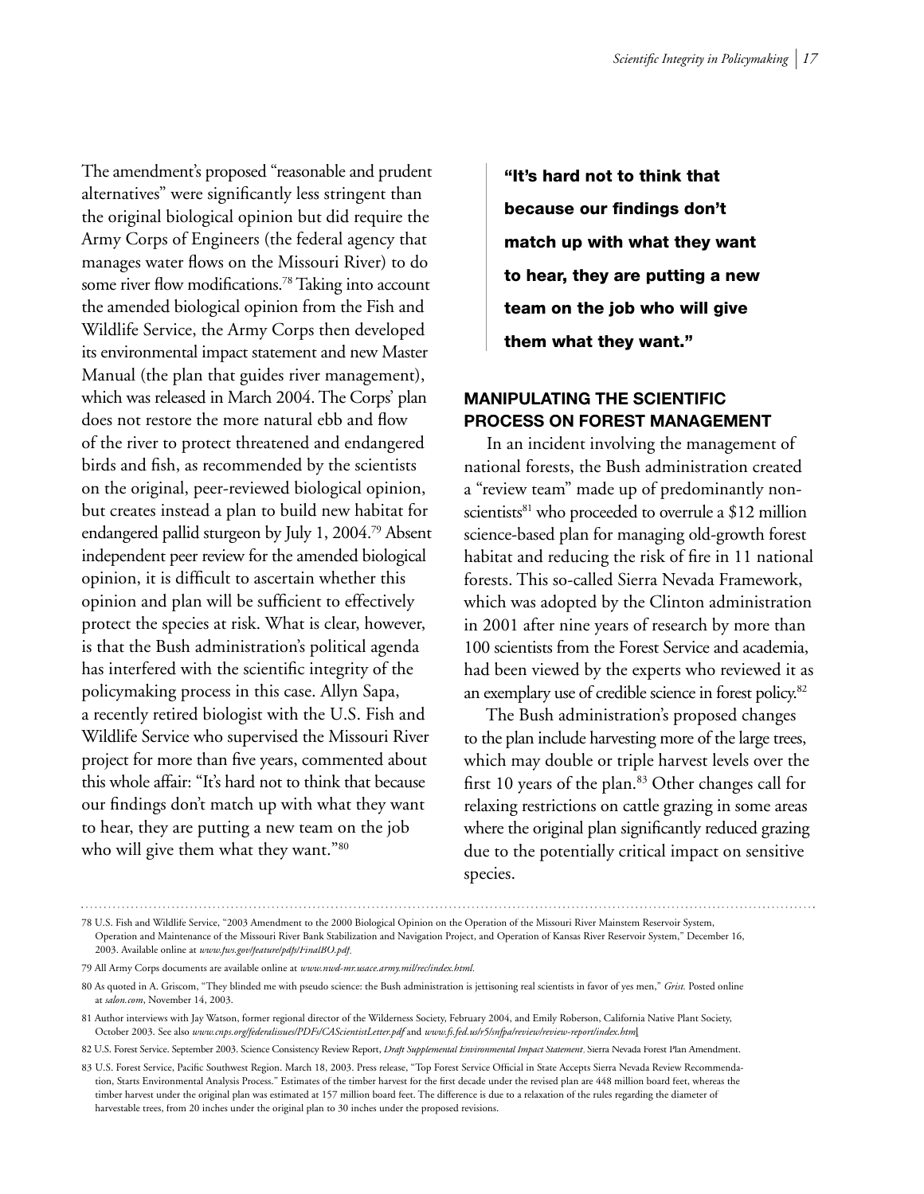The amendment's proposed "reasonable and prudent alternatives" were significantly less stringent than the original biological opinion but did require the Army Corps of Engineers (the federal agency that manages water flows on the Missouri River) to do some river flow modifications.[78] Taking into account the amended biological opinion from the Fish and Wildlife Service, the Army Corps then developed its environmental impact statement and new Master Manual (the plan that guides river management), which was released in March 2004. The Corps' plan does not restore the more natural ebb and flow of the river to protect threatened and endangered birds and fish, as recommended by the scientists on the original, peer-reviewed biological opinion, but creates instead a plan to build new habitat for endangered pallid sturgeon by July 1, 2004.[79] Absent independent peer review for the amended biological opinion, it is difficult to ascertain whether this opinion and plan will be sufficient to effectively protect the species at risk. What is clear, however, is that the Bush administration's political agenda has interfered with the scientific integrity of the policymaking process in this case. Allyn Sapa, a recently retired biologist with the U.S. Fish and Wildlife Service who supervised the Missouri River project for more than five years, commented about this whole affair: "It's hard not to think that because our findings don't match up with what they want to hear, they are putting a new team on the job who will give them what they want."[80]

> **"It's hard not to think that because our findings don't match up with what they want to hear, they are putting a new team on the job who will give them what they want."**

## MANIPULATING THE SCIENTIFIC PROCESS ON FOREST MANAGEMENT

In an incident involving the management of national forests, the Bush administration created a "review team" made up of predominantly non-scientists[81] who proceeded to overrule a $12 million science-based plan for managing old-growth forest habitat and reducing the risk of fire in 11 national forests. This so-called Sierra Nevada Framework, which was adopted by the Clinton administration in 2001 after nine years of research by more than 100 scientists from the Forest Service and academia, had been viewed by the experts who reviewed it as an exemplary use of credible science in forest policy.[82]

The Bush administration's proposed changes to the plan include harvesting more of the large trees, which may double or triple harvest levels over the first 10 years of the plan.[83] Other changes call for relaxing restrictions on cattle grazing in some areas where the original plan significantly reduced grazing due to the potentially critical impact on sensitive species.

---

78 U.S. Fish and Wildlife Service, "2003 Amendment to the 2000 Biological Opinion on the Operation of the Missouri River Mainstem Reservoir System, Operation and Maintenance of the Missouri River Bank Stabilization and Navigation Project, and Operation of Kansas River Reservoir System," December 16, 2003. Available online at *www.fws.gov/feature/pdfs/FinalBO.pdf*.

79 All Army Corps documents are available online at *www.nwd-mr.usace.army.mil/rcc/index.html*.

80 As quoted in A. Griscom, "They blinded me with pseudo science: the Bush administration is jettisoning real scientists in favor of yes men," *Grist*. Posted online at *salon.com*, November 14, 2003.

81 Author interviews with Jay Watson, former regional director of the Wilderness Society, February 2004, and Emily Roberson, California Native Plant Society, October 2003. See also *www.cnps.org/federalissues/PDFs/CAScientistLetter.pdf* and *www.fs.fed.us/r5/snfpa/review/review-report/index.html*.

82 U.S. Forest Service. September 2003. Science Consistency Review Report, *Draft Supplemental Environmental Impact Statement*, Sierra Nevada Forest Plan Amendment.

83 U.S. Forest Service, Pacific Southwest Region. March 18, 2003. Press release, "Top Forest Service Official in State Accepts Sierra Nevada Review Recommendation, Starts Environmental Analysis Process." Estimates of the timber harvest for the first decade under the revised plan are 448 million board feet, whereas the timber harvest under the original plan was estimated at 157 million board feet. The difference is due to a relaxation of the rules regarding the diameter of harvestable trees, from 20 inches under the original plan to 30 inches under the proposed revisions.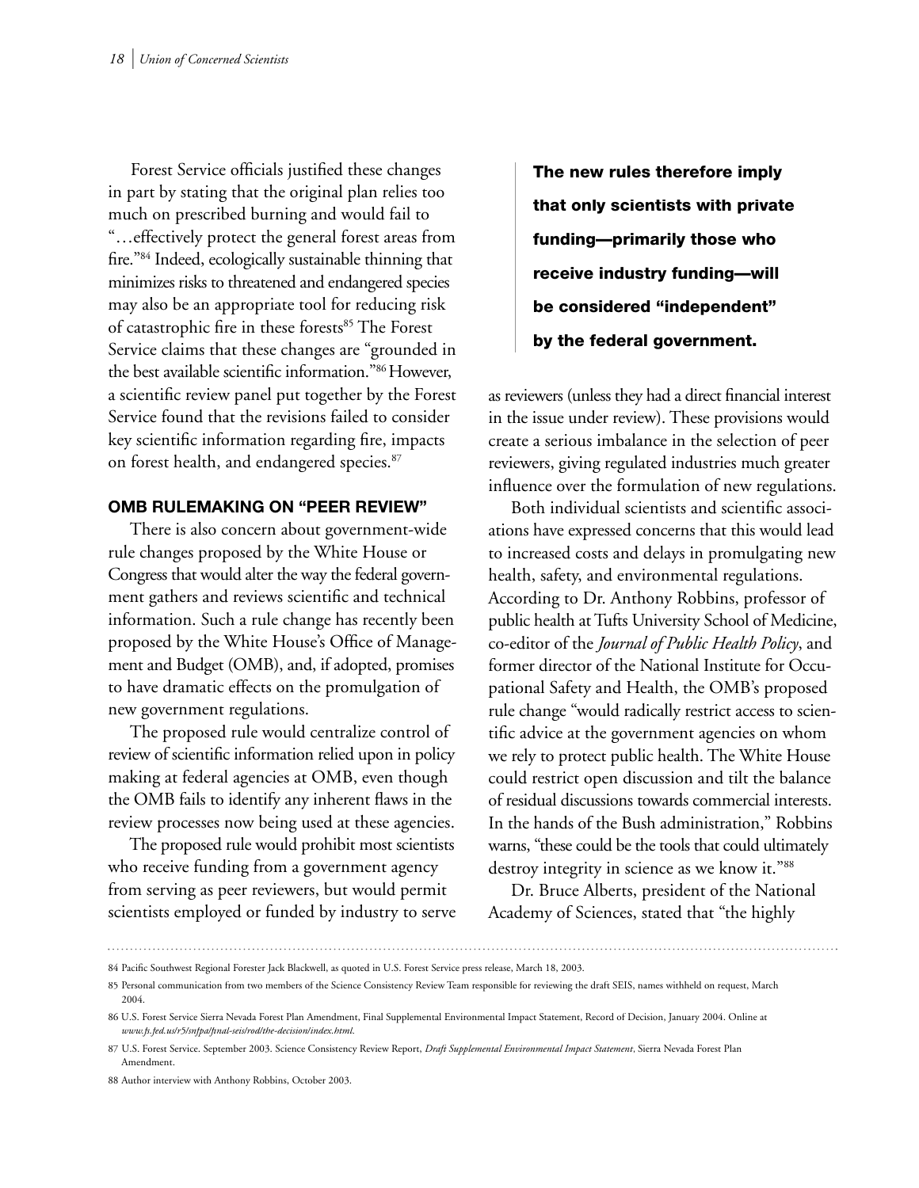Forest Service officials justified these changes in part by stating that the original plan relies too much on prescribed burning and would fail to "…effectively protect the general forest areas from fire."[84] Indeed, ecologically sustainable thinning that minimizes risks to threatened and endangered species may also be an appropriate tool for reducing risk of catastrophic fire in these forests[85] The Forest Service claims that these changes are "grounded in the best available scientific information."[86] However, a scientific review panel put together by the Forest Service found that the revisions failed to consider key scientific information regarding fire, impacts on forest health, and endangered species.[87]

## OMB RULEMAKING ON "PEER REVIEW"

There is also concern about government-wide rule changes proposed by the White House or Congress that would alter the way the federal government gathers and reviews scientific and technical information. Such a rule change has recently been proposed by the White House's Office of Management and Budget (OMB), and, if adopted, promises to have dramatic effects on the promulgation of new government regulations.

The proposed rule would centralize control of review of scientific information relied upon in policy making at federal agencies at OMB, even though the OMB fails to identify any inherent flaws in the review processes now being used at these agencies.

The proposed rule would prohibit most scientists who receive funding from a government agency from serving as peer reviewers, but would permit scientists employed or funded by industry to serve as reviewers (unless they had a direct financial interest in the issue under review). These provisions would create a serious imbalance in the selection of peer reviewers, giving regulated industries much greater influence over the formulation of new regulations.

> **The new rules therefore imply that only scientists with private funding—primarily those who receive industry funding—will be considered "independent" by the federal government.**

Both individual scientists and scientific associations have expressed concerns that this would lead to increased costs and delays in promulgating new health, safety, and environmental regulations. According to Dr. Anthony Robbins, professor of public health at Tufts University School of Medicine, co-editor of the *Journal of Public Health Policy*, and former director of the National Institute for Occupational Safety and Health, the OMB's proposed rule change "would radically restrict access to scientific advice at the government agencies on whom we rely to protect public health. The White House could restrict open discussion and tilt the balance of residual discussions towards commercial interests. In the hands of the Bush administration," Robbins warns, "these could be the tools that could ultimately destroy integrity in science as we know it."[88]

Dr. Bruce Alberts, president of the National Academy of Sciences, stated that "the highly

---

84 Pacific Southwest Regional Forester Jack Blackwell, as quoted in U.S. Forest Service press release, March 18, 2003.

85 Personal communication from two members of the Science Consistency Review Team responsible for reviewing the draft SEIS, names withheld on request, March 2004.

86 U.S. Forest Service Sierra Nevada Forest Plan Amendment, Final Supplemental Environmental Impact Statement, Record of Decision, January 2004. Online at *www.fs.fed.us/r5/snfpa/final-seis/rod/the-decision/index.html*.

87 U.S. Forest Service. September 2003. Science Consistency Review Report, *Draft Supplemental Environmental Impact Statement*, Sierra Nevada Forest Plan Amendment.

88 Author interview with Anthony Robbins, October 2003.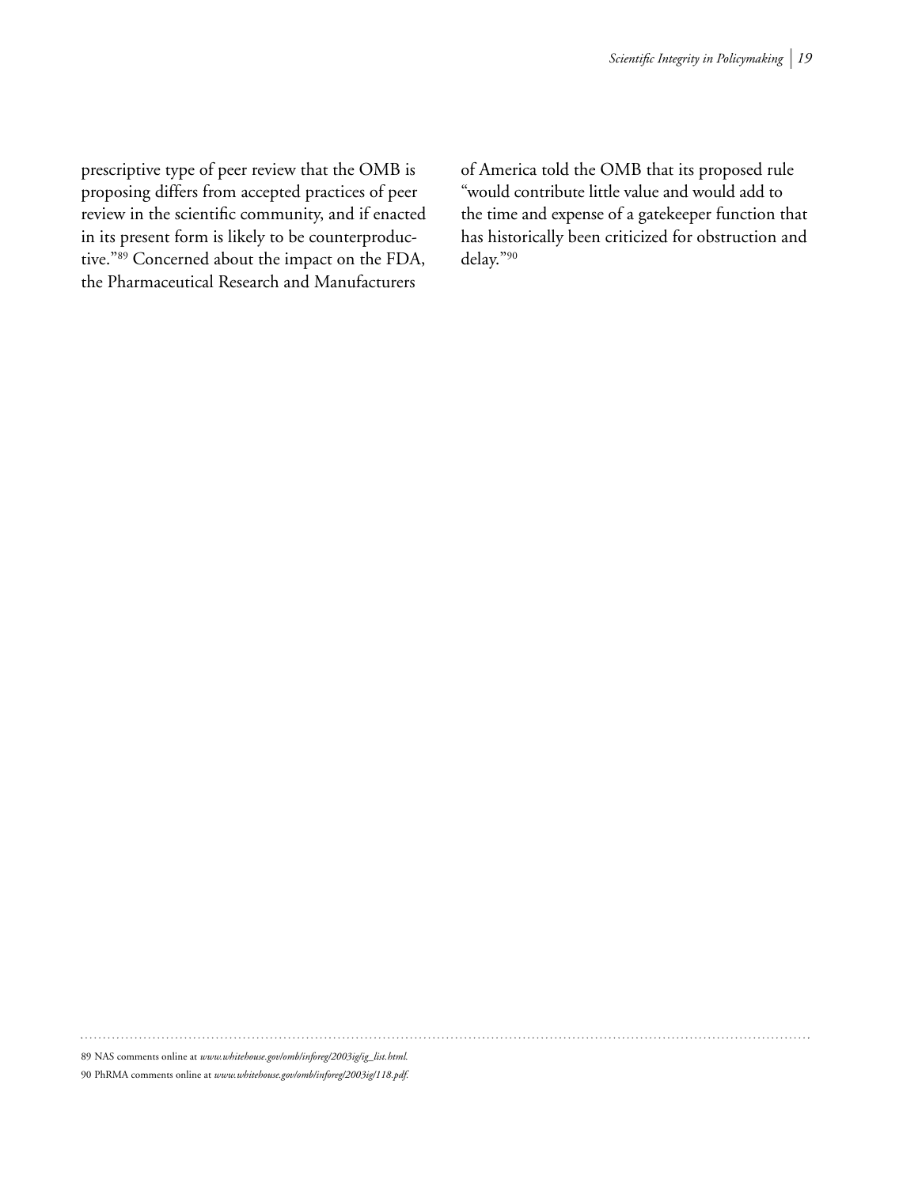prescriptive type of peer review that the OMB is proposing differs from accepted practices of peer review in the scientific community, and if enacted in its present form is likely to be counterproductive."[89] Concerned about the impact on the FDA, the Pharmaceutical Research and Manufacturers of America told the OMB that its proposed rule "would contribute little value and would add to the time and expense of a gatekeeper function that has historically been criticized for obstruction and delay."[90]

---

89 NAS comments online at *www.whitehouse.gov/omb/inforeg/2003iq/iq_list.html.*

90 PhRMA comments online at *www.whitehouse.gov/omb/inforeg/2003iq/118.pdf.*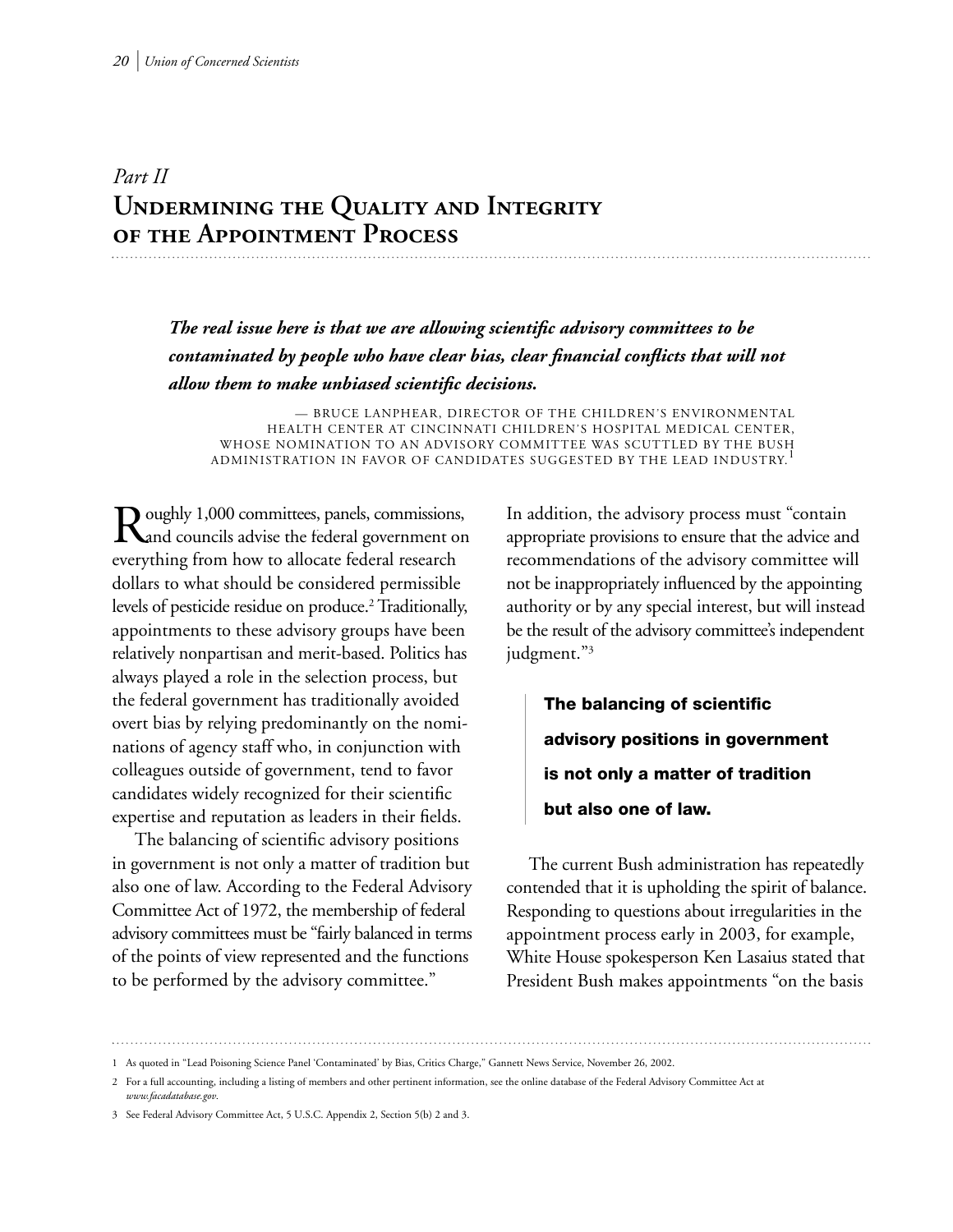*Part II*

# Undermining the Quality and Integrity of the Appointment Process

> ***The real issue here is that we are allowing scientific advisory committees to be contaminated by people who have clear bias, clear financial conflicts that will not allow them to make unbiased scientific decisions.***
>
> — BRUCE LANPHEAR, DIRECTOR OF THE CHILDREN'S ENVIRONMENTAL HEALTH CENTER AT CINCINNATI CHILDREN'S HOSPITAL MEDICAL CENTER, WHOSE NOMINATION TO AN ADVISORY COMMITTEE WAS SCUTTLED BY THE BUSH ADMINISTRATION IN FAVOR OF CANDIDATES SUGGESTED BY THE LEAD INDUSTRY.[1]

Roughly 1,000 committees, panels, commissions, and councils advise the federal government on everything from how to allocate federal research dollars to what should be considered permissible levels of pesticide residue on produce.[2] Traditionally, appointments to these advisory groups have been relatively nonpartisan and merit-based. Politics has always played a role in the selection process, but the federal government has traditionally avoided overt bias by relying predominantly on the nominations of agency staff who, in conjunction with colleagues outside of government, tend to favor candidates widely recognized for their scientific expertise and reputation as leaders in their fields.

The balancing of scientific advisory positions in government is not only a matter of tradition but also one of law. According to the Federal Advisory Committee Act of 1972, the membership of federal advisory committees must be "fairly balanced in terms of the points of view represented and the functions to be performed by the advisory committee." In addition, the advisory process must "contain appropriate provisions to ensure that the advice and recommendations of the advisory committee will not be inappropriately influenced by the appointing authority or by any special interest, but will instead be the result of the advisory committee's independent judgment."[3]

> **The balancing of scientific advisory positions in government is not only a matter of tradition but also one of law.**

The current Bush administration has repeatedly contended that it is upholding the spirit of balance. Responding to questions about irregularities in the appointment process early in 2003, for example, White House spokesperson Ken Lasaius stated that President Bush makes appointments "on the basis

---

1 As quoted in "Lead Poisoning Science Panel 'Contaminated' by Bias, Critics Charge," Gannett News Service, November 26, 2002.

2 For a full accounting, including a listing of members and other pertinent information, see the online database of the Federal Advisory Committee Act at *www.facadatabase.gov*.

3 See Federal Advisory Committee Act, 5 U.S.C. Appendix 2, Section 5(b) 2 and 3.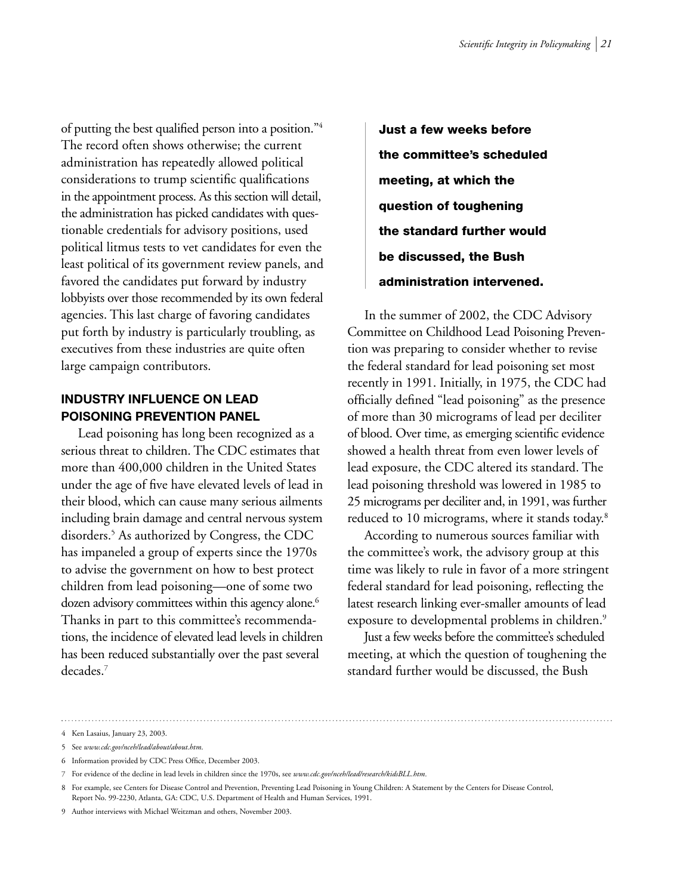of putting the best qualified person into a position."[4] The record often shows otherwise; the current administration has repeatedly allowed political considerations to trump scientific qualifications in the appointment process. As this section will detail, the administration has picked candidates with questionable credentials for advisory positions, used political litmus tests to vet candidates for even the least political of its government review panels, and favored the candidates put forward by industry lobbyists over those recommended by its own federal agencies. This last charge of favoring candidates put forth by industry is particularly troubling, as executives from these industries are quite often large campaign contributors.

### INDUSTRY INFLUENCE ON LEAD POISONING PREVENTION PANEL

Lead poisoning has long been recognized as a serious threat to children. The CDC estimates that more than 400,000 children in the United States under the age of five have elevated levels of lead in their blood, which can cause many serious ailments including brain damage and central nervous system disorders.[5] As authorized by Congress, the CDC has impaneled a group of experts since the 1970s to advise the government on how to best protect children from lead poisoning—one of some two dozen advisory committees within this agency alone.[6] Thanks in part to this committee's recommendations, the incidence of elevated lead levels in children has been reduced substantially over the past several decades.[7]

> **Just a few weeks before the committee's scheduled meeting, at which the question of toughening the standard further would be discussed, the Bush administration intervened.**

In the summer of 2002, the CDC Advisory Committee on Childhood Lead Poisoning Prevention was preparing to consider whether to revise the federal standard for lead poisoning set most recently in 1991. Initially, in 1975, the CDC had officially defined "lead poisoning" as the presence of more than 30 micrograms of lead per deciliter of blood. Over time, as emerging scientific evidence showed a health threat from even lower levels of lead exposure, the CDC altered its standard. The lead poisoning threshold was lowered in 1985 to 25 micrograms per deciliter and, in 1991, was further reduced to 10 micrograms, where it stands today.[8]

According to numerous sources familiar with the committee's work, the advisory group at this time was likely to rule in favor of a more stringent federal standard for lead poisoning, reflecting the latest research linking ever-smaller amounts of lead exposure to developmental problems in children.[9]

Just a few weeks before the committee's scheduled meeting, at which the question of toughening the standard further would be discussed, the Bush

---

4 Ken Lasaius, January 23, 2003.

5 See *www.cdc.gov/nceh/lead/about/about.htm*.

6 Information provided by CDC Press Office, December 2003.

7 For evidence of the decline in lead levels in children since the 1970s, see *www.cdc.gov/nceh/lead/research/kidsBLL.htm*.

8 For example, see Centers for Disease Control and Prevention, Preventing Lead Poisoning in Young Children: A Statement by the Centers for Disease Control, Report No. 99-2230, Atlanta, GA: CDC, U.S. Department of Health and Human Services, 1991.

9 Author interviews with Michael Weitzman and others, November 2003.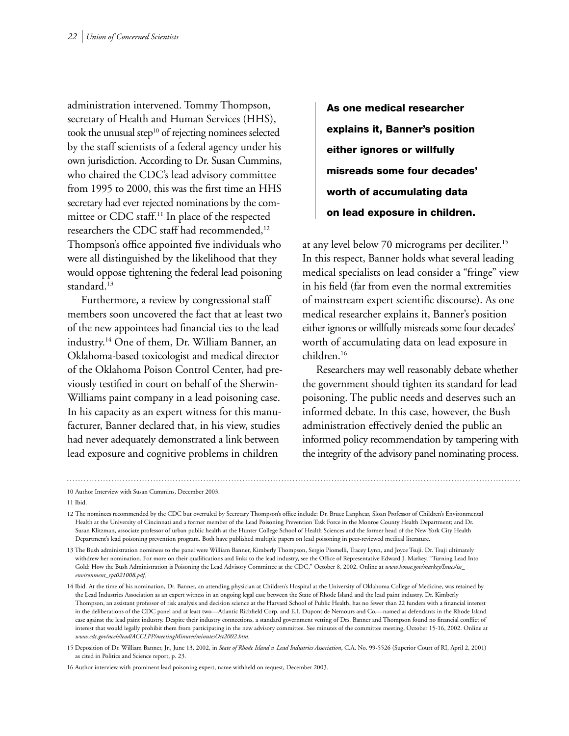administration intervened. Tommy Thompson, secretary of Health and Human Services (HHS), took the unusual step[10] of rejecting nominees selected by the staff scientists of a federal agency under his own jurisdiction. According to Dr. Susan Cummins, who chaired the CDC's lead advisory committee from 1995 to 2000, this was the first time an HHS secretary had ever rejected nominations by the committee or CDC staff.[11] In place of the respected researchers the CDC staff had recommended,[12] Thompson's office appointed five individuals who were all distinguished by the likelihood that they would oppose tightening the federal lead poisoning standard.[13]

Furthermore, a review by congressional staff members soon uncovered the fact that at least two of the new appointees had financial ties to the lead industry.[14] One of them, Dr. William Banner, an Oklahoma-based toxicologist and medical director of the Oklahoma Poison Control Center, had previously testified in court on behalf of the Sherwin-Williams paint company in a lead poisoning case. In his capacity as an expert witness for this manufacturer, Banner declared that, in his view, studies had never adequately demonstrated a link between lead exposure and cognitive problems in children at any level below 70 micrograms per deciliter.[15] In this respect, Banner holds what several leading medical specialists on lead consider a "fringe" view in his field (far from even the normal extremities of mainstream expert scientific discourse). As one medical researcher explains it, Banner's position either ignores or willfully misreads some four decades' worth of accumulating data on lead exposure in children.[16]

> **As one medical researcher explains it, Banner's position either ignores or willfully misreads some four decades' worth of accumulating data on lead exposure in children.**

Researchers may well reasonably debate whether the government should tighten its standard for lead poisoning. The public needs and deserves such an informed debate. In this case, however, the Bush administration effectively denied the public an informed policy recommendation by tampering with the integrity of the advisory panel nominating process.

---

10 Author Interview with Susan Cummins, December 2003.

11 Ibid.

12 The nominees recommended by the CDC but overruled by Secretary Thompson's office include: Dr. Bruce Lanphear, Sloan Professor of Children's Environmental Health at the University of Cincinnati and a former member of the Lead Poisoning Prevention Task Force in the Monroe County Health Department; and Dr. Susan Klitzman, associate professor of urban public health at the Hunter College School of Health Sciences and the former head of the New York City Health Department's lead poisoning prevention program. Both have published multiple papers on lead poisoning in peer-reviewed medical literature.

13 The Bush administration nominees to the panel were William Banner, Kimberly Thompson, Sergio Piomelli, Tracey Lynn, and Joyce Tsuji. Dr. Tsuji ultimately withdrew her nomination. For more on their qualifications and links to the lead industry, see the Office of Representative Edward J. Markey, "Turning Lead Into Gold: How the Bush Administration is Poisoning the Lead Advisory Committee at the CDC," October 8, 2002. Online at *www.house.gov/markey/Issues/iss_environment_rpt021008.pdf.*

14 Ibid. At the time of his nomination, Dr. Banner, an attending physician at Children's Hospital at the University of Oklahoma College of Medicine, was retained by the Lead Industries Association as an expert witness in an ongoing legal case between the State of Rhode Island and the lead paint industry. Dr. Kimberly Thompson, an assistant professor of risk analysis and decision science at the Harvard School of Public Health, has no fewer than 22 funders with a financial interest in the deliberations of the CDC panel and at least two—Atlantic Richfield Corp. and E.I. Dupont de Nemours and Co.—named as defendants in the Rhode Island case against the lead paint industry. Despite their industry connections, a standard government vetting of Drs. Banner and Thompson found no financial conflict of interest that would legally prohibit them from participating in the new advisory committee. See minutes of the committee meeting, October 15-16, 2002. Online at *www.cdc.gov/nceh/lead/ACCLPP/meetingMinutes/minutesOct2002.htm*.

15 Deposition of Dr. William Banner, Jr., June 13, 2002, in *State of Rhode Island v. Lead Industries Association*, C.A. No. 99-5526 (Superior Court of RI, April 2, 2001) as cited in Politics and Science report, p. 23.

16 Author interview with prominent lead poisoning expert, name withheld on request, December 2003.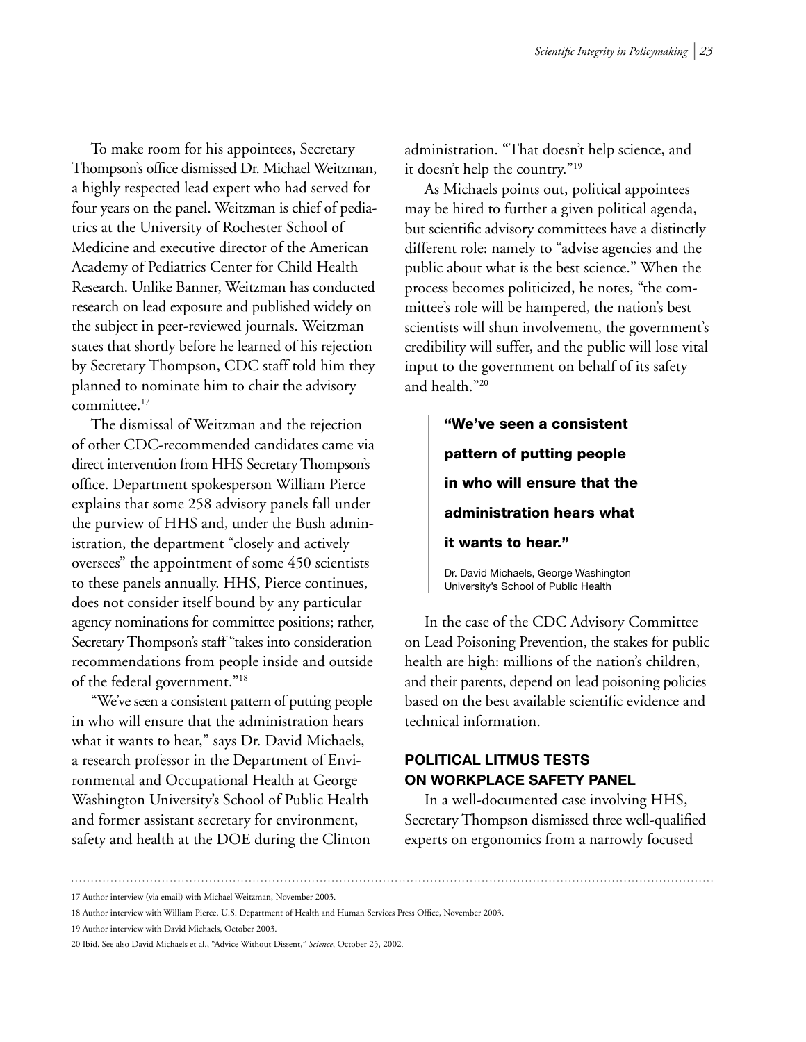To make room for his appointees, Secretary Thompson's office dismissed Dr. Michael Weitzman, a highly respected lead expert who had served for four years on the panel. Weitzman is chief of pediatrics at the University of Rochester School of Medicine and executive director of the American Academy of Pediatrics Center for Child Health Research. Unlike Banner, Weitzman has conducted research on lead exposure and published widely on the subject in peer-reviewed journals. Weitzman states that shortly before he learned of his rejection by Secretary Thompson, CDC staff told him they planned to nominate him to chair the advisory committee.[17]

The dismissal of Weitzman and the rejection of other CDC-recommended candidates came via direct intervention from HHS Secretary Thompson's office. Department spokesperson William Pierce explains that some 258 advisory panels fall under the purview of HHS and, under the Bush administration, the department "closely and actively oversees" the appointment of some 450 scientists to these panels annually. HHS, Pierce continues, does not consider itself bound by any particular agency nominations for committee positions; rather, Secretary Thompson's staff "takes into consideration recommendations from people inside and outside of the federal government."[18]

"We've seen a consistent pattern of putting people in who will ensure that the administration hears what it wants to hear," says Dr. David Michaels, a research professor in the Department of Environmental and Occupational Health at George Washington University's School of Public Health and former assistant secretary for environment, safety and health at the DOE during the Clinton administration. "That doesn't help science, and it doesn't help the country."[19]

As Michaels points out, political appointees may be hired to further a given political agenda, but scientific advisory committees have a distinctly different role: namely to "advise agencies and the public about what is the best science." When the process becomes politicized, he notes, "the committee's role will be hampered, the nation's best scientists will shun involvement, the government's credibility will suffer, and the public will lose vital input to the government on behalf of its safety and health."[20]

> **"We've seen a consistent pattern of putting people in who will ensure that the administration hears what it wants to hear."**
>
> Dr. David Michaels, George Washington University's School of Public Health

In the case of the CDC Advisory Committee on Lead Poisoning Prevention, the stakes for public health are high: millions of the nation's children, and their parents, depend on lead poisoning policies based on the best available scientific evidence and technical information.

## POLITICAL LITMUS TESTS ON WORKPLACE SAFETY PANEL

In a well-documented case involving HHS, Secretary Thompson dismissed three well-qualified experts on ergonomics from a narrowly focused

---

17 Author interview (via email) with Michael Weitzman, November 2003.

18 Author interview with William Pierce, U.S. Department of Health and Human Services Press Office, November 2003.

19 Author interview with David Michaels, October 2003.

20 Ibid. See also David Michaels et al., "Advice Without Dissent," *Science*, October 25, 2002.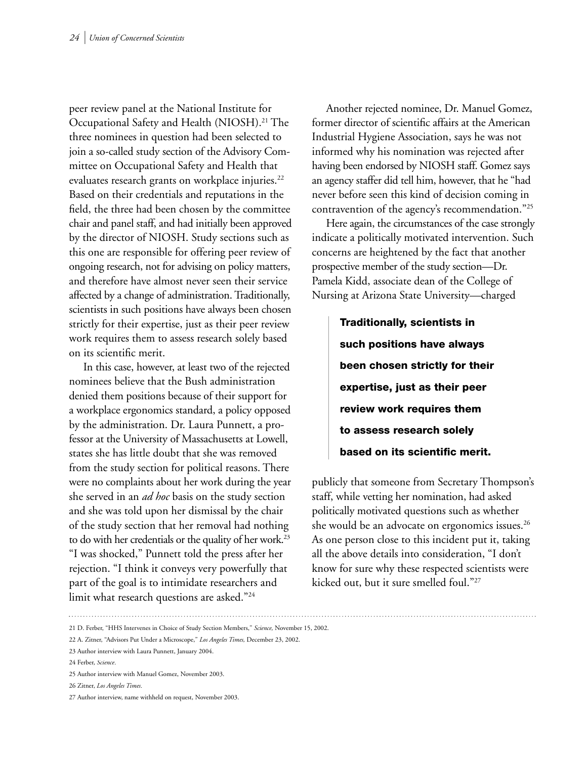peer review panel at the National Institute for Occupational Safety and Health (NIOSH).[21] The three nominees in question had been selected to join a so-called study section of the Advisory Committee on Occupational Safety and Health that evaluates research grants on workplace injuries.[22] Based on their credentials and reputations in the field, the three had been chosen by the committee chair and panel staff, and had initially been approved by the director of NIOSH. Study sections such as this one are responsible for offering peer review of ongoing research, not for advising on policy matters, and therefore have almost never seen their service affected by a change of administration. Traditionally, scientists in such positions have always been chosen strictly for their expertise, just as their peer review work requires them to assess research solely based on its scientific merit.

In this case, however, at least two of the rejected nominees believe that the Bush administration denied them positions because of their support for a workplace ergonomics standard, a policy opposed by the administration. Dr. Laura Punnett, a professor at the University of Massachusetts at Lowell, states she has little doubt that she was removed from the study section for political reasons. There were no complaints about her work during the year she served in an *ad hoc* basis on the study section and she was told upon her dismissal by the chair of the study section that her removal had nothing to do with her credentials or the quality of her work.[23] "I was shocked," Punnett told the press after her rejection. "I think it conveys very powerfully that part of the goal is to intimidate researchers and limit what research questions are asked."[24]

Another rejected nominee, Dr. Manuel Gomez, former director of scientific affairs at the American Industrial Hygiene Association, says he was not informed why his nomination was rejected after having been endorsed by NIOSH staff. Gomez says an agency staffer did tell him, however, that he "had never before seen this kind of decision coming in contravention of the agency's recommendation."[25]

Here again, the circumstances of the case strongly indicate a politically motivated intervention. Such concerns are heightened by the fact that another prospective member of the study section—Dr. Pamela Kidd, associate dean of the College of Nursing at Arizona State University—charged publicly that someone from Secretary Thompson's staff, while vetting her nomination, had asked politically motivated questions such as whether she would be an advocate on ergonomics issues.[26] As one person close to this incident put it, taking all the above details into consideration, "I don't know for sure why these respected scientists were kicked out, but it sure smelled foul."[27]

> **Traditionally, scientists in such positions have always been chosen strictly for their expertise, just as their peer review work requires them to assess research solely based on its scientific merit.**

---

21 D. Ferber, "HHS Intervenes in Choice of Study Section Members," *Science*, November 15, 2002.

22 A. Zitner, "Advisors Put Under a Microscope," *Los Angeles Times*, December 23, 2002.

23 Author interview with Laura Punnett, January 2004.

24 Ferber, *Science*.

25 Author interview with Manuel Gomez, November 2003.

26 Zitner, *Los Angeles Times*.

27 Author interview, name withheld on request, November 2003.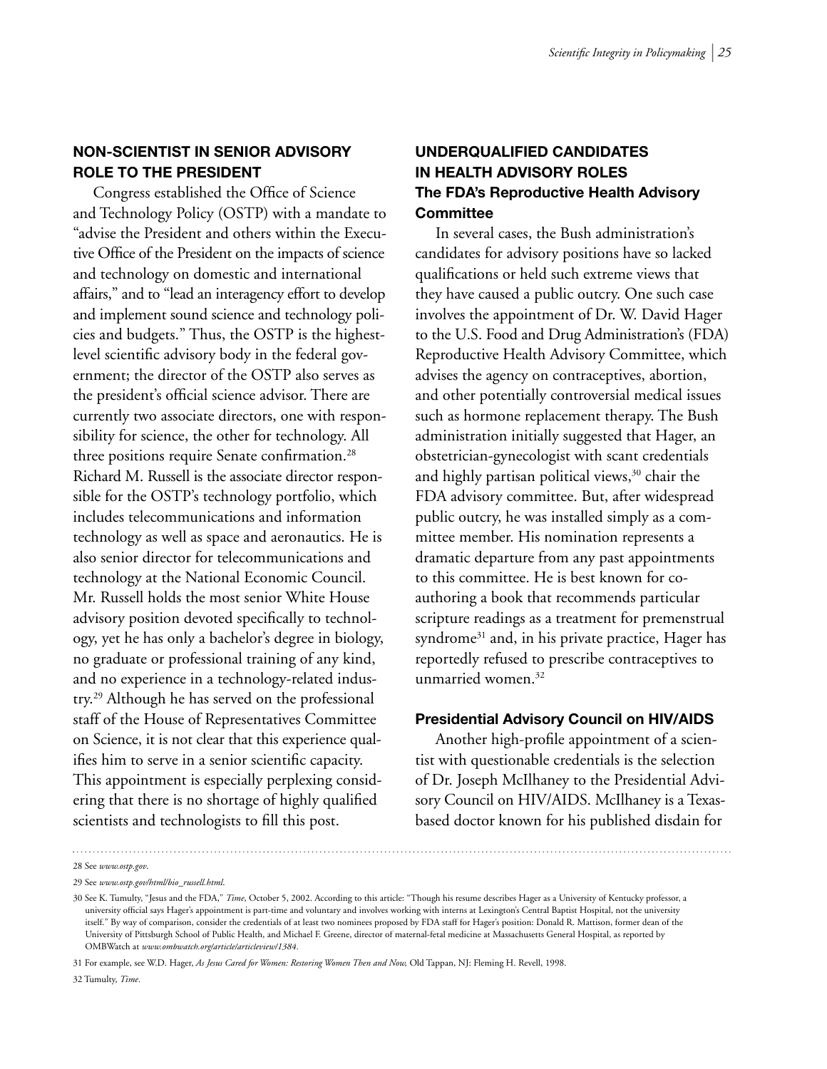## NON-SCIENTIST IN SENIOR ADVISORY ROLE TO THE PRESIDENT

Congress established the Office of Science and Technology Policy (OSTP) with a mandate to "advise the President and others within the Executive Office of the President on the impacts of science and technology on domestic and international affairs," and to "lead an interagency effort to develop and implement sound science and technology policies and budgets." Thus, the OSTP is the highest-level scientific advisory body in the federal government; the director of the OSTP also serves as the president's official science advisor. There are currently two associate directors, one with responsibility for science, the other for technology. All three positions require Senate confirmation.[28] Richard M. Russell is the associate director responsible for the OSTP's technology portfolio, which includes telecommunications and information technology as well as space and aeronautics. He is also senior director for telecommunications and technology at the National Economic Council. Mr. Russell holds the most senior White House advisory position devoted specifically to technology, yet he has only a bachelor's degree in biology, no graduate or professional training of any kind, and no experience in a technology-related industry.[29] Although he has served on the professional staff of the House of Representatives Committee on Science, it is not clear that this experience qualifies him to serve in a senior scientific capacity. This appointment is especially perplexing considering that there is no shortage of highly qualified scientists and technologists to fill this post.

## UNDERQUALIFIED CANDIDATES IN HEALTH ADVISORY ROLES

### The FDA's Reproductive Health Advisory Committee

In several cases, the Bush administration's candidates for advisory positions have so lacked qualifications or held such extreme views that they have caused a public outcry. One such case involves the appointment of Dr. W. David Hager to the U.S. Food and Drug Administration's (FDA) Reproductive Health Advisory Committee, which advises the agency on contraceptives, abortion, and other potentially controversial medical issues such as hormone replacement therapy. The Bush administration initially suggested that Hager, an obstetrician-gynecologist with scant credentials and highly partisan political views,[30] chair the FDA advisory committee. But, after widespread public outcry, he was installed simply as a committee member. His nomination represents a dramatic departure from any past appointments to this committee. He is best known for co-authoring a book that recommends particular scripture readings as a treatment for premenstrual syndrome[31] and, in his private practice, Hager has reportedly refused to prescribe contraceptives to unmarried women.[32]

### Presidential Advisory Council on HIV/AIDS

Another high-profile appointment of a scientist with questionable credentials is the selection of Dr. Joseph McIlhaney to the Presidential Advisory Council on HIV/AIDS. McIlhaney is a Texas-based doctor known for his published disdain for

---

28 See *www.ostp.gov*.

29 See *www.ostp.gov/html/bio_russell.html*.

30 See K. Tumulty, "Jesus and the FDA," *Time*, October 5, 2002. According to this article: "Though his resume describes Hager as a University of Kentucky professor, a university official says Hager's appointment is part-time and voluntary and involves working with interns at Lexington's Central Baptist Hospital, not the university itself." By way of comparison, consider the credentials of at least two nominees proposed by FDA staff for Hager's position: Donald R. Mattison, former dean of the University of Pittsburgh School of Public Health, and Michael F. Greene, director of maternal-fetal medicine at Massachusetts General Hospital, as reported by OMBWatch at *www.ombwatch.org/article/articleview/1384*.

31 For example, see W.D. Hager, *As Jesus Cared for Women: Restoring Women Then and Now,* Old Tappan, NJ: Fleming H. Revell, 1998.

32 Tumulty, *Time*.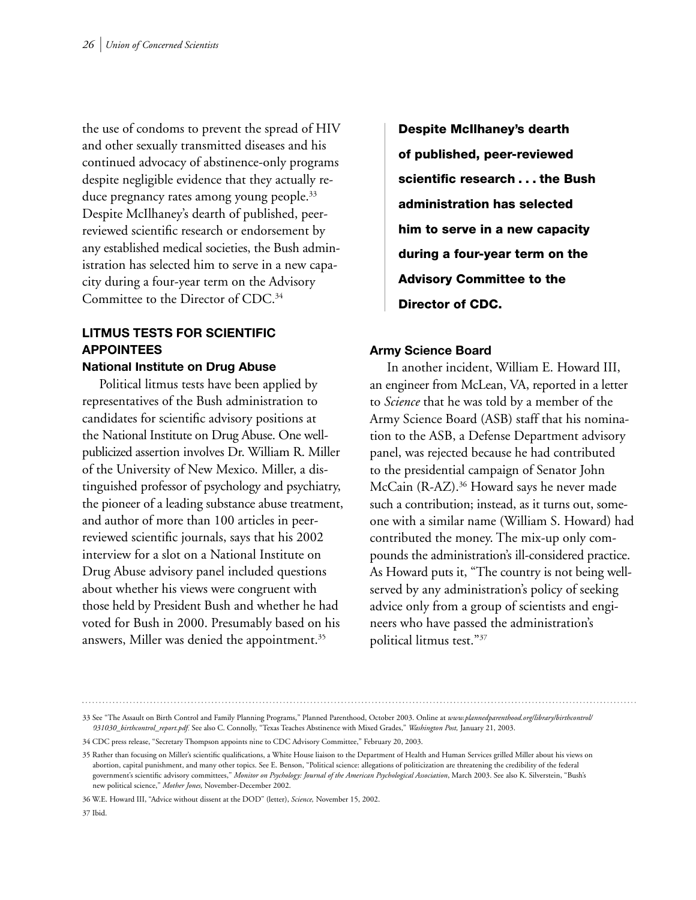the use of condoms to prevent the spread of HIV and other sexually transmitted diseases and his continued advocacy of abstinence-only programs despite negligible evidence that they actually reduce pregnancy rates among young people.[33] Despite McIlhaney's dearth of published, peer-reviewed scientific research or endorsement by any established medical societies, the Bush administration has selected him to serve in a new capacity during a four-year term on the Advisory Committee to the Director of CDC.[34]

**Despite McIlhaney's dearth of published, peer-reviewed scientific research . . . the Bush administration has selected him to serve in a new capacity during a four-year term on the Advisory Committee to the Director of CDC.**

## LITMUS TESTS FOR SCIENTIFIC APPOINTEES

### National Institute on Drug Abuse

Political litmus tests have been applied by representatives of the Bush administration to candidates for scientific advisory positions at the National Institute on Drug Abuse. One well-publicized assertion involves Dr. William R. Miller of the University of New Mexico. Miller, a distinguished professor of psychology and psychiatry, the pioneer of a leading substance abuse treatment, and author of more than 100 articles in peer-reviewed scientific journals, says that his 2002 interview for a slot on a National Institute on Drug Abuse advisory panel included questions about whether his views were congruent with those held by President Bush and whether he had voted for Bush in 2000. Presumably based on his answers, Miller was denied the appointment.[35]

### Army Science Board

In another incident, William E. Howard III, an engineer from McLean, VA, reported in a letter to *Science* that he was told by a member of the Army Science Board (ASB) staff that his nomination to the ASB, a Defense Department advisory panel, was rejected because he had contributed to the presidential campaign of Senator John McCain (R-AZ).[36] Howard says he never made such a contribution; instead, as it turns out, someone with a similar name (William S. Howard) had contributed the money. The mix-up only compounds the administration's ill-considered practice. As Howard puts it, "The country is not being well-served by any administration's policy of seeking advice only from a group of scientists and engineers who have passed the administration's political litmus test."[37]

---

33 See "The Assault on Birth Control and Family Planning Programs," Planned Parenthood, October 2003. Online at *www.plannedparenthood.org/library/birthcontrol/031030_birthcontrol_report.pdf.* See also C. Connolly, "Texas Teaches Abstinence with Mixed Grades," *Washington Post,* January 21, 2003.

34 CDC press release, "Secretary Thompson appoints nine to CDC Advisory Committee," February 20, 2003.

35 Rather than focusing on Miller's scientific qualifications, a White House liaison to the Department of Health and Human Services grilled Miller about his views on abortion, capital punishment, and many other topics. See E. Benson, "Political science: allegations of politicization are threatening the credibility of the federal government's scientific advisory committees," *Monitor on Psychology: Journal of the American Psychological Association*, March 2003. See also K. Silverstein, "Bush's new political science," *Mother Jones,* November-December 2002.

36 W.E. Howard III, "Advice without dissent at the DOD" (letter), *Science,* November 15, 2002.

37 Ibid.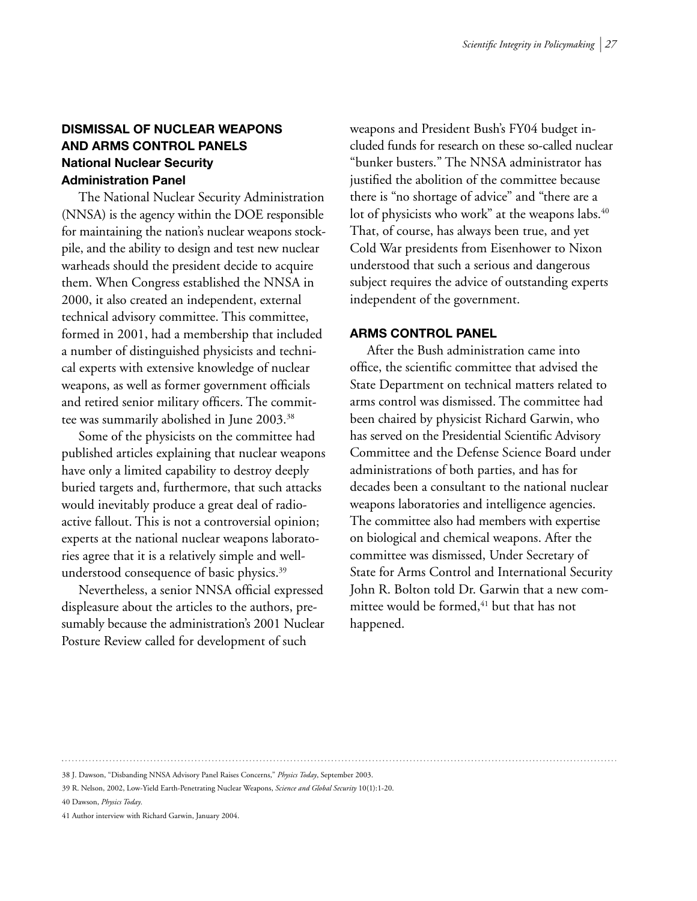## DISMISSAL OF NUCLEAR WEAPONS AND ARMS CONTROL PANELS

### National Nuclear Security Administration Panel

The National Nuclear Security Administration (NNSA) is the agency within the DOE responsible for maintaining the nation's nuclear weapons stockpile, and the ability to design and test new nuclear warheads should the president decide to acquire them. When Congress established the NNSA in 2000, it also created an independent, external technical advisory committee. This committee, formed in 2001, had a membership that included a number of distinguished physicists and technical experts with extensive knowledge of nuclear weapons, as well as former government officials and retired senior military officers. The committee was summarily abolished in June 2003.[38]

Some of the physicists on the committee had published articles explaining that nuclear weapons have only a limited capability to destroy deeply buried targets and, furthermore, that such attacks would inevitably produce a great deal of radioactive fallout. This is not a controversial opinion; experts at the national nuclear weapons laboratories agree that it is a relatively simple and well-understood consequence of basic physics.[39]

Nevertheless, a senior NNSA official expressed displeasure about the articles to the authors, presumably because the administration's 2001 Nuclear Posture Review called for development of such weapons and President Bush's FY04 budget included funds for research on these so-called nuclear "bunker busters." The NNSA administrator has justified the abolition of the committee because there is "no shortage of advice" and "there are a lot of physicists who work" at the weapons labs.[40] That, of course, has always been true, and yet Cold War presidents from Eisenhower to Nixon understood that such a serious and dangerous subject requires the advice of outstanding experts independent of the government.

## ARMS CONTROL PANEL

After the Bush administration came into office, the scientific committee that advised the State Department on technical matters related to arms control was dismissed. The committee had been chaired by physicist Richard Garwin, who has served on the Presidential Scientific Advisory Committee and the Defense Science Board under administrations of both parties, and has for decades been a consultant to the national nuclear weapons laboratories and intelligence agencies. The committee also had members with expertise on biological and chemical weapons. After the committee was dismissed, Under Secretary of State for Arms Control and International Security John R. Bolton told Dr. Garwin that a new committee would be formed,[41] but that has not happened.

---

38 J. Dawson, "Disbanding NNSA Advisory Panel Raises Concerns," *Physics Today*, September 2003.

39 R. Nelson, 2002, Low-Yield Earth-Penetrating Nuclear Weapons, *Science and Global Security* 10(1):1-20.

40 Dawson, *Physics Today*.

41 Author interview with Richard Garwin, January 2004.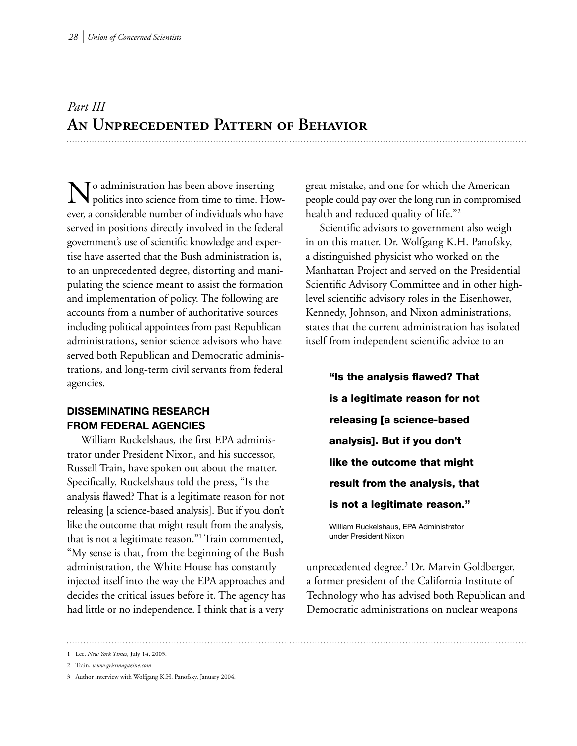*Part III*

# An Unprecedented Pattern of Behavior

No administration has been above inserting politics into science from time to time. However, a considerable number of individuals who have served in positions directly involved in the federal government's use of scientific knowledge and expertise have asserted that the Bush administration is, to an unprecedented degree, distorting and manipulating the science meant to assist the formation and implementation of policy. The following are accounts from a number of authoritative sources including political appointees from past Republican administrations, senior science advisors who have served both Republican and Democratic administrations, and long-term civil servants from federal agencies.

## DISSEMINATING RESEARCH FROM FEDERAL AGENCIES

William Ruckelshaus, the first EPA administrator under President Nixon, and his successor, Russell Train, have spoken out about the matter. Specifically, Ruckelshaus told the press, "Is the analysis flawed? That is a legitimate reason for not releasing [a science-based analysis]. But if you don't like the outcome that might result from the analysis, that is not a legitimate reason."[1] Train commented, "My sense is that, from the beginning of the Bush administration, the White House has constantly injected itself into the way the EPA approaches and decides the critical issues before it. The agency has had little or no independence. I think that is a very great mistake, and one for which the American people could pay over the long run in compromised health and reduced quality of life."[2]

Scientific advisors to government also weigh in on this matter. Dr. Wolfgang K.H. Panofsky, a distinguished physicist who worked on the Manhattan Project and served on the Presidential Scientific Advisory Committee and in other high-level scientific advisory roles in the Eisenhower, Kennedy, Johnson, and Nixon administrations, states that the current administration has isolated itself from independent scientific advice to an unprecedented degree.[3] Dr. Marvin Goldberger, a former president of the California Institute of Technology who has advised both Republican and Democratic administrations on nuclear weapons

> **"Is the analysis flawed? That is a legitimate reason for not releasing [a science-based analysis]. But if you don't like the outcome that might result from the analysis, that is not a legitimate reason."**
>
> William Ruckelshaus, EPA Administrator under President Nixon

1 Lee, *New York Times*, July 14, 2003.

2 Train, *www.gristmagazine.com*.

3 Author interview with Wolfgang K.H. Panofsky, January 2004.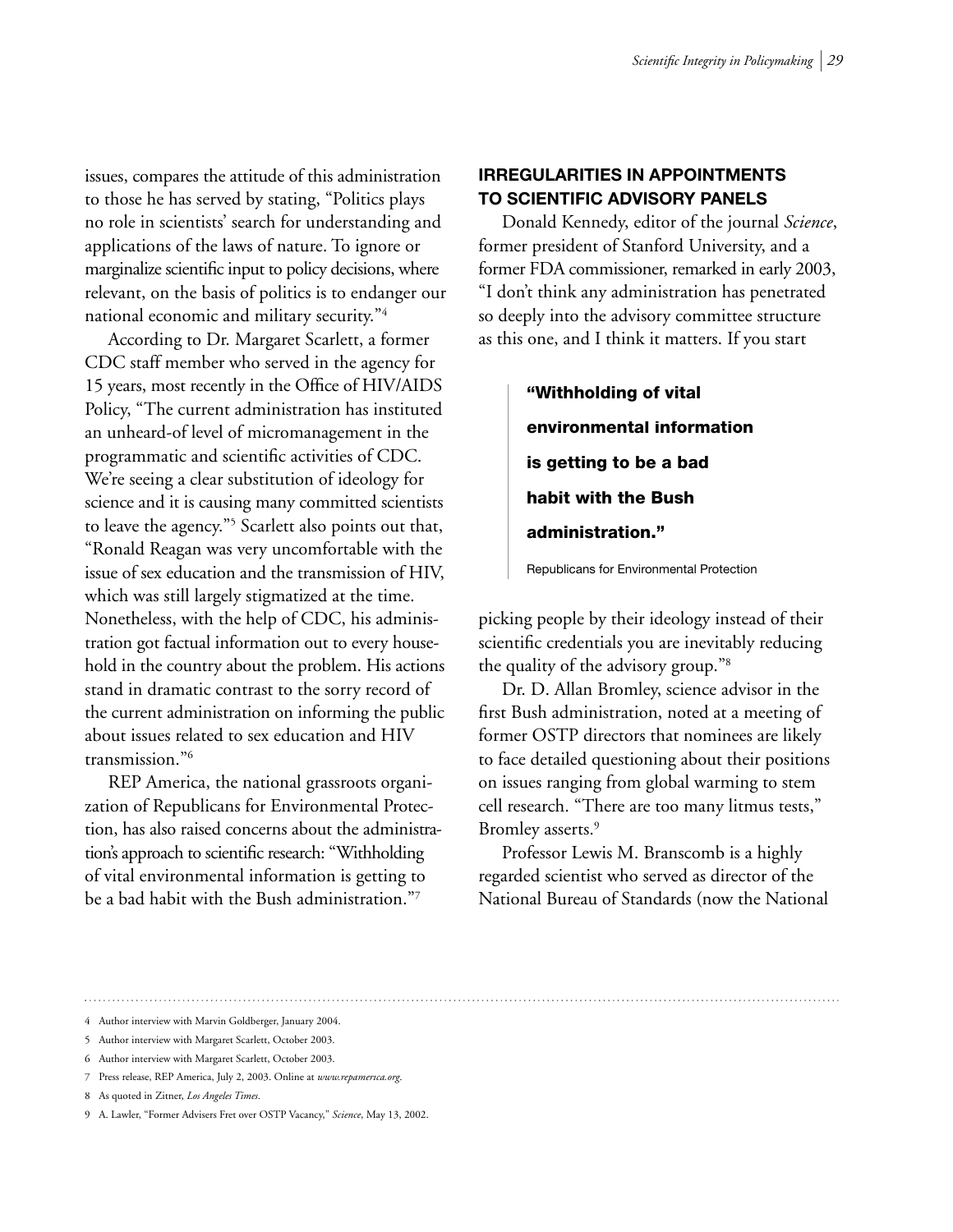issues, compares the attitude of this administration to those he has served by stating, "Politics plays no role in scientists' search for understanding and applications of the laws of nature. To ignore or marginalize scientific input to policy decisions, where relevant, on the basis of politics is to endanger our national economic and military security."[4]

According to Dr. Margaret Scarlett, a former CDC staff member who served in the agency for 15 years, most recently in the Office of HIV/AIDS Policy, "The current administration has instituted an unheard-of level of micromanagement in the programmatic and scientific activities of CDC. We're seeing a clear substitution of ideology for science and it is causing many committed scientists to leave the agency."[5] Scarlett also points out that, "Ronald Reagan was very uncomfortable with the issue of sex education and the transmission of HIV, which was still largely stigmatized at the time. Nonetheless, with the help of CDC, his administration got factual information out to every household in the country about the problem. His actions stand in dramatic contrast to the sorry record of the current administration on informing the public about issues related to sex education and HIV transmission."[6]

REP America, the national grassroots organization of Republicans for Environmental Protection, has also raised concerns about the administration's approach to scientific research: "Withholding of vital environmental information is getting to be a bad habit with the Bush administration."[7]

## IRREGULARITIES IN APPOINTMENTS TO SCIENTIFIC ADVISORY PANELS

Donald Kennedy, editor of the journal *Science*, former president of Stanford University, and a former FDA commissioner, remarked in early 2003, "I don't think any administration has penetrated so deeply into the advisory committee structure as this one, and I think it matters. If you start picking people by their ideology instead of their scientific credentials you are inevitably reducing the quality of the advisory group."[8]

> **"Withholding of vital environmental information is getting to be a bad habit with the Bush administration."**
>
> Republicans for Environmental Protection

Dr. D. Allan Bromley, science advisor in the first Bush administration, noted at a meeting of former OSTP directors that nominees are likely to face detailed questioning about their positions on issues ranging from global warming to stem cell research. "There are too many litmus tests," Bromley asserts.[9]

Professor Lewis M. Branscomb is a highly regarded scientist who served as director of the National Bureau of Standards (now the National

---

4 Author interview with Marvin Goldberger, January 2004.

5 Author interview with Margaret Scarlett, October 2003.

6 Author interview with Margaret Scarlett, October 2003.

7 Press release, REP America, July 2, 2003. Online at *www.repamerica.org*.

8 As quoted in Zitner, *Los Angeles Times*.

9 A. Lawler, "Former Advisers Fret over OSTP Vacancy," *Science*, May 13, 2002.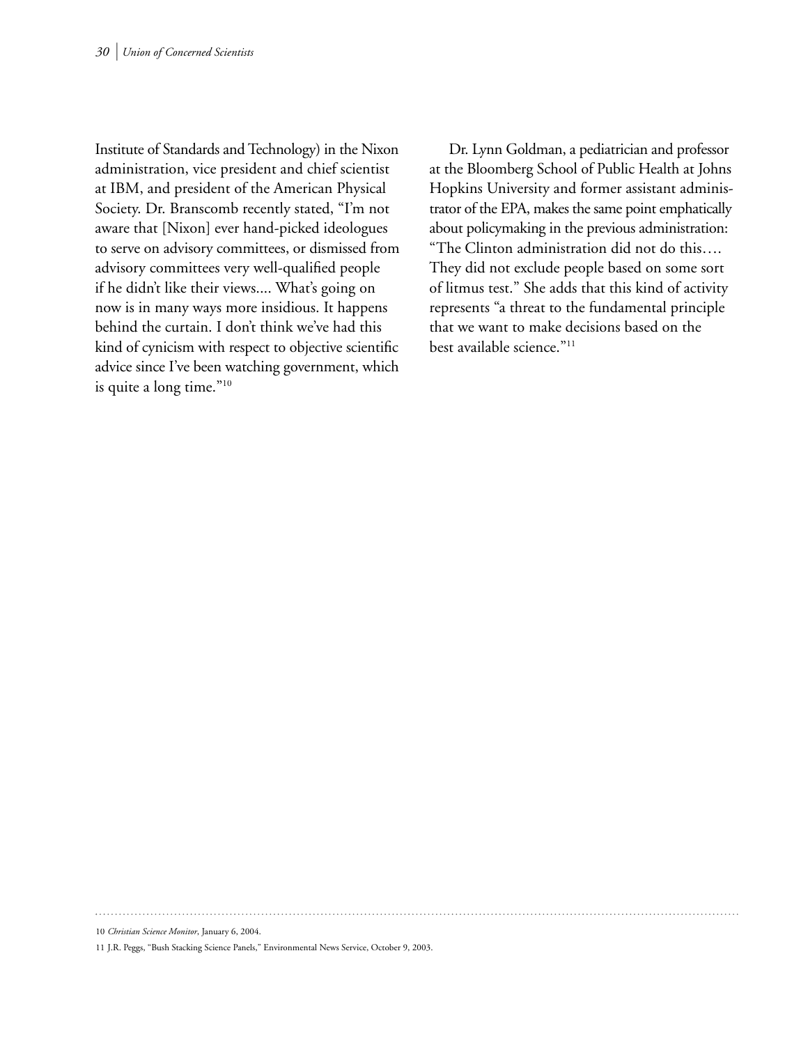Institute of Standards and Technology) in the Nixon administration, vice president and chief scientist at IBM, and president of the American Physical Society. Dr. Branscomb recently stated, "I'm not aware that [Nixon] ever hand-picked ideologues to serve on advisory committees, or dismissed from advisory committees very well-qualified people if he didn't like their views.... What's going on now is in many ways more insidious. It happens behind the curtain. I don't think we've had this kind of cynicism with respect to objective scientific advice since I've been watching government, which is quite a long time."[10]

Dr. Lynn Goldman, a pediatrician and professor at the Bloomberg School of Public Health at Johns Hopkins University and former assistant administrator of the EPA, makes the same point emphatically about policymaking in the previous administration: "The Clinton administration did not do this…. They did not exclude people based on some sort of litmus test." She adds that this kind of activity represents "a threat to the fundamental principle that we want to make decisions based on the best available science."[11]

---

10 *Christian Science Monitor*, January 6, 2004.

11 J.R. Peggs, "Bush Stacking Science Panels," Environmental News Service, October 9, 2003.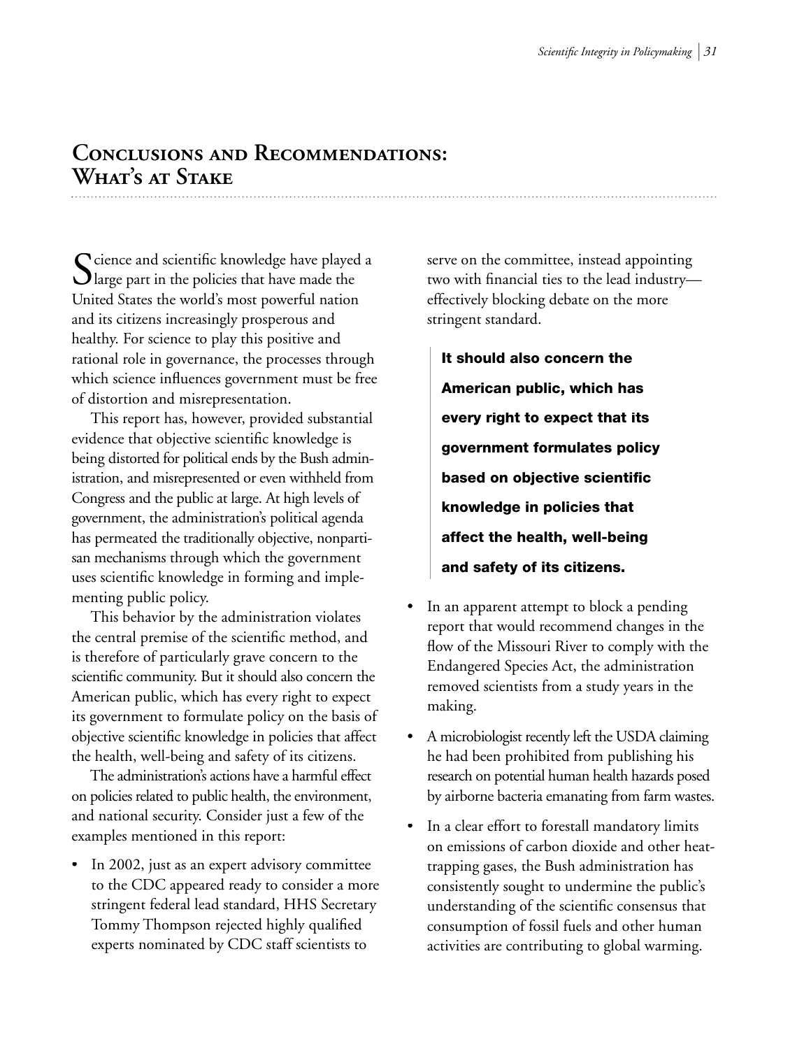# Conclusions and Recommendations: What's at Stake

Science and scientific knowledge have played a large part in the policies that have made the United States the world's most powerful nation and its citizens increasingly prosperous and healthy. For science to play this positive and rational role in governance, the processes through which science influences government must be free of distortion and misrepresentation.

This report has, however, provided substantial evidence that objective scientific knowledge is being distorted for political ends by the Bush administration, and misrepresented or even withheld from Congress and the public at large. At high levels of government, the administration's political agenda has permeated the traditionally objective, nonpartisan mechanisms through which the government uses scientific knowledge in forming and implementing public policy.

This behavior by the administration violates the central premise of the scientific method, and is therefore of particularly grave concern to the scientific community. But it should also concern the American public, which has every right to expect its government to formulate policy on the basis of objective scientific knowledge in policies that affect the health, well-being and safety of its citizens.

The administration's actions have a harmful effect on policies related to public health, the environment, and national security. Consider just a few of the examples mentioned in this report:

- In 2002, just as an expert advisory committee to the CDC appeared ready to consider a more stringent federal lead standard, HHS Secretary Tommy Thompson rejected highly qualified experts nominated by CDC staff scientists to serve on the committee, instead appointing two with financial ties to the lead industry—effectively blocking debate on the more stringent standard.

> **It should also concern the American public, which has every right to expect that its government formulates policy based on objective scientific knowledge in policies that affect the health, well-being and safety of its citizens.**

- In an apparent attempt to block a pending report that would recommend changes in the flow of the Missouri River to comply with the Endangered Species Act, the administration removed scientists from a study years in the making.
- A microbiologist recently left the USDA claiming he had been prohibited from publishing his research on potential human health hazards posed by airborne bacteria emanating from farm wastes.
- In a clear effort to forestall mandatory limits on emissions of carbon dioxide and other heat-trapping gases, the Bush administration has consistently sought to undermine the public's understanding of the scientific consensus that consumption of fossil fuels and other human activities are contributing to global warming.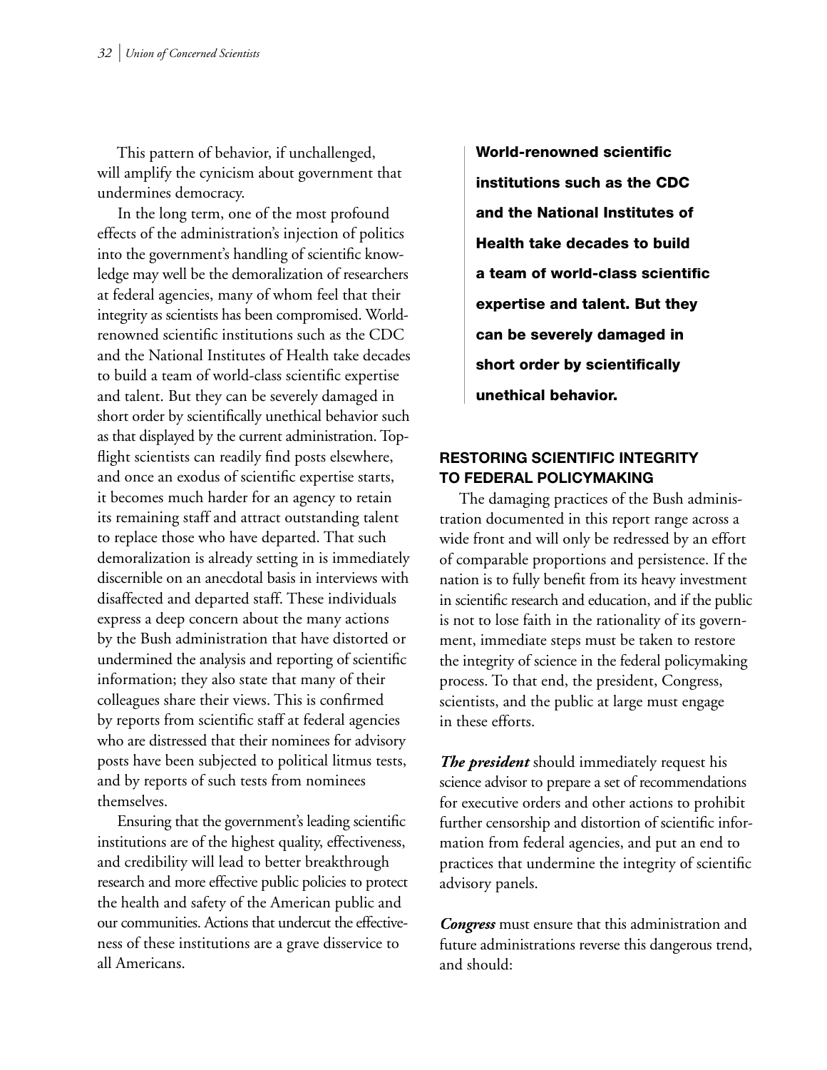This pattern of behavior, if unchallenged, will amplify the cynicism about government that undermines democracy.

In the long term, one of the most profound effects of the administration's injection of politics into the government's handling of scientific knowledge may well be the demoralization of researchers at federal agencies, many of whom feel that their integrity as scientists has been compromised. World-renowned scientific institutions such as the CDC and the National Institutes of Health take decades to build a team of world-class scientific expertise and talent. But they can be severely damaged in short order by scientifically unethical behavior such as that displayed by the current administration. Top-flight scientists can readily find posts elsewhere, and once an exodus of scientific expertise starts, it becomes much harder for an agency to retain its remaining staff and attract outstanding talent to replace those who have departed. That such demoralization is already setting in is immediately discernible on an anecdotal basis in interviews with disaffected and departed staff. These individuals express a deep concern about the many actions by the Bush administration that have distorted or undermined the analysis and reporting of scientific information; they also state that many of their colleagues share their views. This is confirmed by reports from scientific staff at federal agencies who are distressed that their nominees for advisory posts have been subjected to political litmus tests, and by reports of such tests from nominees themselves.

Ensuring that the government's leading scientific institutions are of the highest quality, effectiveness, and credibility will lead to better breakthrough research and more effective public policies to protect the health and safety of the American public and our communities. Actions that undercut the effectiveness of these institutions are a grave disservice to all Americans.

> **World-renowned scientific institutions such as the CDC and the National Institutes of Health take decades to build a team of world-class scientific expertise and talent. But they can be severely damaged in short order by scientifically unethical behavior.**

## RESTORING SCIENTIFIC INTEGRITY TO FEDERAL POLICYMAKING

The damaging practices of the Bush administration documented in this report range across a wide front and will only be redressed by an effort of comparable proportions and persistence. If the nation is to fully benefit from its heavy investment in scientific research and education, and if the public is not to lose faith in the rationality of its government, immediate steps must be taken to restore the integrity of science in the federal policymaking process. To that end, the president, Congress, scientists, and the public at large must engage in these efforts.

***The president*** should immediately request his science advisor to prepare a set of recommendations for executive orders and other actions to prohibit further censorship and distortion of scientific information from federal agencies, and put an end to practices that undermine the integrity of scientific advisory panels.

***Congress*** must ensure that this administration and future administrations reverse this dangerous trend, and should: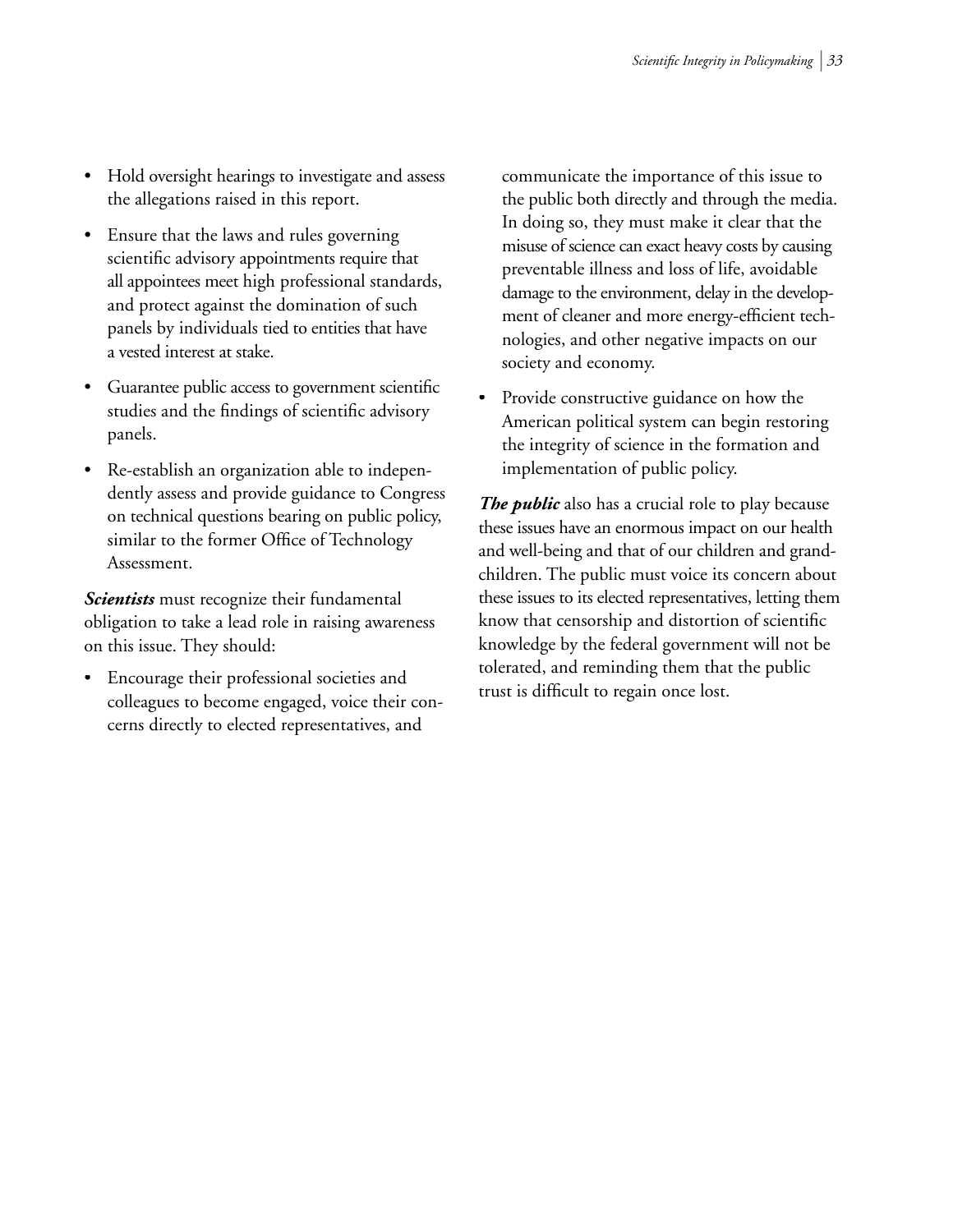- Hold oversight hearings to investigate and assess the allegations raised in this report.
- Ensure that the laws and rules governing scientific advisory appointments require that all appointees meet high professional standards, and protect against the domination of such panels by individuals tied to entities that have a vested interest at stake.
- Guarantee public access to government scientific studies and the findings of scientific advisory panels.
- Re-establish an organization able to independently assess and provide guidance to Congress on technical questions bearing on public policy, similar to the former Office of Technology Assessment.

***Scientists*** must recognize their fundamental obligation to take a lead role in raising awareness on this issue. They should:

- Encourage their professional societies and colleagues to become engaged, voice their concerns directly to elected representatives, and communicate the importance of this issue to the public both directly and through the media. In doing so, they must make it clear that the misuse of science can exact heavy costs by causing preventable illness and loss of life, avoidable damage to the environment, delay in the development of cleaner and more energy-efficient technologies, and other negative impacts on our society and economy.
- Provide constructive guidance on how the American political system can begin restoring the integrity of science in the formation and implementation of public policy.

***The public*** also has a crucial role to play because these issues have an enormous impact on our health and well-being and that of our children and grandchildren. The public must voice its concern about these issues to its elected representatives, letting them know that censorship and distortion of scientific knowledge by the federal government will not be tolerated, and reminding them that the public trust is difficult to regain once lost.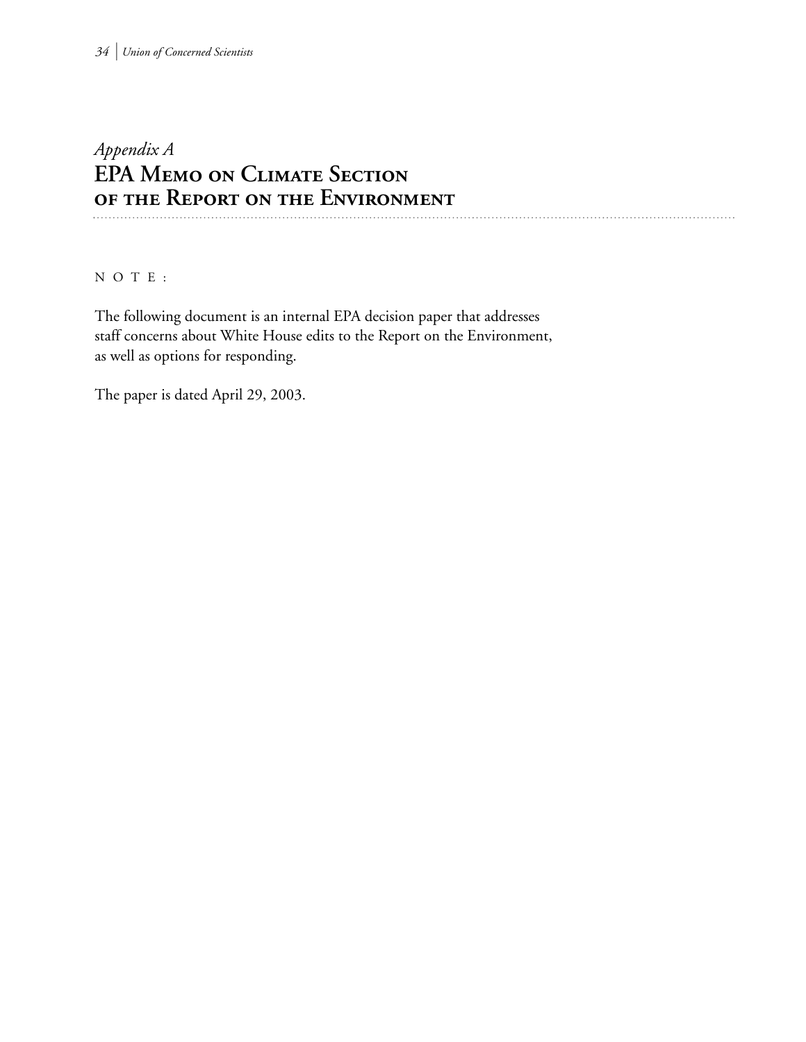*Appendix A*

# EPA Memo on Climate Section of the Report on the Environment

NOTE:

The following document is an internal EPA decision paper that addresses staff concerns about White House edits to the Report on the Environment, as well as options for responding.

The paper is dated April 29, 2003.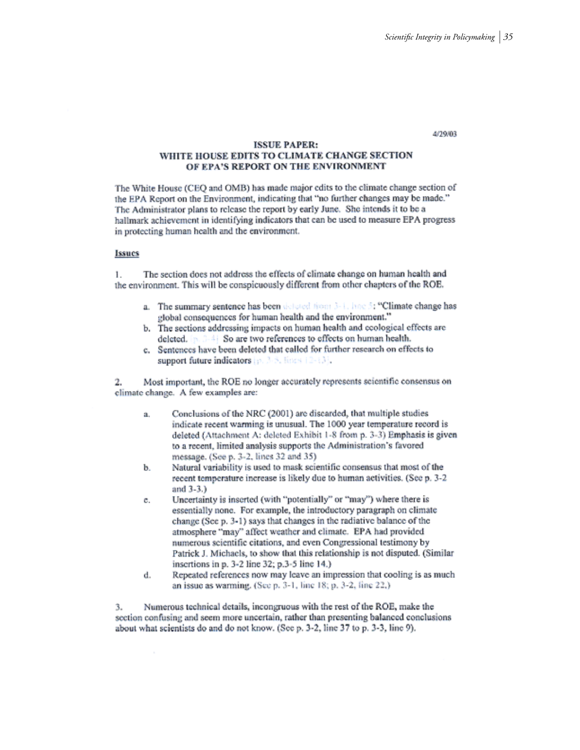4/29/03

**ISSUE PAPER:**
**WHITE HOUSE EDITS TO CLIMATE CHANGE SECTION OF EPA'S REPORT ON THE ENVIRONMENT**

The White House (CEQ and OMB) has made major edits to the climate change section of the EPA Report on the Environment, indicating that "no further changes may be made." The Administrator plans to release the report by early June. She intends it to be a hallmark achievement in identifying indicators that can be used to measure EPA progress in protecting human health and the environment.

**Issues**

1. The section does not address the effects of climate change on human health and the environment. This will be conspicuously different from other chapters of the ROE.

   a. The summary sentence has been deleted from 3-1, line 5: "Climate change has global consequences for human health and the environment."
   b. The sections addressing impacts on human health and ecological effects are deleted. (p. 3-4) So are two references to effects on human health.
   c. Sentences have been deleted that called for further research on effects to support future indicators (p. 3-5, lines 12-13).

2. Most important, the ROE no longer accurately represents scientific consensus on climate change. A few examples are:

   a. Conclusions of the NRC (2001) are discarded, that multiple studies indicate recent warming is unusual. The 1000 year temperature record is deleted (Attachment A: deleted Exhibit 1-8 from p. 3-3) Emphasis is given to a recent, limited analysis supports the Administration's favored message. (See p. 3-2, lines 32 and 35)
   b. Natural variability is used to mask scientific consensus that most of the recent temperature increase is likely due to human activities. (See p. 3-2 and 3-3.)
   c. Uncertainty is inserted (with "potentially" or "may") where there is essentially none. For example, the introductory paragraph on climate change (See p. 3-1) says that changes in the radiative balance of the atmosphere "may" affect weather and climate. EPA had provided numerous scientific citations, and even Congressional testimony by Patrick J. Michaels, to show that this relationship is not disputed. (Similar insertions in p. 3-2 line 32; p.3-5 line 14.)
   d. Repeated references now may leave an impression that cooling is as much an issue as warming. (See p. 3-1, line 18; p. 3-2, line 22.)

3. Numerous technical details, incongruous with the rest of the ROE, make the section confusing and seem more uncertain, rather than presenting balanced conclusions about what scientists do and do not know. (See p. 3-2, line 37 to p. 3-3, line 9).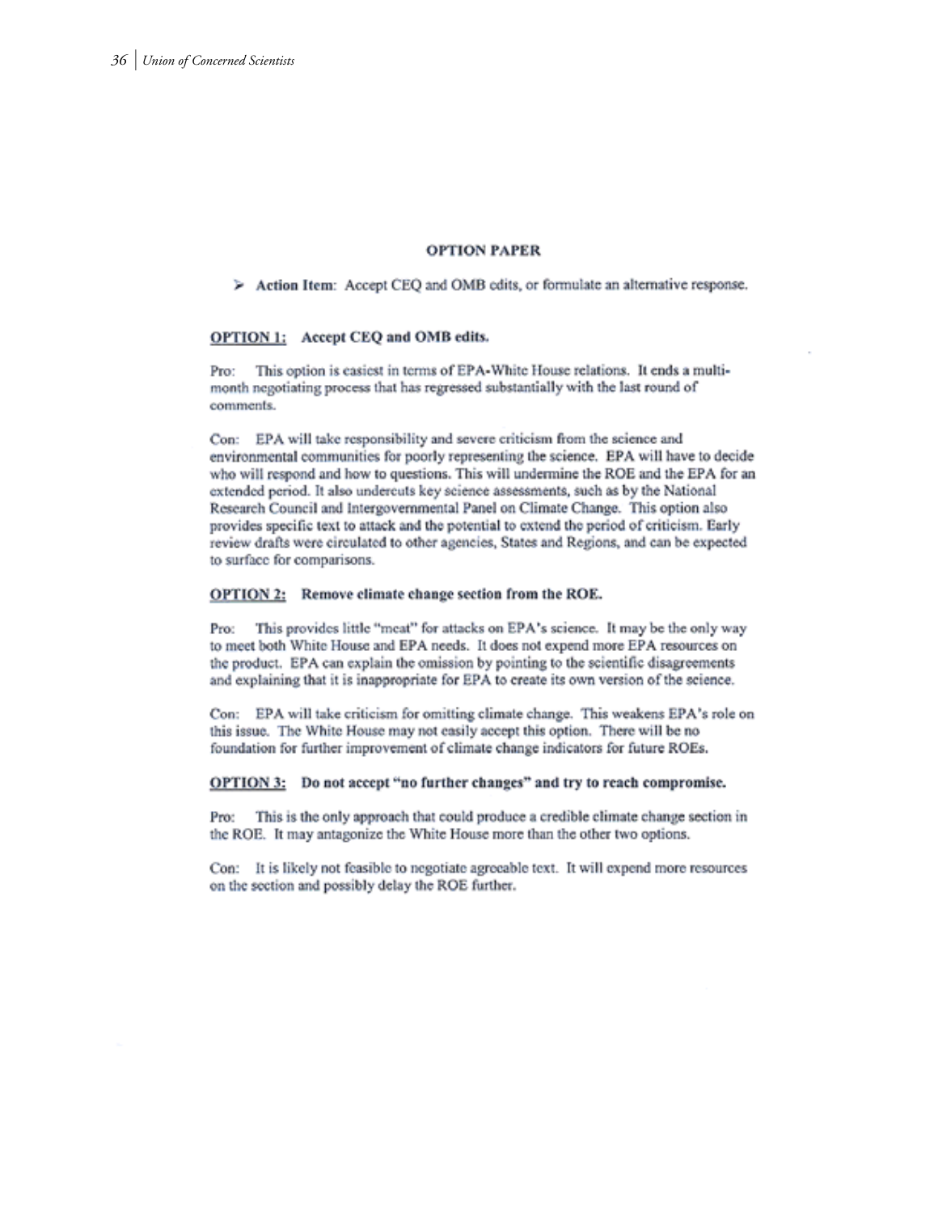## OPTION PAPER

> ➤ **Action Item**: Accept CEQ and OMB edits, or formulate an alternative response.

**OPTION 1: Accept CEQ and OMB edits.**

Pro: This option is easiest in terms of EPA-White House relations. It ends a multi-month negotiating process that has regressed substantially with the last round of comments.

Con: EPA will take responsibility and severe criticism from the science and environmental communities for poorly representing the science. EPA will have to decide who will respond and how to questions. This will undermine the ROE and the EPA for an extended period. It also undercuts key science assessments, such as by the National Research Council and Intergovernmental Panel on Climate Change. This option also provides specific text to attack and the potential to extend the period of criticism. Early review drafts were circulated to other agencies, States and Regions, and can be expected to surface for comparisons.

**OPTION 2: Remove climate change section from the ROE.**

Pro: This provides little "meat" for attacks on EPA's science. It may be the only way to meet both White House and EPA needs. It does not expend more EPA resources on the product. EPA can explain the omission by pointing to the scientific disagreements and explaining that it is inappropriate for EPA to create its own version of the science.

Con: EPA will take criticism for omitting climate change. This weakens EPA's role on this issue. The White House may not easily accept this option. There will be no foundation for further improvement of climate change indicators for future ROEs.

**OPTION 3: Do not accept "no further changes" and try to reach compromise.**

Pro: This is the only approach that could produce a credible climate change section in the ROE. It may antagonize the White House more than the other two options.

Con: It is likely not feasible to negotiate agreeable text. It will expend more resources on the section and possibly delay the ROE further.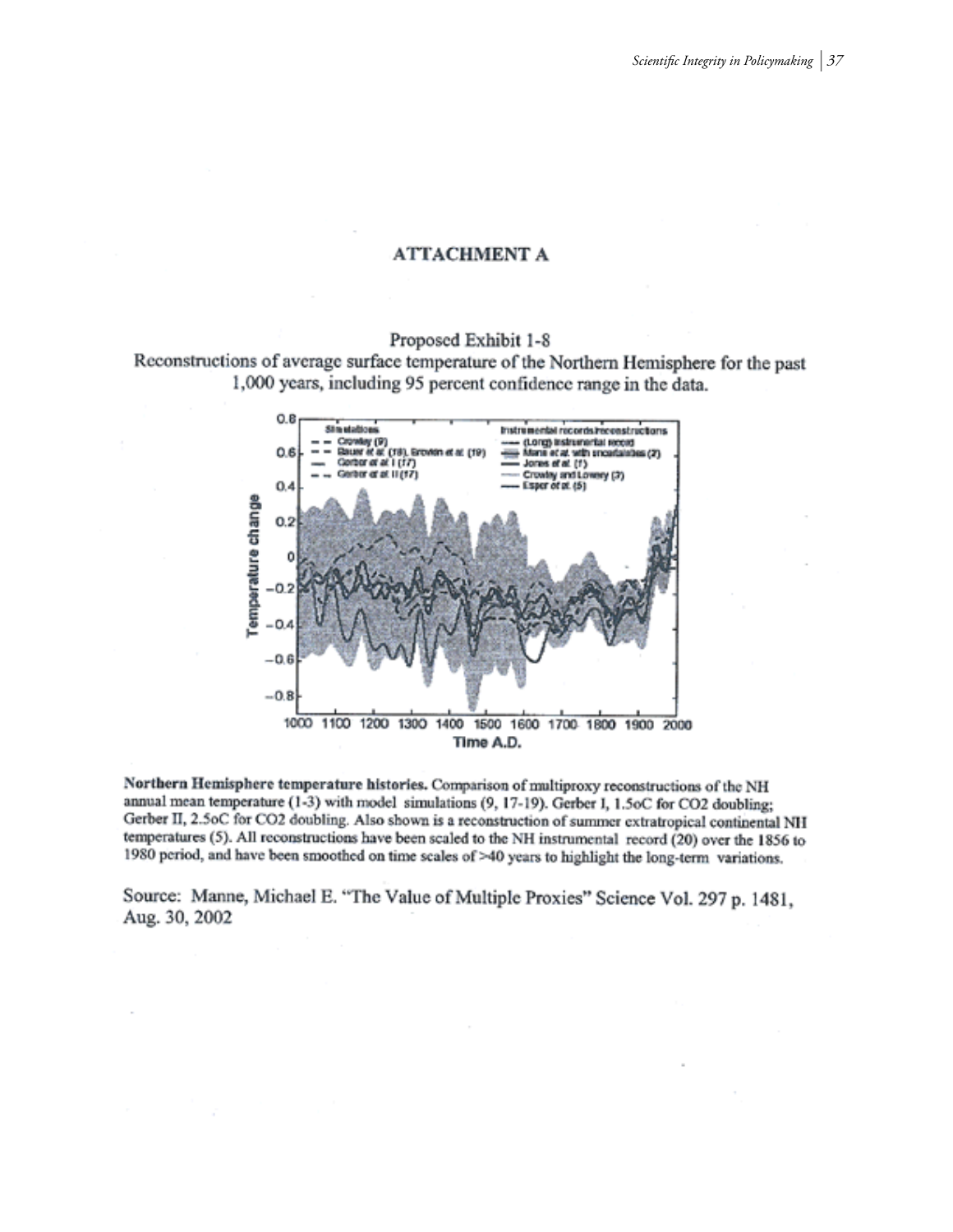# ATTACHMENT A

Proposed Exhibit 1-8

Reconstructions of average surface temperature of the Northern Hemisphere for the past 1,000 years, including 95 percent confidence range in the data.

**Northern Hemisphere temperature histories.** Comparison of multiproxy reconstructions of the NH annual mean temperature (1-3) with model simulations (9, 17-19). Gerber I, 1.5oC for CO2 doubling; Gerber II, 2.5oC for CO2 doubling. Also shown is a reconstruction of summer extratropical continental NH temperatures (5). All reconstructions have been scaled to the NH instrumental record (20) over the 1856 to 1980 period, and have been smoothed on time scales of >40 years to highlight the long-term variations.

Source: Manne, Michael E. "The Value of Multiple Proxies" Science Vol. 297 p. 1481, Aug. 30, 2002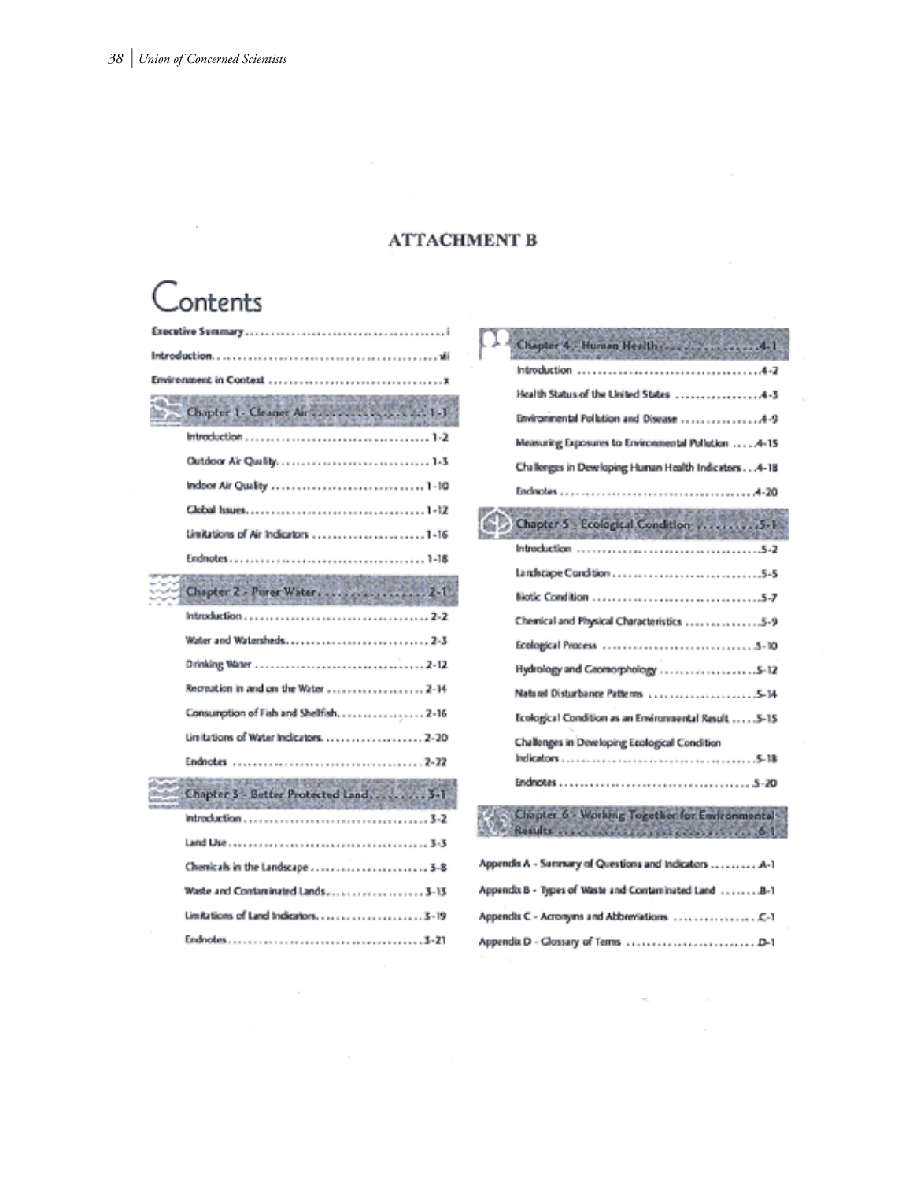# ATTACHMENT B

## Contents

Executive Summary .......... i

Introduction .......... vii

Environment in Context .......... x

**Chapter 1 - Cleaner Air .......... 1-1**

- Introduction .......... 1-2
- Outdoor Air Quality .......... 1-3
- Indoor Air Quality .......... 1-10
- Global Issues .......... 1-12
- Limitations of Air Indicators .......... 1-16
- Endnotes .......... 1-18

**Chapter 2 - Purer Water .......... 2-1**

- Introduction .......... 2-2
- Water and Watersheds .......... 2-3
- Drinking Water .......... 2-12
- Recreation in and on the Water .......... 2-14
- Consumption of Fish and Shellfish .......... 2-16
- Limitations of Water Indicators .......... 2-20
- Endnotes .......... 2-22

**Chapter 3 - Better Protected Land .......... 3-1**

- Introduction .......... 3-2
- Land Use .......... 3-3
- Chemicals in the Landscape .......... 3-8
- Waste and Contaminated Lands .......... 3-13
- Limitations of Land Indicators .......... 3-19
- Endnotes .......... 3-21

**Chapter 4 - Human Health .......... 4-1**

- Introduction .......... 4-2
- Health Status of the United States .......... 4-3
- Environmental Pollution and Disease .......... 4-9
- Measuring Exposures to Environmental Pollution .......... 4-15
- Challenges in Developing Human Health Indicators .......... 4-18
- Endnotes .......... 4-20

**Chapter 5 - Ecological Condition .......... 5-1**

- Introduction .......... 5-2
- Landscape Condition .......... 5-5
- Biotic Condition .......... 5-7
- Chemical and Physical Characteristics .......... 5-9
- Ecological Process .......... 5-10
- Hydrology and Geomorphology .......... 5-12
- Natural Disturbance Patterns .......... 5-14
- Ecological Condition as an Environmental Result .......... 5-15
- Challenges in Developing Ecological Condition Indicators .......... 5-18
- Endnotes .......... 5-20

**Chapter 6 - Working Together for Environmental Results .......... 6-1**

Appendix A - Summary of Questions and Indicators .......... A-1

Appendix B - Types of Waste and Contaminated Land .......... B-1

Appendix C - Acronyms and Abbreviations .......... C-1

Appendix D - Glossary of Terms .......... D-1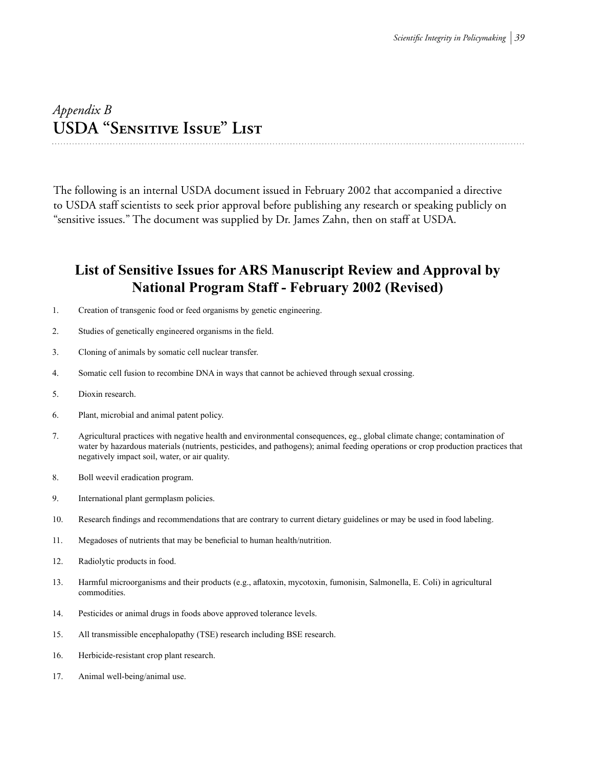*Appendix B*

# USDA "Sensitive Issue" List

The following is an internal USDA document issued in February 2002 that accompanied a directive to USDA staff scientists to seek prior approval before publishing any research or speaking publicly on "sensitive issues." The document was supplied by Dr. James Zahn, then on staff at USDA.

## List of Sensitive Issues for ARS Manuscript Review and Approval by National Program Staff - February 2002 (Revised)

1. Creation of transgenic food or feed organisms by genetic engineering.
2. Studies of genetically engineered organisms in the field.
3. Cloning of animals by somatic cell nuclear transfer.
4. Somatic cell fusion to recombine DNA in ways that cannot be achieved through sexual crossing.
5. Dioxin research.
6. Plant, microbial and animal patent policy.
7. Agricultural practices with negative health and environmental consequences, eg., global climate change; contamination of water by hazardous materials (nutrients, pesticides, and pathogens); animal feeding operations or crop production practices that negatively impact soil, water, or air quality.
8. Boll weevil eradication program.
9. International plant germplasm policies.
10. Research findings and recommendations that are contrary to current dietary guidelines or may be used in food labeling.
11. Megadoses of nutrients that may be beneficial to human health/nutrition.
12. Radiolytic products in food.
13. Harmful microorganisms and their products (e.g., aflatoxin, mycotoxin, fumonisin, Salmonella, E. Coli) in agricultural commodities.
14. Pesticides or animal drugs in foods above approved tolerance levels.
15. All transmissible encephalopathy (TSE) research including BSE research.
16. Herbicide-resistant crop plant research.
17. Animal well-being/animal use.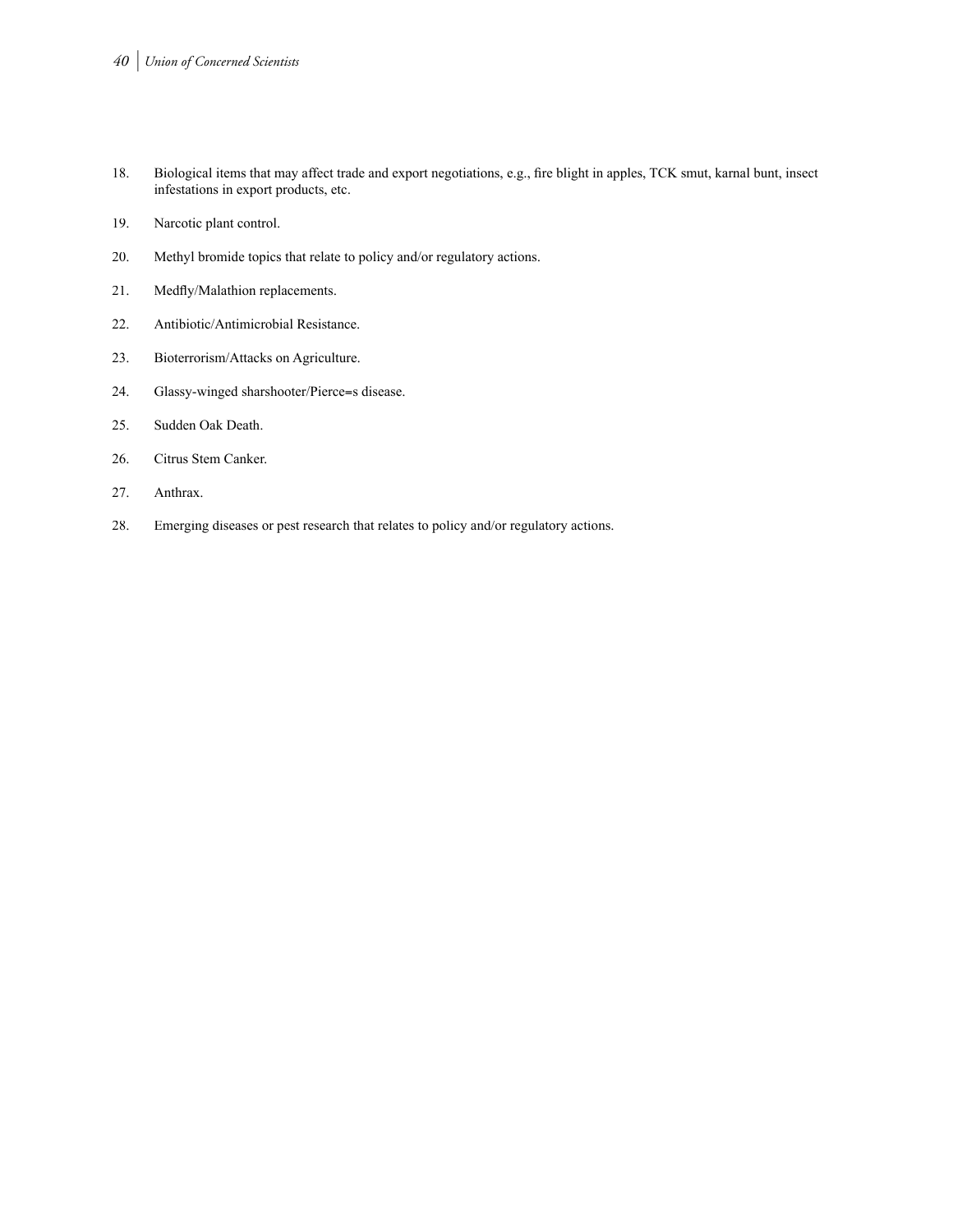18. Biological items that may affect trade and export negotiations, e.g., fire blight in apples, TCK smut, karnal bunt, insect infestations in export products, etc.

19. Narcotic plant control.

20. Methyl bromide topics that relate to policy and/or regulatory actions.

21. Medfly/Malathion replacements.

22. Antibiotic/Antimicrobial Resistance.

23. Bioterrorism/Attacks on Agriculture.

24. Glassy-winged sharshooter/Pierce=s disease.

25. Sudden Oak Death.

26. Citrus Stem Canker.

27. Anthrax.

28. Emerging diseases or pest research that relates to policy and/or regulatory actions.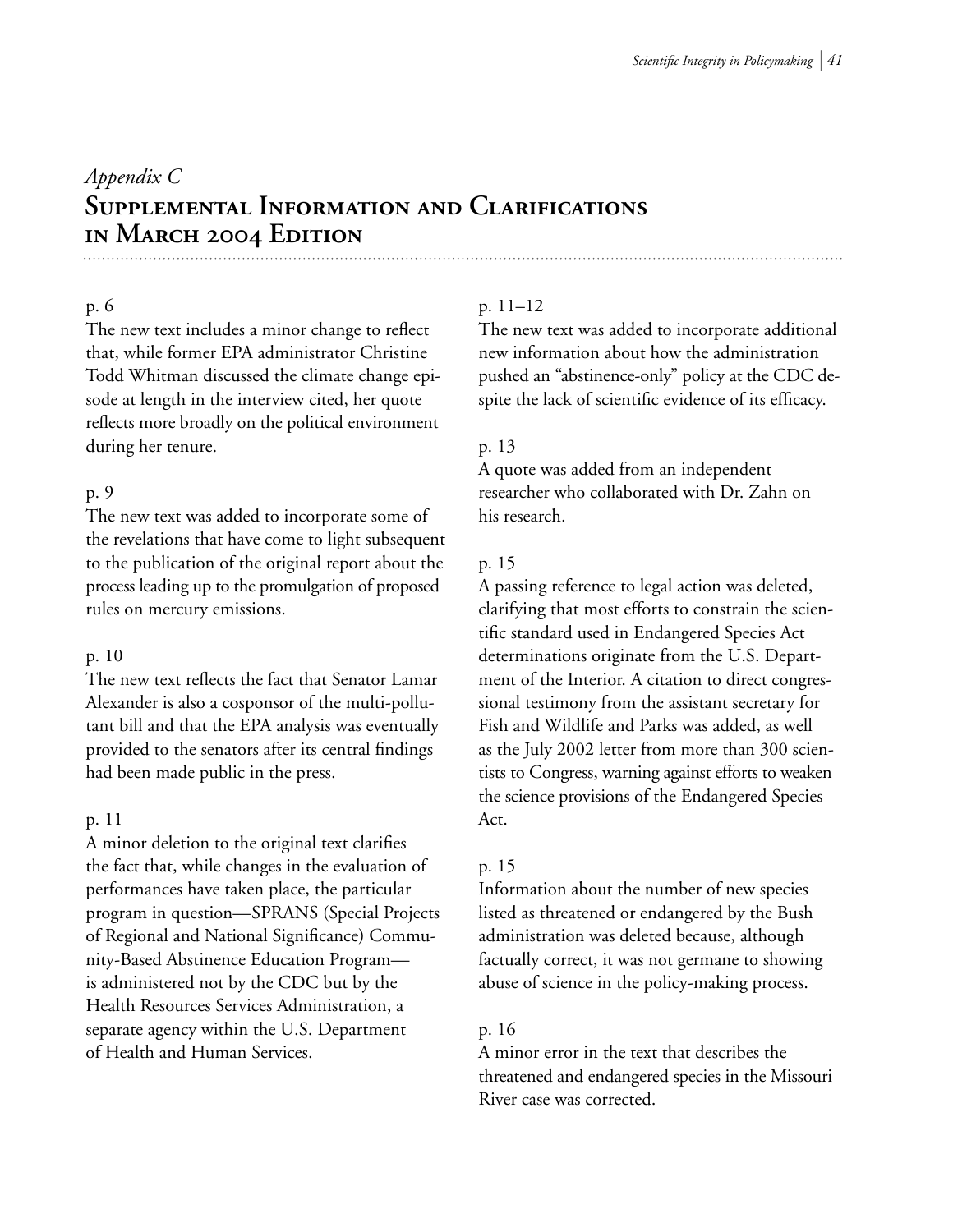*Appendix C*

# Supplemental Information and Clarifications in March 2004 Edition

p. 6

The new text includes a minor change to reflect that, while former EPA administrator Christine Todd Whitman discussed the climate change episode at length in the interview cited, her quote reflects more broadly on the political environment during her tenure.

p. 9

The new text was added to incorporate some of the revelations that have come to light subsequent to the publication of the original report about the process leading up to the promulgation of proposed rules on mercury emissions.

p. 10

The new text reflects the fact that Senator Lamar Alexander is also a cosponsor of the multi-pollutant bill and that the EPA analysis was eventually provided to the senators after its central findings had been made public in the press.

p. 11

A minor deletion to the original text clarifies the fact that, while changes in the evaluation of performances have taken place, the particular program in question—SPRANS (Special Projects of Regional and National Significance) Community-Based Abstinence Education Program—is administered not by the CDC but by the Health Resources Services Administration, a separate agency within the U.S. Department of Health and Human Services.

p. 11–12

The new text was added to incorporate additional new information about how the administration pushed an "abstinence-only" policy at the CDC despite the lack of scientific evidence of its efficacy.

p. 13

A quote was added from an independent researcher who collaborated with Dr. Zahn on his research.

p. 15

A passing reference to legal action was deleted, clarifying that most efforts to constrain the scientific standard used in Endangered Species Act determinations originate from the U.S. Department of the Interior. A citation to direct congressional testimony from the assistant secretary for Fish and Wildlife and Parks was added, as well as the July 2002 letter from more than 300 scientists to Congress, warning against efforts to weaken the science provisions of the Endangered Species Act.

p. 15

Information about the number of new species listed as threatened or endangered by the Bush administration was deleted because, although factually correct, it was not germane to showing abuse of science in the policy-making process.

p. 16

A minor error in the text that describes the threatened and endangered species in the Missouri River case was corrected.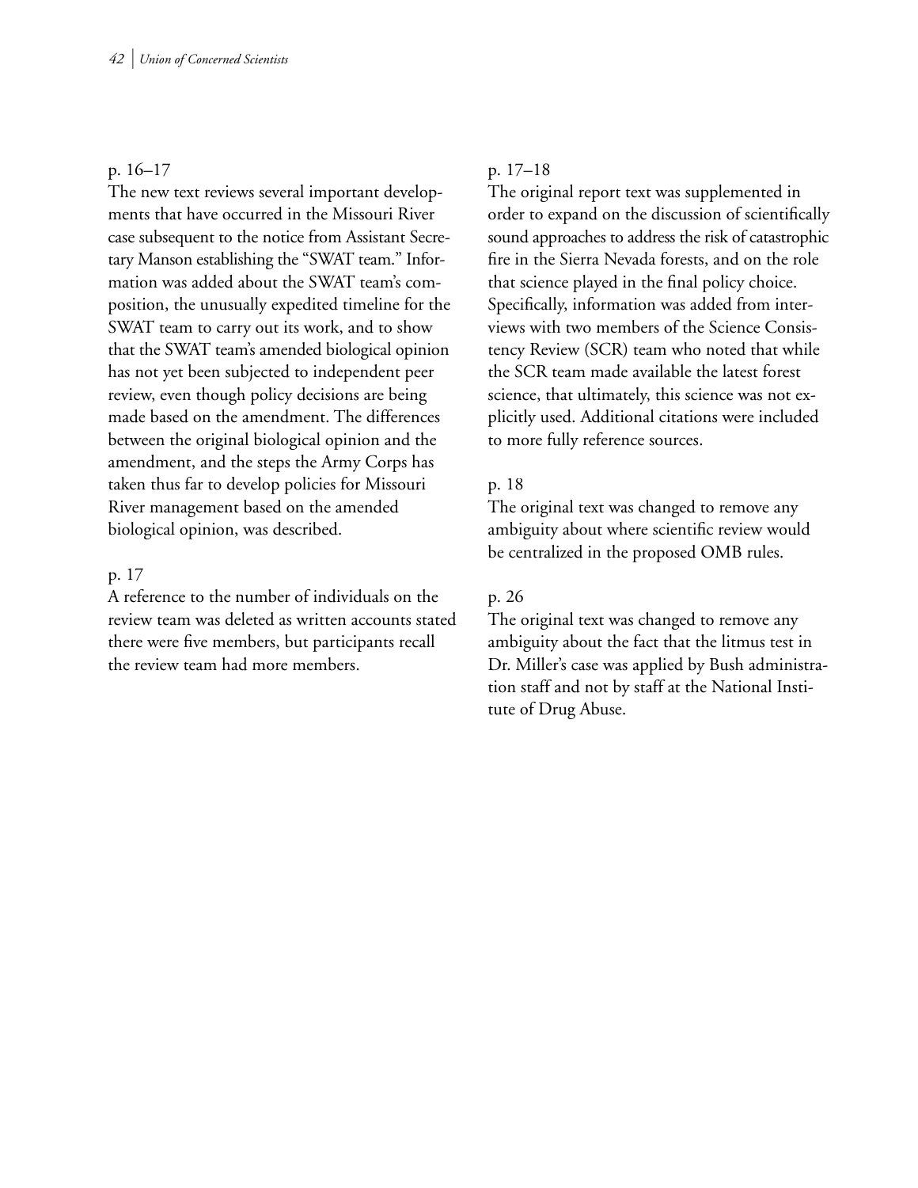p. 16–17

The new text reviews several important developments that have occurred in the Missouri River case subsequent to the notice from Assistant Secretary Manson establishing the "SWAT team." Information was added about the SWAT team's composition, the unusually expedited timeline for the SWAT team to carry out its work, and to show that the SWAT team's amended biological opinion has not yet been subjected to independent peer review, even though policy decisions are being made based on the amendment. The differences between the original biological opinion and the amendment, and the steps the Army Corps has taken thus far to develop policies for Missouri River management based on the amended biological opinion, was described.

p. 17

A reference to the number of individuals on the review team was deleted as written accounts stated there were five members, but participants recall the review team had more members.

p. 17–18

The original report text was supplemented in order to expand on the discussion of scientifically sound approaches to address the risk of catastrophic fire in the Sierra Nevada forests, and on the role that science played in the final policy choice. Specifically, information was added from interviews with two members of the Science Consistency Review (SCR) team who noted that while the SCR team made available the latest forest science, that ultimately, this science was not explicitly used. Additional citations were included to more fully reference sources.

p. 18

The original text was changed to remove any ambiguity about where scientific review would be centralized in the proposed OMB rules.

p. 26

The original text was changed to remove any ambiguity about the fact that the litmus test in Dr. Miller's case was applied by Bush administration staff and not by staff at the National Institute of Drug Abuse.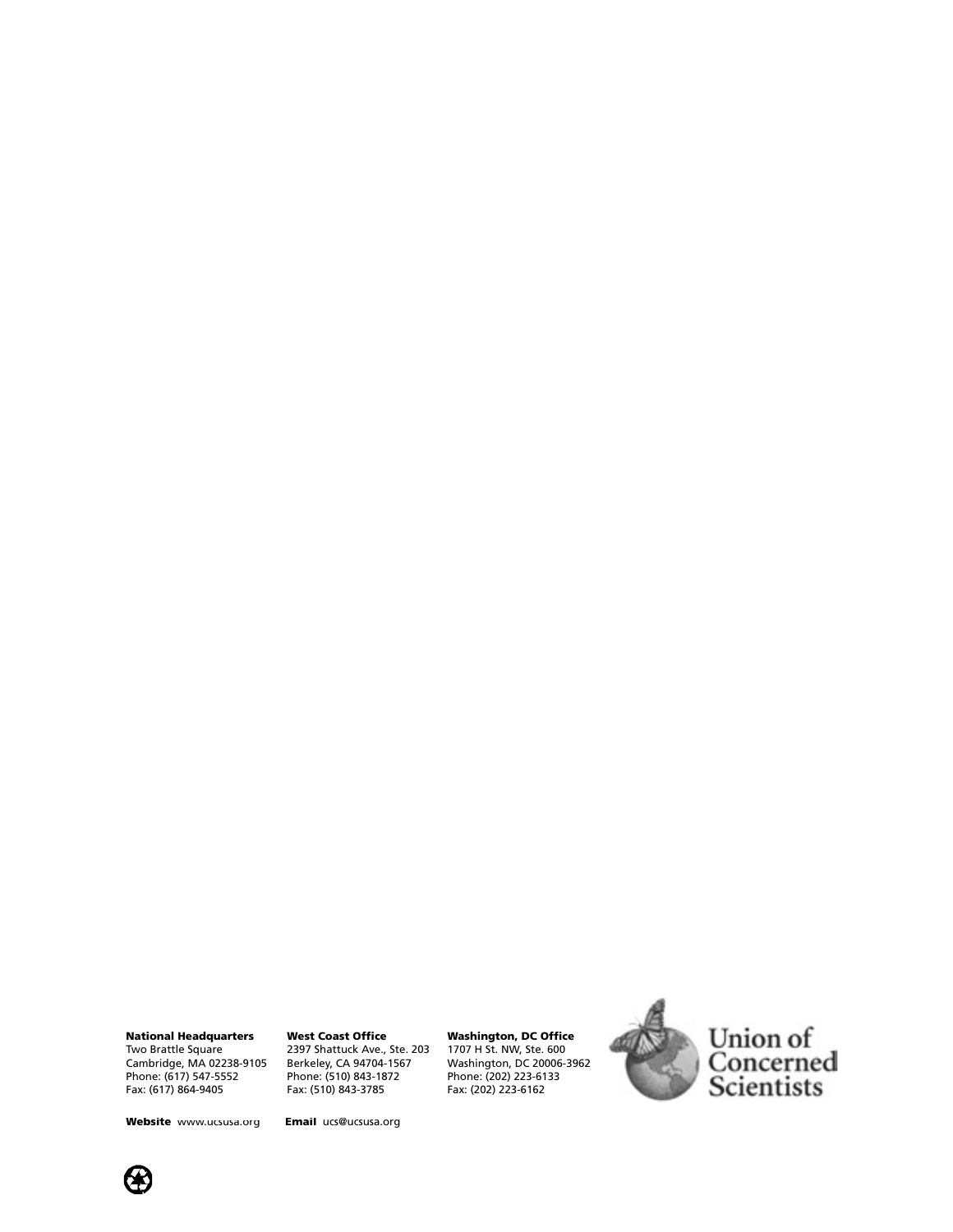**National Headquarters**
Two Brattle Square
Cambridge, MA 02238-9105
Phone: (617) 547-5552
Fax: (617) 864-9405

**West Coast Office**
2397 Shattuck Ave., Ste. 203
Berkeley, CA 94704-1567
Phone: (510) 843-1872
Fax: (510) 843-3785

**Washington, DC Office**
1707 H St. NW, Ste. 600
Washington, DC 20006-3962
Phone: (202) 223-6133
Fax: (202) 223-6162

Union of Concerned Scientists

**Website** www.ucsusa.org **Email** ucs@ucsusa.org